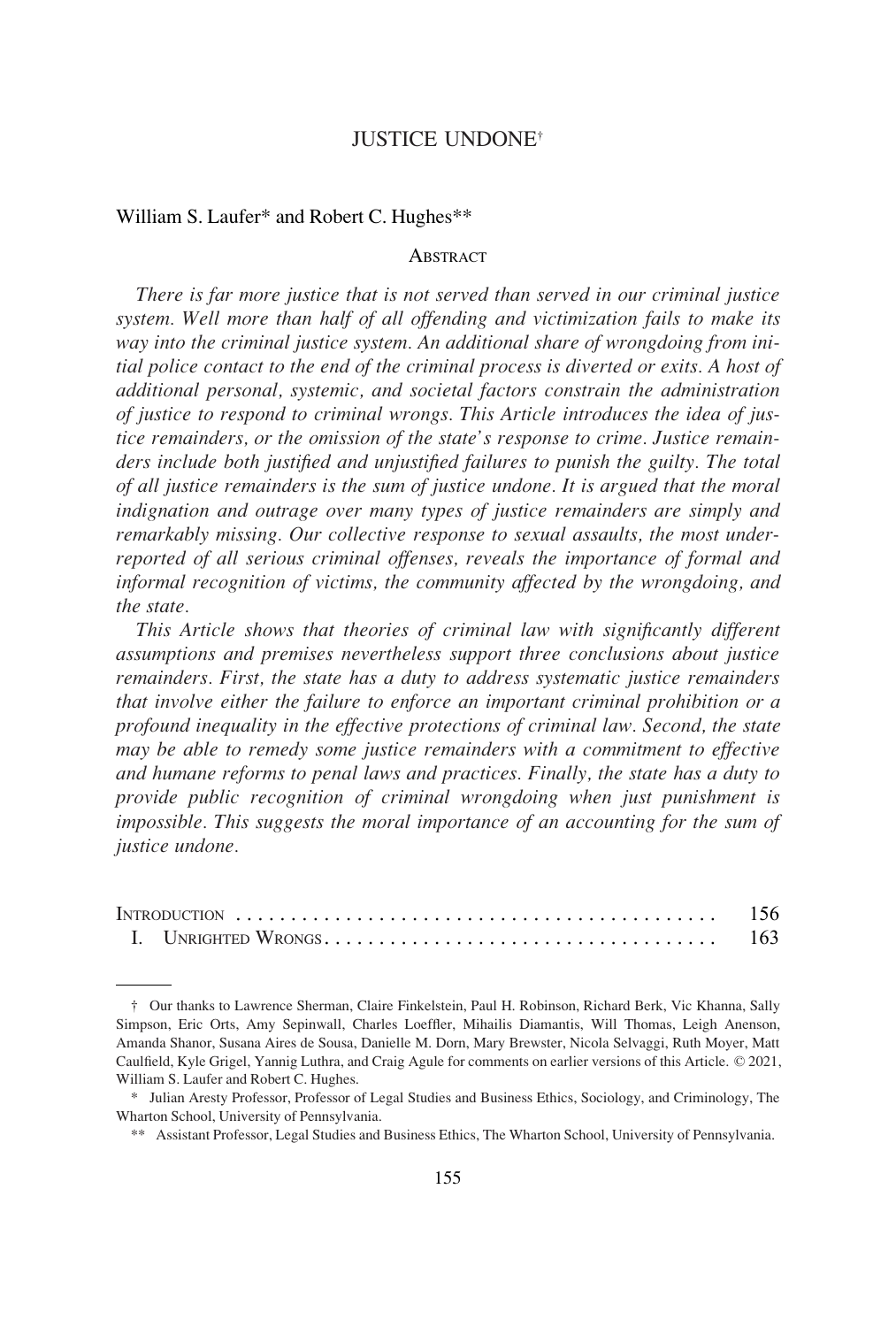# JUSTICE UNDONE[†]

William S. Laufer* and Robert C. Hughes**

## Abstract

*There is far more justice that is not served than served in our criminal justice system. Well more than half of all offending and victimization fails to make its way into the criminal justice system. An additional share of wrongdoing from initial police contact to the end of the criminal process is diverted or exits. A host of additional personal, systemic, and societal factors constrain the administration of justice to respond to criminal wrongs. This Article introduces the idea of justice remainders, or the omission of the state's response to crime. Justice remainders include both justified and unjustified failures to punish the guilty. The total of all justice remainders is the sum of justice undone. It is argued that the moral indignation and outrage over many types of justice remainders are simply and remarkably missing. Our collective response to sexual assaults, the most underreported of all serious criminal offenses, reveals the importance of formal and informal recognition of victims, the community affected by the wrongdoing, and the state.*

*This Article shows that theories of criminal law with significantly different assumptions and premises nevertheless support three conclusions about justice remainders. First, the state has a duty to address systematic justice remainders that involve either the failure to enforce an important criminal prohibition or a profound inequality in the effective protections of criminal law. Second, the state may be able to remedy some justice remainders with a commitment to effective and humane reforms to penal laws and practices. Finally, the state has a duty to provide public recognition of criminal wrongdoing when just punishment is impossible. This suggests the moral importance of an accounting for the sum of justice undone.*

| | |
|---|---|
| Introduction | 156 |
| I. Unrighted Wrongs | 163 |

---

† Our thanks to Lawrence Sherman, Claire Finkelstein, Paul H. Robinson, Richard Berk, Vic Khanna, Sally Simpson, Eric Orts, Amy Sepinwall, Charles Loeffler, Mihailis Diamantis, Will Thomas, Leigh Anenson, Amanda Shanor, Susana Aires de Sousa, Danielle M. Dorn, Mary Brewster, Nicola Selvaggi, Ruth Moyer, Matt Caulfield, Kyle Grigel, Yannig Luthra, and Craig Agule for comments on earlier versions of this Article. © 2021, William S. Laufer and Robert C. Hughes.

\* Julian Aresty Professor, Professor of Legal Studies and Business Ethics, Sociology, and Criminology, The Wharton School, University of Pennsylvania.

\** Assistant Professor, Legal Studies and Business Ethics, The Wharton School, University of Pennsylvania.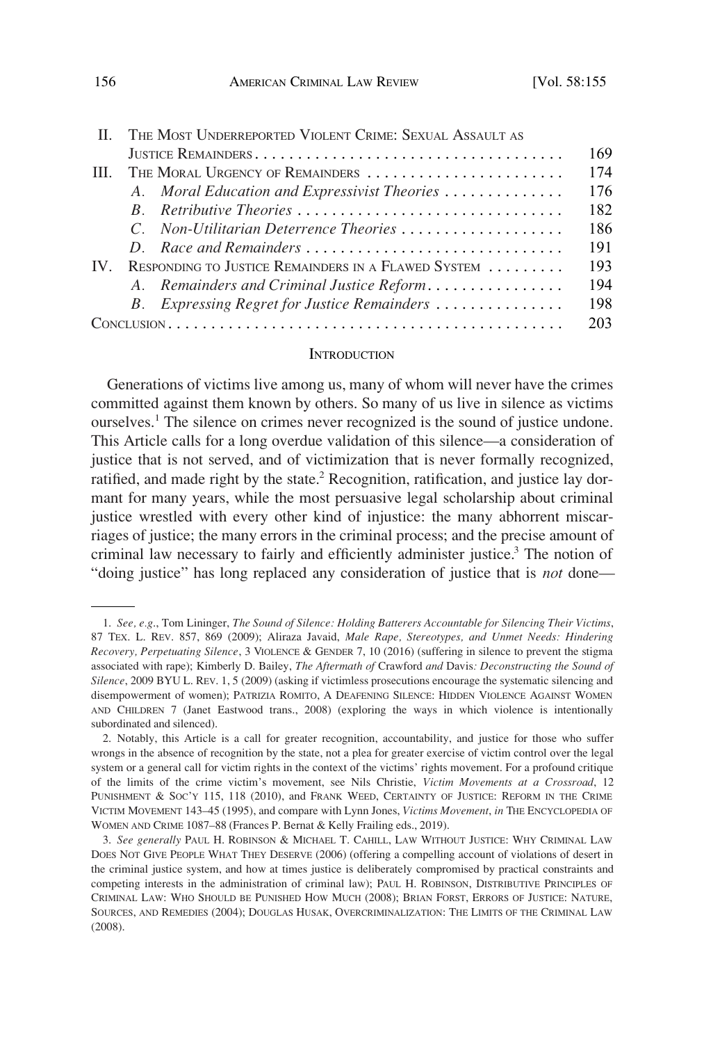| | | |
|---|---|---|
| II. | THE MOST UNDERREPORTED VIOLENT CRIME: SEXUAL ASSAULT AS JUSTICE REMAINDERS | 169 |
| III. | THE MORAL URGENCY OF REMAINDERS | 174 |
| | *A. Moral Education and Expressivist Theories* | 176 |
| | *B. Retributive Theories* | 182 |
| | *C. Non-Utilitarian Deterrence Theories* | 186 |
| | *D. Race and Remainders* | 191 |
| IV. | RESPONDING TO JUSTICE REMAINDERS IN A FLAWED SYSTEM | 193 |
| | *A. Remainders and Criminal Justice Reform* | 194 |
| | *B. Expressing Regret for Justice Remainders* | 198 |
| | CONCLUSION | 203 |

## INTRODUCTION

Generations of victims live among us, many of whom will never have the crimes committed against them known by others. So many of us live in silence as victims ourselves.[1] The silence on crimes never recognized is the sound of justice undone. This Article calls for a long overdue validation of this silence—a consideration of justice that is not served, and of victimization that is never formally recognized, ratified, and made right by the state.[2] Recognition, ratification, and justice lay dormant for many years, while the most persuasive legal scholarship about criminal justice wrestled with every other kind of injustice: the many abhorrent miscarriages of justice; the many errors in the criminal process; and the precise amount of criminal law necessary to fairly and efficiently administer justice.[3] The notion of "doing justice" has long replaced any consideration of justice that is *not* done—

---

1. *See, e.g.*, Tom Lininger, *The Sound of Silence: Holding Batterers Accountable for Silencing Their Victims*, 87 TEX. L. REV. 857, 869 (2009); Aliraza Javaid, *Male Rape, Stereotypes, and Unmet Needs: Hindering Recovery, Perpetuating Silence*, 3 VIOLENCE & GENDER 7, 10 (2016) (suffering in silence to prevent the stigma associated with rape); Kimberly D. Bailey, *The Aftermath of* Crawford *and* Davis*: Deconstructing the Sound of Silence*, 2009 BYU L. REV. 1, 5 (2009) (asking if victimless prosecutions encourage the systematic silencing and disempowerment of women); PATRIZIA ROMITO, A DEAFENING SILENCE: HIDDEN VIOLENCE AGAINST WOMEN AND CHILDREN 7 (Janet Eastwood trans., 2008) (exploring the ways in which violence is intentionally subordinated and silenced).

2. Notably, this Article is a call for greater recognition, accountability, and justice for those who suffer wrongs in the absence of recognition by the state, not a plea for greater exercise of victim control over the legal system or a general call for victim rights in the context of the victims' rights movement. For a profound critique of the limits of the crime victim's movement, see Nils Christie, *Victim Movements at a Crossroad*, 12 PUNISHMENT & SOC'Y 115, 118 (2010), and FRANK WEED, CERTAINTY OF JUSTICE: REFORM IN THE CRIME VICTIM MOVEMENT 143–45 (1995), and compare with Lynn Jones, *Victims Movement*, *in* THE ENCYCLOPEDIA OF WOMEN AND CRIME 1087–88 (Frances P. Bernat & Kelly Frailing eds., 2019).

3. *See generally* PAUL H. ROBINSON & MICHAEL T. CAHILL, LAW WITHOUT JUSTICE: WHY CRIMINAL LAW DOES NOT GIVE PEOPLE WHAT THEY DESERVE (2006) (offering a compelling account of violations of desert in the criminal justice system, and how at times justice is deliberately compromised by practical constraints and competing interests in the administration of criminal law); PAUL H. ROBINSON, DISTRIBUTIVE PRINCIPLES OF CRIMINAL LAW: WHO SHOULD BE PUNISHED HOW MUCH (2008); BRIAN FORST, ERRORS OF JUSTICE: NATURE, SOURCES, AND REMEDIES (2004); DOUGLAS HUSAK, OVERCRIMINALIZATION: THE LIMITS OF THE CRIMINAL LAW (2008).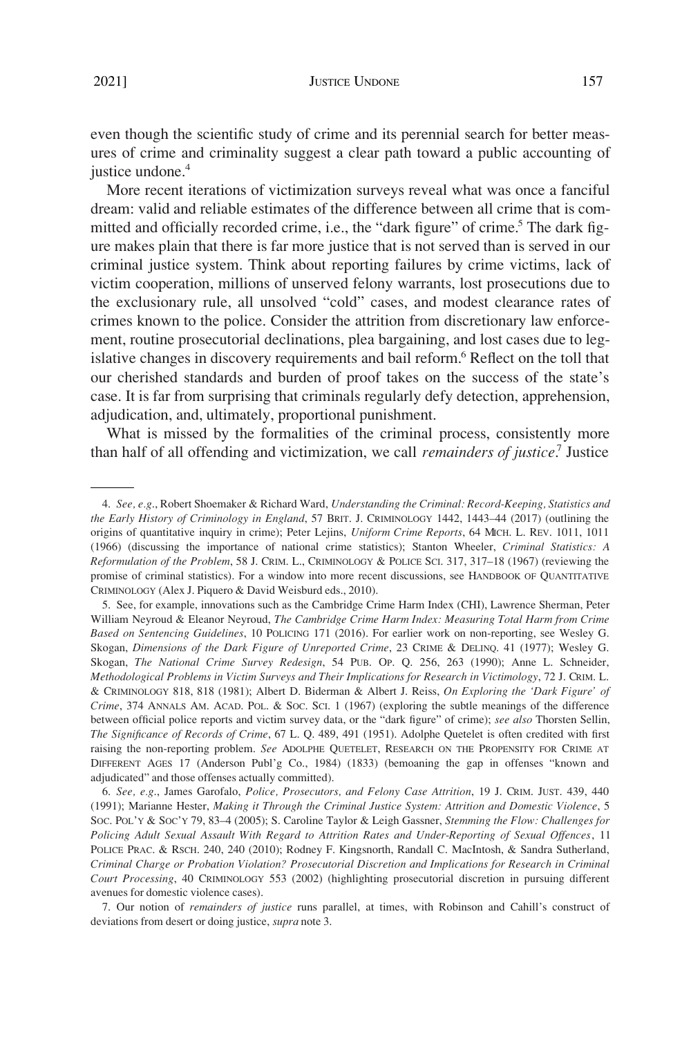even though the scientific study of crime and its perennial search for better measures of crime and criminality suggest a clear path toward a public accounting of justice undone.[4]

More recent iterations of victimization surveys reveal what was once a fanciful dream: valid and reliable estimates of the difference between all crime that is committed and officially recorded crime, i.e., the "dark figure" of crime.[5] The dark figure makes plain that there is far more justice that is not served than is served in our criminal justice system. Think about reporting failures by crime victims, lack of victim cooperation, millions of unserved felony warrants, lost prosecutions due to the exclusionary rule, all unsolved "cold" cases, and modest clearance rates of crimes known to the police. Consider the attrition from discretionary law enforcement, routine prosecutorial declinations, plea bargaining, and lost cases due to legislative changes in discovery requirements and bail reform.[6] Reflect on the toll that our cherished standards and burden of proof takes on the success of the state's case. It is far from surprising that criminals regularly defy detection, apprehension, adjudication, and, ultimately, proportional punishment.

What is missed by the formalities of the criminal process, consistently more than half of all offending and victimization, we call *remainders of justice*.[7] Justice

---

4. *See, e.g.*, Robert Shoemaker & Richard Ward, *Understanding the Criminal: Record-Keeping, Statistics and the Early History of Criminology in England*, 57 BRIT. J. CRIMINOLOGY 1442, 1443–44 (2017) (outlining the origins of quantitative inquiry in crime); Peter Lejins, *Uniform Crime Reports*, 64 MICH. L. REV. 1011, 1011 (1966) (discussing the importance of national crime statistics); Stanton Wheeler, *Criminal Statistics: A Reformulation of the Problem*, 58 J. CRIM. L., CRIMINOLOGY & POLICE SCI. 317, 317–18 (1967) (reviewing the promise of criminal statistics). For a window into more recent discussions, see HANDBOOK OF QUANTITATIVE CRIMINOLOGY (Alex J. Piquero & David Weisburd eds., 2010).

5. See, for example, innovations such as the Cambridge Crime Harm Index (CHI), Lawrence Sherman, Peter William Neyroud & Eleanor Neyroud, *The Cambridge Crime Harm Index: Measuring Total Harm from Crime Based on Sentencing Guidelines*, 10 POLICING 171 (2016). For earlier work on non-reporting, see Wesley G. Skogan, *Dimensions of the Dark Figure of Unreported Crime*, 23 CRIME & DELINQ. 41 (1977); Wesley G. Skogan, *The National Crime Survey Redesign*, 54 PUB. OP. Q. 256, 263 (1990); Anne L. Schneider, *Methodological Problems in Victim Surveys and Their Implications for Research in Victimology*, 72 J. CRIM. L. & CRIMINOLOGY 818, 818 (1981); Albert D. Biderman & Albert J. Reiss, *On Exploring the 'Dark Figure' of Crime*, 374 ANNALS AM. ACAD. POL. & SOC. SCI. 1 (1967) (exploring the subtle meanings of the difference between official police reports and victim survey data, or the "dark figure" of crime); *see also* Thorsten Sellin, *The Significance of Records of Crime*, 67 L. Q. 489, 491 (1951). Adolphe Quetelet is often credited with first raising the non-reporting problem. *See* ADOLPHE QUETELET, RESEARCH ON THE PROPENSITY FOR CRIME AT DIFFERENT AGES 17 (Anderson Publ'g Co., 1984) (1833) (bemoaning the gap in offenses "known and adjudicated" and those offenses actually committed).

6. *See, e.g.*, James Garofalo, *Police, Prosecutors, and Felony Case Attrition*, 19 J. CRIM. JUST. 439, 440 (1991); Marianne Hester, *Making it Through the Criminal Justice System: Attrition and Domestic Violence*, 5 SOC. POL'Y & SOC'Y 79, 83–4 (2005); S. Caroline Taylor & Leigh Gassner, *Stemming the Flow: Challenges for Policing Adult Sexual Assault With Regard to Attrition Rates and Under-Reporting of Sexual Offences*, 11 POLICE PRAC. & RSCH. 240, 240 (2010); Rodney F. Kingsnorth, Randall C. MacIntosh, & Sandra Sutherland, *Criminal Charge or Probation Violation? Prosecutorial Discretion and Implications for Research in Criminal Court Processing*, 40 CRIMINOLOGY 553 (2002) (highlighting prosecutorial discretion in pursuing different avenues for domestic violence cases).

7. Our notion of *remainders of justice* runs parallel, at times, with Robinson and Cahill's construct of deviations from desert or doing justice, *supra* note 3.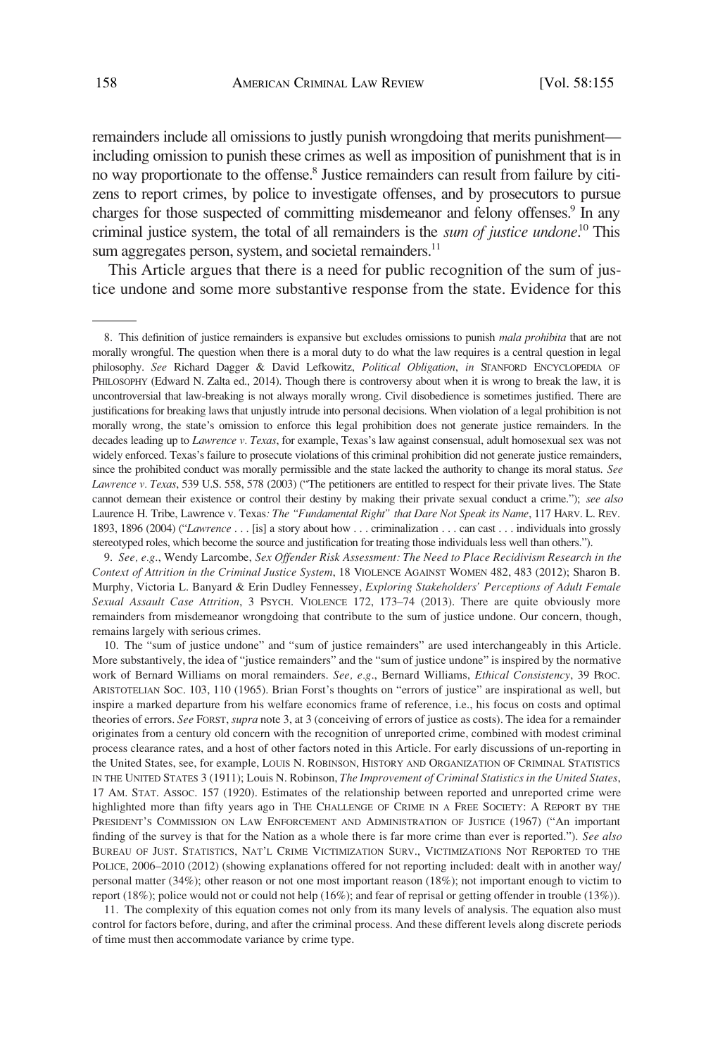remainders include all omissions to justly punish wrongdoing that merits punishment—including omission to punish these crimes as well as imposition of punishment that is in no way proportionate to the offense.[8] Justice remainders can result from failure by citizens to report crimes, by police to investigate offenses, and by prosecutors to pursue charges for those suspected of committing misdemeanor and felony offenses.[9] In any criminal justice system, the total of all remainders is the *sum of justice undone*.[10] This sum aggregates person, system, and societal remainders.[11]

This Article argues that there is a need for public recognition of the sum of justice undone and some more substantive response from the state. Evidence for this

---

8. This definition of justice remainders is expansive but excludes omissions to punish *mala prohibita* that are not morally wrongful. The question when there is a moral duty to do what the law requires is a central question in legal philosophy. *See* Richard Dagger & David Lefkowitz, *Political Obligation*, *in* STANFORD ENCYCLOPEDIA OF PHILOSOPHY (Edward N. Zalta ed., 2014). Though there is controversy about when it is wrong to break the law, it is uncontroversial that law-breaking is not always morally wrong. Civil disobedience is sometimes justified. There are justifications for breaking laws that unjustly intrude into personal decisions. When violation of a legal prohibition is not morally wrong, the state's omission to enforce this legal prohibition does not generate justice remainders. In the decades leading up to *Lawrence v. Texas*, for example, Texas's law against consensual, adult homosexual sex was not widely enforced. Texas's failure to prosecute violations of this criminal prohibition did not generate justice remainders, since the prohibited conduct was morally permissible and the state lacked the authority to change its moral status. *See Lawrence v. Texas*, 539 U.S. 558, 578 (2003) ("The petitioners are entitled to respect for their private lives. The State cannot demean their existence or control their destiny by making their private sexual conduct a crime."); *see also* Laurence H. Tribe, Lawrence v. Texas*: The "Fundamental Right" that Dare Not Speak its Name*, 117 HARV. L. REV. 1893, 1896 (2004) ("*Lawrence* . . . [is] a story about how . . . criminalization . . . can cast . . . individuals into grossly stereotyped roles, which become the source and justification for treating those individuals less well than others.").

9. *See, e.g.*, Wendy Larcombe, *Sex Offender Risk Assessment: The Need to Place Recidivism Research in the Context of Attrition in the Criminal Justice System*, 18 VIOLENCE AGAINST WOMEN 482, 483 (2012); Sharon B. Murphy, Victoria L. Banyard & Erin Dudley Fennessey, *Exploring Stakeholders' Perceptions of Adult Female Sexual Assault Case Attrition*, 3 PSYCH. VIOLENCE 172, 173–74 (2013). There are quite obviously more remainders from misdemeanor wrongdoing that contribute to the sum of justice undone. Our concern, though, remains largely with serious crimes.

10. The "sum of justice undone" and "sum of justice remainders" are used interchangeably in this Article. More substantively, the idea of "justice remainders" and the "sum of justice undone" is inspired by the normative work of Bernard Williams on moral remainders. *See, e.g.*, Bernard Williams, *Ethical Consistency*, 39 PROC. ARISTOTELIAN SOC. 103, 110 (1965). Brian Forst's thoughts on "errors of justice" are inspirational as well, but inspire a marked departure from his welfare economics frame of reference, i.e., his focus on costs and optimal theories of errors. *See* FORST, *supra* note 3, at 3 (conceiving of errors of justice as costs). The idea for a remainder originates from a century old concern with the recognition of unreported crime, combined with modest criminal process clearance rates, and a host of other factors noted in this Article. For early discussions of un-reporting in the United States, see, for example, LOUIS N. ROBINSON, HISTORY AND ORGANIZATION OF CRIMINAL STATISTICS IN THE UNITED STATES 3 (1911); Louis N. Robinson, *The Improvement of Criminal Statistics in the United States*, 17 AM. STAT. ASSOC. 157 (1920). Estimates of the relationship between reported and unreported crime were highlighted more than fifty years ago in THE CHALLENGE OF CRIME IN A FREE SOCIETY: A REPORT BY THE PRESIDENT'S COMMISSION ON LAW ENFORCEMENT AND ADMINISTRATION OF JUSTICE (1967) ("An important finding of the survey is that for the Nation as a whole there is far more crime than ever is reported."). *See also* BUREAU OF JUST. STATISTICS, NAT'L CRIME VICTIMIZATION SURV., VICTIMIZATIONS NOT REPORTED TO THE POLICE, 2006–2010 (2012) (showing explanations offered for not reporting included: dealt with in another way/personal matter (34%); other reason or not one most important reason (18%); not important enough to victim to report (18%); police would not or could not help (16%); and fear of reprisal or getting offender in trouble (13%)).

11. The complexity of this equation comes not only from its many levels of analysis. The equation also must control for factors before, during, and after the criminal process. And these different levels along discrete periods of time must then accommodate variance by crime type.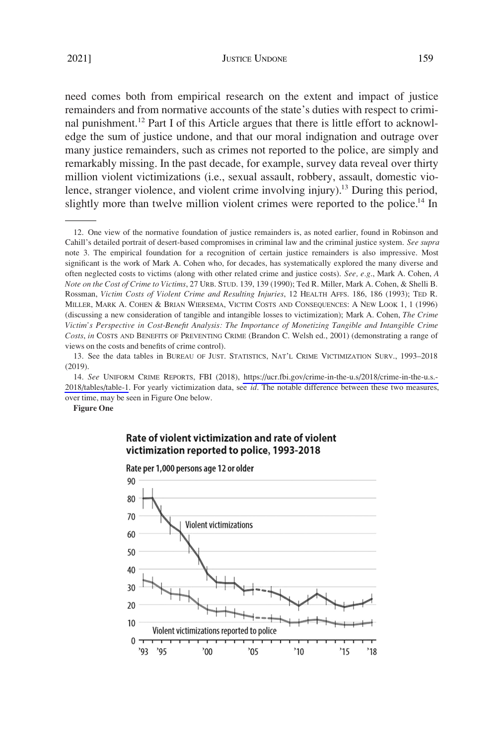need comes both from empirical research on the extent and impact of justice remainders and from normative accounts of the state's duties with respect to criminal punishment.[12] Part I of this Article argues that there is little effort to acknowledge the sum of justice undone, and that our moral indignation and outrage over many justice remainders, such as crimes not reported to the police, are simply and remarkably missing. In the past decade, for example, survey data reveal over thirty million violent victimizations (i.e., sexual assault, robbery, assault, domestic violence, stranger violence, and violent crime involving injury).[13] During this period, slightly more than twelve million violent crimes were reported to the police.[14] In

---

12. One view of the normative foundation of justice remainders is, as noted earlier, found in Robinson and Cahill's detailed portrait of desert-based compromises in criminal law and the criminal justice system. *See supra* note 3. The empirical foundation for a recognition of certain justice remainders is also impressive. Most significant is the work of Mark A. Cohen who, for decades, has systematically explored the many diverse and often neglected costs to victims (along with other related crime and justice costs). *See, e.g.*, Mark A. Cohen, *A Note on the Cost of Crime to Victims*, 27 URB. STUD. 139, 139 (1990); Ted R. Miller, Mark A. Cohen, & Shelli B. Rossman, *Victim Costs of Violent Crime and Resulting Injuries*, 12 HEALTH AFFS. 186, 186 (1993); TED R. MILLER, MARK A. COHEN & BRIAN WIERSEMA, VICTIM COSTS AND CONSEQUENCES: A NEW LOOK 1, 1 (1996) (discussing a new consideration of tangible and intangible losses to victimization); Mark A. Cohen, *The Crime Victim's Perspective in Cost-Benefit Analysis: The Importance of Monetizing Tangible and Intangible Crime Costs*, *in* COSTS AND BENEFITS OF PREVENTING CRIME (Brandon C. Welsh ed., 2001) (demonstrating a range of views on the costs and benefits of crime control).

13. See the data tables in BUREAU OF JUST. STATISTICS, NAT'L CRIME VICTIMIZATION SURV., 1993–2018 (2019).

14. *See* UNIFORM CRIME REPORTS, FBI (2018), https://ucr.fbi.gov/crime-in-the-u.s/2018/crime-in-the-u.s.-2018/tables/table-1. For yearly victimization data, see *id*. The notable difference between these two measures, over time, may be seen in Figure One below.

**Figure One**

**Rate of violent victimization and rate of violent victimization reported to police, 1993-2018**

Rate per 1,000 persons age 12 or older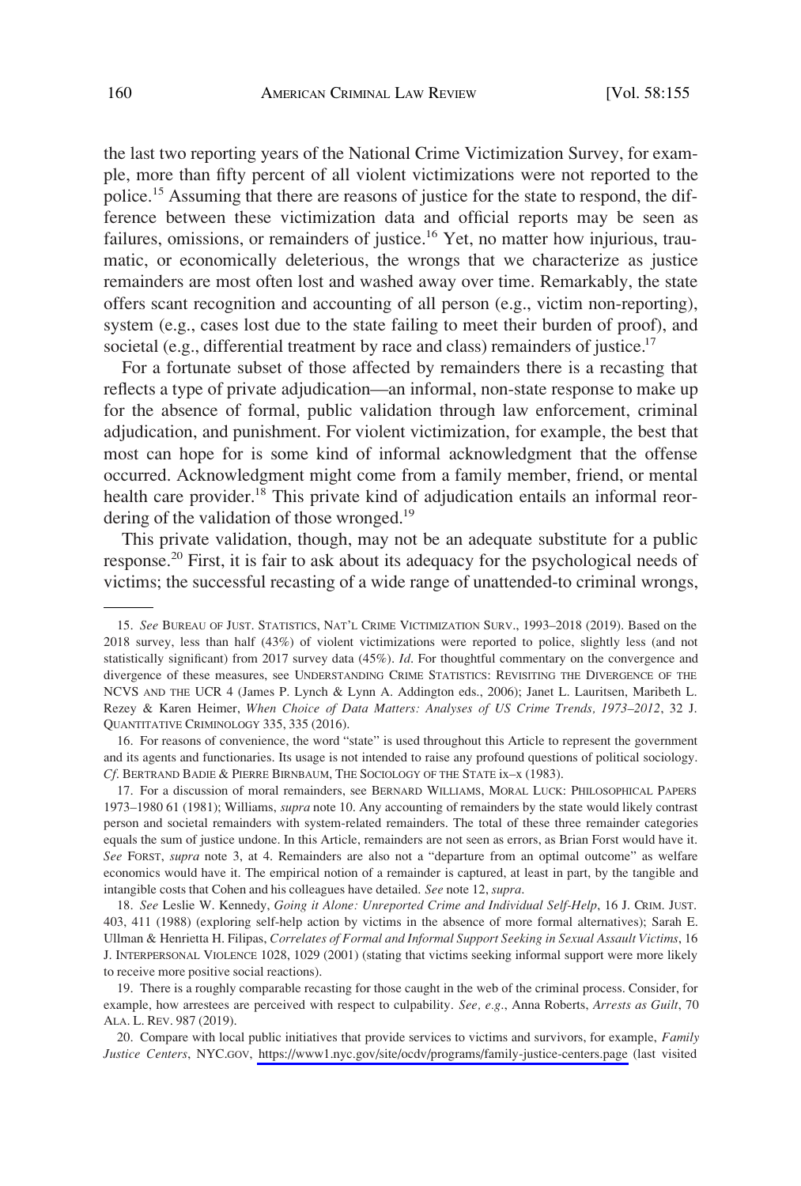the last two reporting years of the National Crime Victimization Survey, for example, more than fifty percent of all violent victimizations were not reported to the police.[15] Assuming that there are reasons of justice for the state to respond, the difference between these victimization data and official reports may be seen as failures, omissions, or remainders of justice.[16] Yet, no matter how injurious, traumatic, or economically deleterious, the wrongs that we characterize as justice remainders are most often lost and washed away over time. Remarkably, the state offers scant recognition and accounting of all person (e.g., victim non-reporting), system (e.g., cases lost due to the state failing to meet their burden of proof), and societal (e.g., differential treatment by race and class) remainders of justice.[17]

For a fortunate subset of those affected by remainders there is a recasting that reflects a type of private adjudication—an informal, non-state response to make up for the absence of formal, public validation through law enforcement, criminal adjudication, and punishment. For violent victimization, for example, the best that most can hope for is some kind of informal acknowledgment that the offense occurred. Acknowledgment might come from a family member, friend, or mental health care provider.[18] This private kind of adjudication entails an informal reordering of the validation of those wronged.[19]

This private validation, though, may not be an adequate substitute for a public response.[20] First, it is fair to ask about its adequacy for the psychological needs of victims; the successful recasting of a wide range of unattended-to criminal wrongs,

---

15. *See* BUREAU OF JUST. STATISTICS, NAT'L CRIME VICTIMIZATION SURV., 1993–2018 (2019). Based on the 2018 survey, less than half (43%) of violent victimizations were reported to police, slightly less (and not statistically significant) from 2017 survey data (45%). *Id*. For thoughtful commentary on the convergence and divergence of these measures, see UNDERSTANDING CRIME STATISTICS: REVISITING THE DIVERGENCE OF THE NCVS AND THE UCR 4 (James P. Lynch & Lynn A. Addington eds., 2006); Janet L. Lauritsen, Maribeth L. Rezey & Karen Heimer, *When Choice of Data Matters: Analyses of US Crime Trends, 1973–2012*, 32 J. QUANTITATIVE CRIMINOLOGY 335, 335 (2016).

16. For reasons of convenience, the word "state" is used throughout this Article to represent the government and its agents and functionaries. Its usage is not intended to raise any profound questions of political sociology. *Cf*. BERTRAND BADIE & PIERRE BIRNBAUM, THE SOCIOLOGY OF THE STATE ix–x (1983).

17. For a discussion of moral remainders, see BERNARD WILLIAMS, MORAL LUCK: PHILOSOPHICAL PAPERS 1973–1980 61 (1981); Williams, *supra* note 10. Any accounting of remainders by the state would likely contrast person and societal remainders with system-related remainders. The total of these three remainder categories equals the sum of justice undone. In this Article, remainders are not seen as errors, as Brian Forst would have it. *See* FORST, *supra* note 3, at 4. Remainders are also not a "departure from an optimal outcome" as welfare economics would have it. The empirical notion of a remainder is captured, at least in part, by the tangible and intangible costs that Cohen and his colleagues have detailed. *See* note 12, *supra*.

18. *See* Leslie W. Kennedy, *Going it Alone: Unreported Crime and Individual Self-Help*, 16 J. CRIM. JUST. 403, 411 (1988) (exploring self-help action by victims in the absence of more formal alternatives); Sarah E. Ullman & Henrietta H. Filipas, *Correlates of Formal and Informal Support Seeking in Sexual Assault Victims*, 16 J. INTERPERSONAL VIOLENCE 1028, 1029 (2001) (stating that victims seeking informal support were more likely to receive more positive social reactions).

19. There is a roughly comparable recasting for those caught in the web of the criminal process. Consider, for example, how arrestees are perceived with respect to culpability. *See, e.g.*, Anna Roberts, *Arrests as Guilt*, 70 ALA. L. REV. 987 (2019).

20. Compare with local public initiatives that provide services to victims and survivors, for example, *Family Justice Centers*, NYC.GOV, https://www1.nyc.gov/site/ocdv/programs/family-justice-centers.page (last visited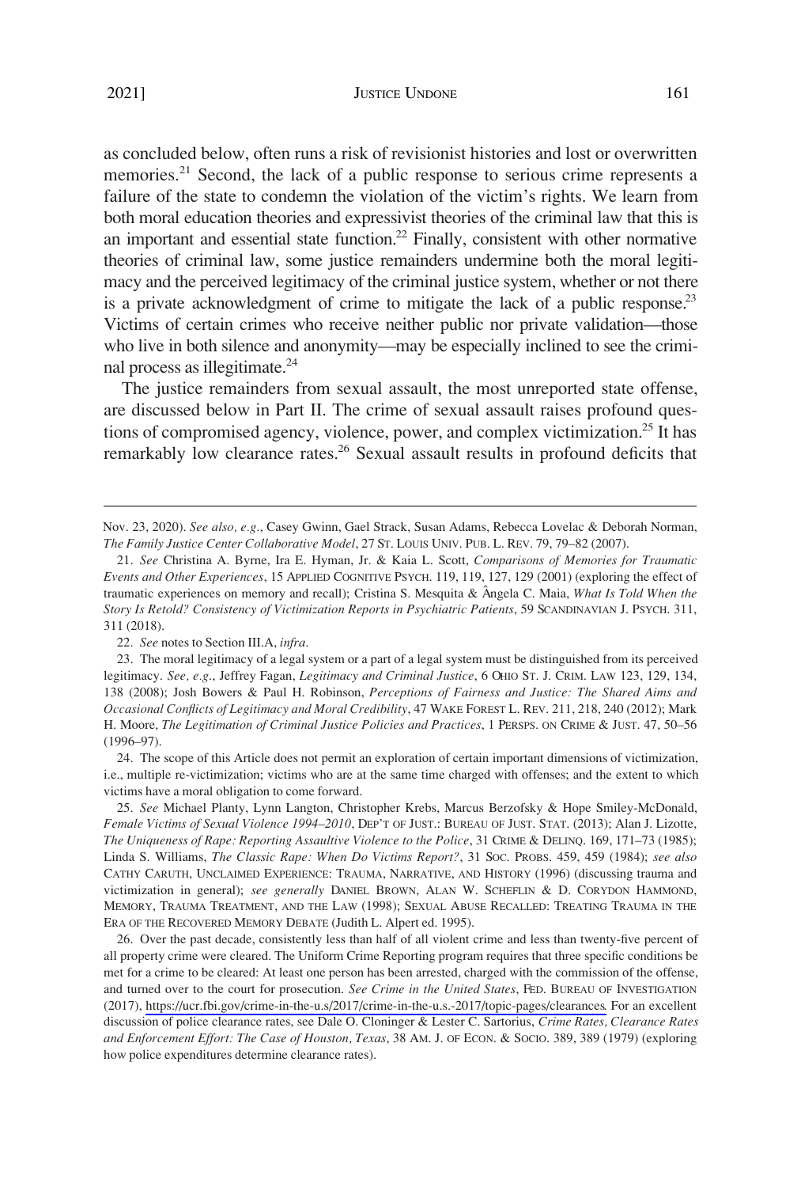as concluded below, often runs a risk of revisionist histories and lost or overwritten memories.[21] Second, the lack of a public response to serious crime represents a failure of the state to condemn the violation of the victim's rights. We learn from both moral education theories and expressivist theories of the criminal law that this is an important and essential state function.[22] Finally, consistent with other normative theories of criminal law, some justice remainders undermine both the moral legitimacy and the perceived legitimacy of the criminal justice system, whether or not there is a private acknowledgment of crime to mitigate the lack of a public response.[23] Victims of certain crimes who receive neither public nor private validation—those who live in both silence and anonymity—may be especially inclined to see the criminal process as illegitimate.[24]

The justice remainders from sexual assault, the most unreported state offense, are discussed below in Part II. The crime of sexual assault raises profound questions of compromised agency, violence, power, and complex victimization.[25] It has remarkably low clearance rates.[26] Sexual assault results in profound deficits that

---

Nov. 23, 2020). *See also, e.g.*, Casey Gwinn, Gael Strack, Susan Adams, Rebecca Lovelac & Deborah Norman, *The Family Justice Center Collaborative Model*, 27 ST. LOUIS UNIV. PUB. L. REV. 79, 79–82 (2007).

21. *See* Christina A. Byrne, Ira E. Hyman, Jr. & Kaia L. Scott, *Comparisons of Memories for Traumatic Events and Other Experiences*, 15 APPLIED COGNITIVE PSYCH. 119, 119, 127, 129 (2001) (exploring the effect of traumatic experiences on memory and recall); Cristina S. Mesquita & Ângela C. Maia, *What Is Told When the Story Is Retold? Consistency of Victimization Reports in Psychiatric Patients*, 59 SCANDINAVIAN J. PSYCH. 311, 311 (2018).

22. *See* notes to Section III.A, *infra*.

23. The moral legitimacy of a legal system or a part of a legal system must be distinguished from its perceived legitimacy. *See, e.g.*, Jeffrey Fagan, *Legitimacy and Criminal Justice*, 6 OHIO ST. J. CRIM. LAW 123, 129, 134, 138 (2008); Josh Bowers & Paul H. Robinson, *Perceptions of Fairness and Justice: The Shared Aims and Occasional Conflicts of Legitimacy and Moral Credibility*, 47 WAKE FOREST L. REV. 211, 218, 240 (2012); Mark H. Moore, *The Legitimation of Criminal Justice Policies and Practices*, 1 PERSPS. ON CRIME & JUST. 47, 50–56 (1996–97).

24. The scope of this Article does not permit an exploration of certain important dimensions of victimization, i.e., multiple re-victimization; victims who are at the same time charged with offenses; and the extent to which victims have a moral obligation to come forward.

25. *See* Michael Planty, Lynn Langton, Christopher Krebs, Marcus Berzofsky & Hope Smiley-McDonald, *Female Victims of Sexual Violence 1994–2010*, DEP'T OF JUST.: BUREAU OF JUST. STAT. (2013); Alan J. Lizotte, *The Uniqueness of Rape: Reporting Assaultive Violence to the Police*, 31 CRIME & DELINQ. 169, 171–73 (1985); Linda S. Williams, *The Classic Rape: When Do Victims Report?*, 31 SOC. PROBS. 459, 459 (1984); *see also* CATHY CARUTH, UNCLAIMED EXPERIENCE: TRAUMA, NARRATIVE, AND HISTORY (1996) (discussing trauma and victimization in general); *see generally* DANIEL BROWN, ALAN W. SCHEFLIN & D. CORYDON HAMMOND, MEMORY, TRAUMA TREATMENT, AND THE LAW (1998); SEXUAL ABUSE RECALLED: TREATING TRAUMA IN THE ERA OF THE RECOVERED MEMORY DEBATE (Judith L. Alpert ed. 1995).

26. Over the past decade, consistently less than half of all violent crime and less than twenty-five percent of all property crime were cleared. The Uniform Crime Reporting program requires that three specific conditions be met for a crime to be cleared: At least one person has been arrested, charged with the commission of the offense, and turned over to the court for prosecution. *See Crime in the United States*, FED. BUREAU OF INVESTIGATION (2017), https://ucr.fbi.gov/crime-in-the-u.s/2017/crime-in-the-u.s.-2017/topic-pages/clearances. For an excellent discussion of police clearance rates, see Dale O. Cloninger & Lester C. Sartorius, *Crime Rates, Clearance Rates and Enforcement Effort: The Case of Houston, Texas*, 38 AM. J. OF ECON. & SOCIO. 389, 389 (1979) (exploring how police expenditures determine clearance rates).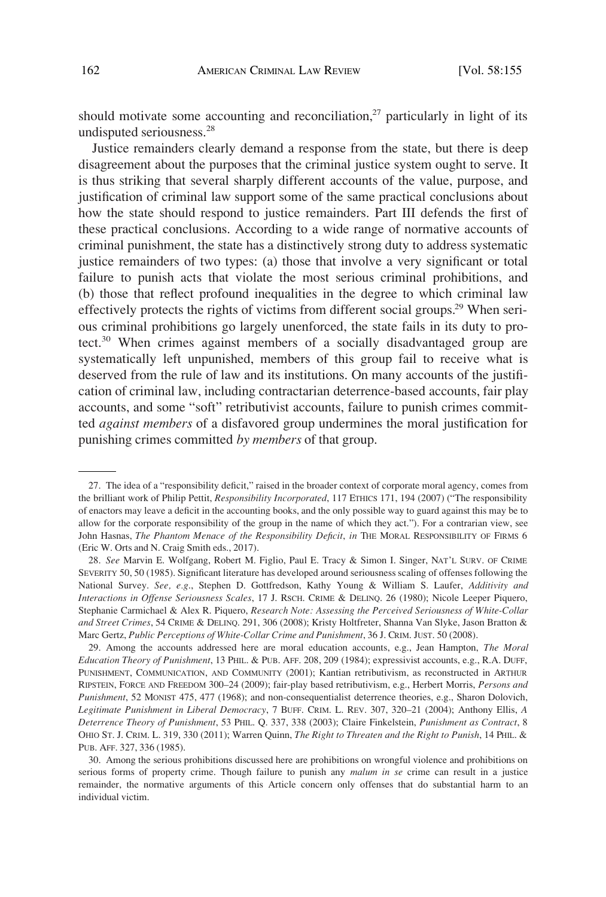should motivate some accounting and reconciliation,[27] particularly in light of its undisputed seriousness.[28]

Justice remainders clearly demand a response from the state, but there is deep disagreement about the purposes that the criminal justice system ought to serve. It is thus striking that several sharply different accounts of the value, purpose, and justification of criminal law support some of the same practical conclusions about how the state should respond to justice remainders. Part III defends the first of these practical conclusions. According to a wide range of normative accounts of criminal punishment, the state has a distinctively strong duty to address systematic justice remainders of two types: (a) those that involve a very significant or total failure to punish acts that violate the most serious criminal prohibitions, and (b) those that reflect profound inequalities in the degree to which criminal law effectively protects the rights of victims from different social groups.[29] When serious criminal prohibitions go largely unenforced, the state fails in its duty to protect.[30] When crimes against members of a socially disadvantaged group are systematically left unpunished, members of this group fail to receive what is deserved from the rule of law and its institutions. On many accounts of the justification of criminal law, including contractarian deterrence-based accounts, fair play accounts, and some "soft" retributivist accounts, failure to punish crimes committed *against members* of a disfavored group undermines the moral justification for punishing crimes committed *by members* of that group.

---

27. The idea of a "responsibility deficit," raised in the broader context of corporate moral agency, comes from the brilliant work of Philip Pettit, *Responsibility Incorporated*, 117 ETHICS 171, 194 (2007) ("The responsibility of enactors may leave a deficit in the accounting books, and the only possible way to guard against this may be to allow for the corporate responsibility of the group in the name of which they act."). For a contrarian view, see John Hasnas, *The Phantom Menace of the Responsibility Deficit*, *in* THE MORAL RESPONSIBILITY OF FIRMS 6 (Eric W. Orts and N. Craig Smith eds., 2017).

28. *See* Marvin E. Wolfgang, Robert M. Figlio, Paul E. Tracy & Simon I. Singer, NAT'L SURV. OF CRIME SEVERITY 50, 50 (1985). Significant literature has developed around seriousness scaling of offenses following the National Survey. *See, e.g.*, Stephen D. Gottfredson, Kathy Young & William S. Laufer, *Additivity and Interactions in Offense Seriousness Scales*, 17 J. RSCH. CRIME & DELINQ. 26 (1980); Nicole Leeper Piquero, Stephanie Carmichael & Alex R. Piquero, *Research Note: Assessing the Perceived Seriousness of White-Collar and Street Crimes*, 54 CRIME & DELINQ. 291, 306 (2008); Kristy Holtfreter, Shanna Van Slyke, Jason Bratton & Marc Gertz, *Public Perceptions of White-Collar Crime and Punishment*, 36 J. CRIM. JUST. 50 (2008).

29. Among the accounts addressed here are moral education accounts, e.g., Jean Hampton, *The Moral Education Theory of Punishment*, 13 PHIL. & PUB. AFF. 208, 209 (1984); expressivist accounts, e.g., R.A. DUFF, PUNISHMENT, COMMUNICATION, AND COMMUNITY (2001); Kantian retributivism, as reconstructed in ARTHUR RIPSTEIN, FORCE AND FREEDOM 300–24 (2009); fair-play based retributivism, e.g., Herbert Morris, *Persons and Punishment*, 52 MONIST 475, 477 (1968); and non-consequentialist deterrence theories, e.g., Sharon Dolovich, *Legitimate Punishment in Liberal Democracy*, 7 BUFF. CRIM. L. REV. 307, 320–21 (2004); Anthony Ellis, *A Deterrence Theory of Punishment*, 53 PHIL. Q. 337, 338 (2003); Claire Finkelstein, *Punishment as Contract*, 8 OHIO ST. J. CRIM. L. 319, 330 (2011); Warren Quinn, *The Right to Threaten and the Right to Punish*, 14 PHIL. & PUB. AFF. 327, 336 (1985).

30. Among the serious prohibitions discussed here are prohibitions on wrongful violence and prohibitions on serious forms of property crime. Though failure to punish any *malum in se* crime can result in a justice remainder, the normative arguments of this Article concern only offenses that do substantial harm to an individual victim.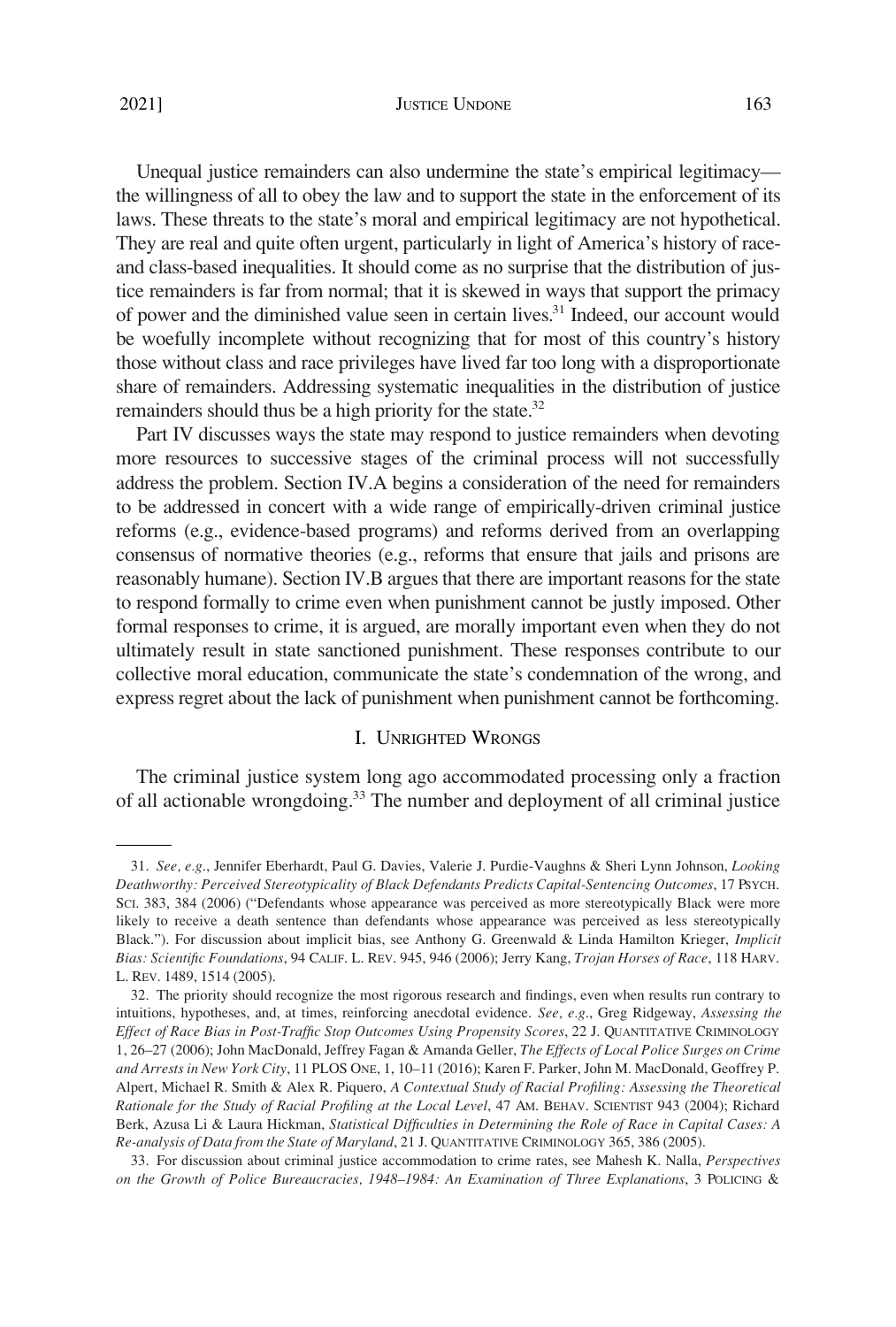Unequal justice remainders can also undermine the state's empirical legitimacy—the willingness of all to obey the law and to support the state in the enforcement of its laws. These threats to the state's moral and empirical legitimacy are not hypothetical. They are real and quite often urgent, particularly in light of America's history of race- and class-based inequalities. It should come as no surprise that the distribution of justice remainders is far from normal; that it is skewed in ways that support the primacy of power and the diminished value seen in certain lives.[31] Indeed, our account would be woefully incomplete without recognizing that for most of this country's history those without class and race privileges have lived far too long with a disproportionate share of remainders. Addressing systematic inequalities in the distribution of justice remainders should thus be a high priority for the state.[32]

Part IV discusses ways the state may respond to justice remainders when devoting more resources to successive stages of the criminal process will not successfully address the problem. Section IV.A begins a consideration of the need for remainders to be addressed in concert with a wide range of empirically-driven criminal justice reforms (e.g., evidence-based programs) and reforms derived from an overlapping consensus of normative theories (e.g., reforms that ensure that jails and prisons are reasonably humane). Section IV.B argues that there are important reasons for the state to respond formally to crime even when punishment cannot be justly imposed. Other formal responses to crime, it is argued, are morally important even when they do not ultimately result in state sanctioned punishment. These responses contribute to our collective moral education, communicate the state's condemnation of the wrong, and express regret about the lack of punishment when punishment cannot be forthcoming.

## I. Unrighted Wrongs

The criminal justice system long ago accommodated processing only a fraction of all actionable wrongdoing.[33] The number and deployment of all criminal justice

---

31. *See, e.g.*, Jennifer Eberhardt, Paul G. Davies, Valerie J. Purdie-Vaughns & Sheri Lynn Johnson, *Looking Deathworthy: Perceived Stereotypicality of Black Defendants Predicts Capital-Sentencing Outcomes*, 17 Psych. Sci. 383, 384 (2006) ("Defendants whose appearance was perceived as more stereotypically Black were more likely to receive a death sentence than defendants whose appearance was perceived as less stereotypically Black."). For discussion about implicit bias, see Anthony G. Greenwald & Linda Hamilton Krieger, *Implicit Bias: Scientific Foundations*, 94 Calif. L. Rev. 945, 946 (2006); Jerry Kang, *Trojan Horses of Race*, 118 Harv. L. Rev. 1489, 1514 (2005).

32. The priority should recognize the most rigorous research and findings, even when results run contrary to intuitions, hypotheses, and, at times, reinforcing anecdotal evidence. *See, e.g.*, Greg Ridgeway, *Assessing the Effect of Race Bias in Post-Traffic Stop Outcomes Using Propensity Scores*, 22 J. Quantitative Criminology 1, 26–27 (2006); John MacDonald, Jeffrey Fagan & Amanda Geller, *The Effects of Local Police Surges on Crime and Arrests in New York City*, 11 PLOS One, 1, 10–11 (2016); Karen F. Parker, John M. MacDonald, Geoffrey P. Alpert, Michael R. Smith & Alex R. Piquero, *A Contextual Study of Racial Profiling: Assessing the Theoretical Rationale for the Study of Racial Profiling at the Local Level*, 47 Am. Behav. Scientist 943 (2004); Richard Berk, Azusa Li & Laura Hickman, *Statistical Difficulties in Determining the Role of Race in Capital Cases: A Re-analysis of Data from the State of Maryland*, 21 J. Quantitative Criminology 365, 386 (2005).

33. For discussion about criminal justice accommodation to crime rates, see Mahesh K. Nalla, *Perspectives on the Growth of Police Bureaucracies, 1948–1984: An Examination of Three Explanations*, 3 Policing &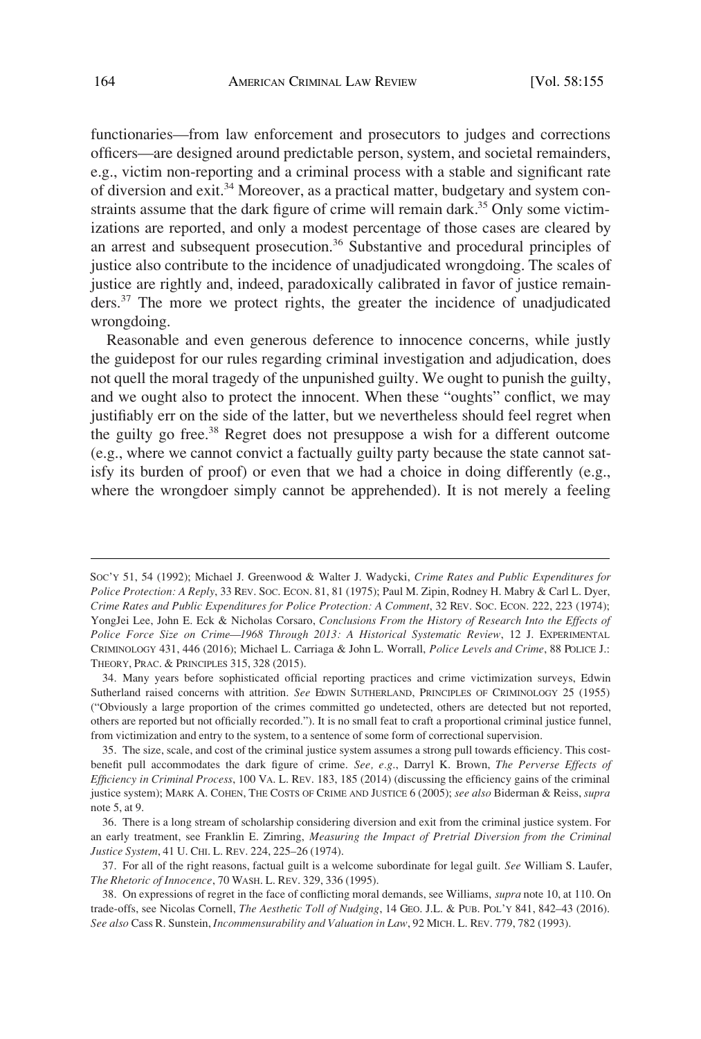functionaries—from law enforcement and prosecutors to judges and corrections officers—are designed around predictable person, system, and societal remainders, e.g., victim non-reporting and a criminal process with a stable and significant rate of diversion and exit.[34] Moreover, as a practical matter, budgetary and system constraints assume that the dark figure of crime will remain dark.[35] Only some victimizations are reported, and only a modest percentage of those cases are cleared by an arrest and subsequent prosecution.[36] Substantive and procedural principles of justice also contribute to the incidence of unadjudicated wrongdoing. The scales of justice are rightly and, indeed, paradoxically calibrated in favor of justice remainders.[37] The more we protect rights, the greater the incidence of unadjudicated wrongdoing.

Reasonable and even generous deference to innocence concerns, while justly the guidepost for our rules regarding criminal investigation and adjudication, does not quell the moral tragedy of the unpunished guilty. We ought to punish the guilty, and we ought also to protect the innocent. When these "oughts" conflict, we may justifiably err on the side of the latter, but we nevertheless should feel regret when the guilty go free.[38] Regret does not presuppose a wish for a different outcome (e.g., where we cannot convict a factually guilty party because the state cannot satisfy its burden of proof) or even that we had a choice in doing differently (e.g., where the wrongdoer simply cannot be apprehended). It is not merely a feeling

---

SOC'Y 51, 54 (1992); Michael J. Greenwood & Walter J. Wadycki, *Crime Rates and Public Expenditures for Police Protection: A Reply*, 33 REV. SOC. ECON. 81, 81 (1975); Paul M. Zipin, Rodney H. Mabry & Carl L. Dyer, *Crime Rates and Public Expenditures for Police Protection: A Comment*, 32 REV. SOC. ECON. 222, 223 (1974); YongJei Lee, John E. Eck & Nicholas Corsaro, *Conclusions From the History of Research Into the Effects of Police Force Size on Crime—1968 Through 2013: A Historical Systematic Review*, 12 J. EXPERIMENTAL CRIMINOLOGY 431, 446 (2016); Michael L. Carriaga & John L. Worrall, *Police Levels and Crime*, 88 POLICE J.: THEORY, PRAC. & PRINCIPLES 315, 328 (2015).

34. Many years before sophisticated official reporting practices and crime victimization surveys, Edwin Sutherland raised concerns with attrition. *See* EDWIN SUTHERLAND, PRINCIPLES OF CRIMINOLOGY 25 (1955) ("Obviously a large proportion of the crimes committed go undetected, others are detected but not reported, others are reported but not officially recorded."). It is no small feat to craft a proportional criminal justice funnel, from victimization and entry to the system, to a sentence of some form of correctional supervision.

35. The size, scale, and cost of the criminal justice system assumes a strong pull towards efficiency. This cost-benefit pull accommodates the dark figure of crime. *See, e.g.*, Darryl K. Brown, *The Perverse Effects of Efficiency in Criminal Process*, 100 VA. L. REV. 183, 185 (2014) (discussing the efficiency gains of the criminal justice system); MARK A. COHEN, THE COSTS OF CRIME AND JUSTICE 6 (2005); *see also* Biderman & Reiss, *supra* note 5, at 9.

36. There is a long stream of scholarship considering diversion and exit from the criminal justice system. For an early treatment, see Franklin E. Zimring, *Measuring the Impact of Pretrial Diversion from the Criminal Justice System*, 41 U. CHI. L. REV. 224, 225–26 (1974).

37. For all of the right reasons, factual guilt is a welcome subordinate for legal guilt. *See* William S. Laufer, *The Rhetoric of Innocence*, 70 WASH. L. REV. 329, 336 (1995).

38. On expressions of regret in the face of conflicting moral demands, see Williams, *supra* note 10, at 110. On trade-offs, see Nicolas Cornell, *The Aesthetic Toll of Nudging*, 14 GEO. J.L. & PUB. POL'Y 841, 842–43 (2016). *See also* Cass R. Sunstein, *Incommensurability and Valuation in Law*, 92 MICH. L. REV. 779, 782 (1993).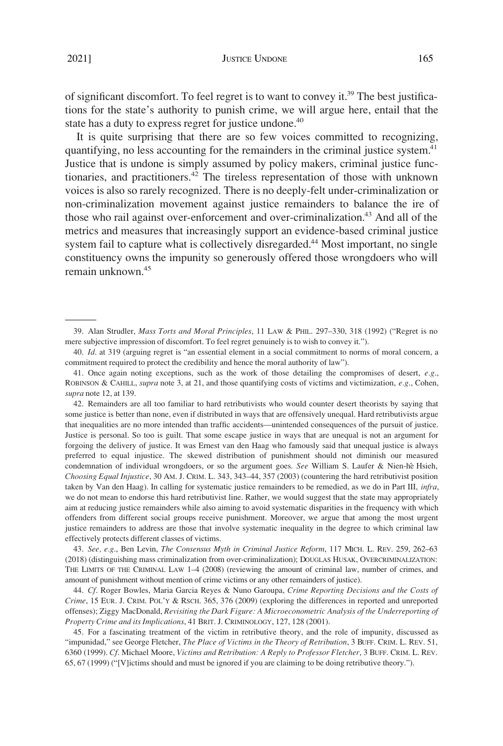of significant discomfort. To feel regret is to want to convey it.[39] The best justifications for the state's authority to punish crime, we will argue here, entail that the state has a duty to express regret for justice undone.[40]

It is quite surprising that there are so few voices committed to recognizing, quantifying, no less accounting for the remainders in the criminal justice system.[41] Justice that is undone is simply assumed by policy makers, criminal justice functionaries, and practitioners.[42] The tireless representation of those with unknown voices is also so rarely recognized. There is no deeply-felt under-criminalization or non-criminalization movement against justice remainders to balance the ire of those who rail against over-enforcement and over-criminalization.[43] And all of the metrics and measures that increasingly support an evidence-based criminal justice system fail to capture what is collectively disregarded.[44] Most important, no single constituency owns the impunity so generously offered those wrongdoers who will remain unknown.[45]

---

39. Alan Strudler, *Mass Torts and Moral Principles*, 11 LAW & PHIL. 297–330, 318 (1992) ("Regret is no mere subjective impression of discomfort. To feel regret genuinely is to wish to convey it.").

40. *Id*. at 319 (arguing regret is "an essential element in a social commitment to norms of moral concern, a commitment required to protect the credibility and hence the moral authority of law").

41. Once again noting exceptions, such as the work of those detailing the compromises of desert, *e.g*., ROBINSON & CAHILL, *supra* note 3, at 21, and those quantifying costs of victims and victimization, *e.g*., Cohen, *supra* note 12, at 139.

42. Remainders are all too familiar to hard retributivists who would counter desert theorists by saying that some justice is better than none, even if distributed in ways that are offensively unequal. Hard retributivists argue that inequalities are no more intended than traffic accidents—unintended consequences of the pursuit of justice. Justice is personal. So too is guilt. That some escape justice in ways that are unequal is not an argument for forgoing the delivery of justice. It was Ernest van den Haag who famously said that unequal justice is always preferred to equal injustice. The skewed distribution of punishment should not diminish our measured condemnation of individual wrongdoers, or so the argument goes. *See* William S. Laufer & Nien-hê Hsieh, *Choosing Equal Injustice*, 30 AM. J. CRIM. L. 343, 343–44, 357 (2003) (countering the hard retributivist position taken by Van den Haag). In calling for systematic justice remainders to be remedied, as we do in Part III, *infra*, we do not mean to endorse this hard retributivist line. Rather, we would suggest that the state may appropriately aim at reducing justice remainders while also aiming to avoid systematic disparities in the frequency with which offenders from different social groups receive punishment. Moreover, we argue that among the most urgent justice remainders to address are those that involve systematic inequality in the degree to which criminal law effectively protects different classes of victims.

43. *See, e.g*., Ben Levin, *The Consensus Myth in Criminal Justice Reform*, 117 MICH. L. REV. 259, 262–63 (2018) (distinguishing mass criminalization from over-criminalization); DOUGLAS HUSAK, OVERCRIMINALIZATION: THE LIMITS OF THE CRIMINAL LAW 1–4 (2008) (reviewing the amount of criminal law, number of crimes, and amount of punishment without mention of crime victims or any other remainders of justice).

44. *Cf*. Roger Bowles, Maria Garcia Reyes & Nuno Garoupa, *Crime Reporting Decisions and the Costs of Crime*, 15 EUR. J. CRIM. POL'Y & RSCH. 365, 376 (2009) (exploring the differences in reported and unreported offenses); Ziggy MacDonald, *Revisiting the Dark Figure: A Microeconometric Analysis of the Underreporting of Property Crime and its Implications*, 41 BRIT. J. CRIMINOLOGY, 127, 128 (2001).

45. For a fascinating treatment of the victim in retributive theory, and the role of impunity, discussed as "impunidad," see George Fletcher, *The Place of Victims in the Theory of Retribution*, 3 BUFF. CRIM. L. REV. 51, 6360 (1999). *Cf*. Michael Moore, *Victims and Retribution: A Reply to Professor Fletcher*, 3 BUFF. CRIM. L. REV. 65, 67 (1999) ("[V]ictims should and must be ignored if you are claiming to be doing retributive theory.").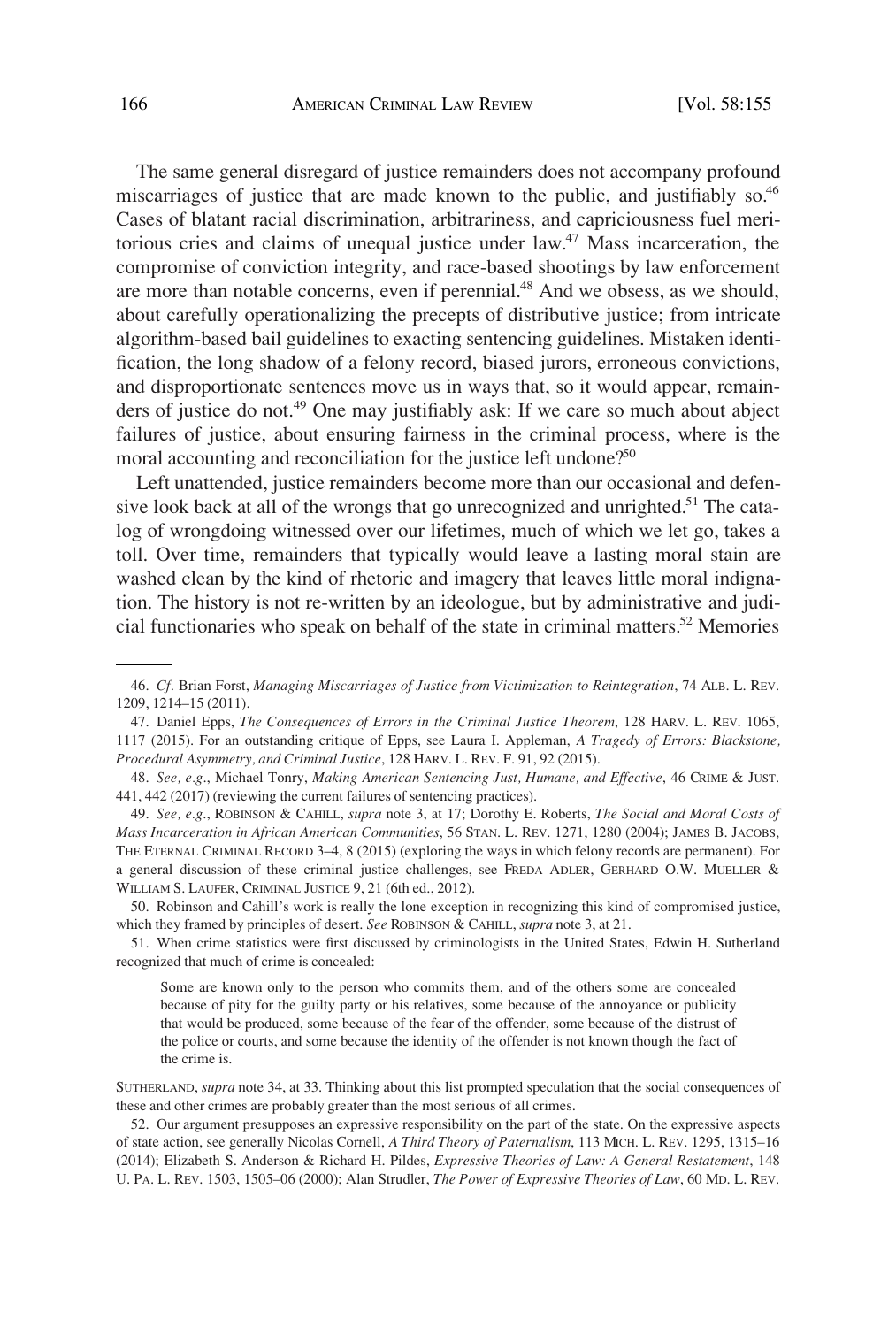The same general disregard of justice remainders does not accompany profound miscarriages of justice that are made known to the public, and justifiably so.[46] Cases of blatant racial discrimination, arbitrariness, and capriciousness fuel meritorious cries and claims of unequal justice under law.[47] Mass incarceration, the compromise of conviction integrity, and race-based shootings by law enforcement are more than notable concerns, even if perennial.[48] And we obsess, as we should, about carefully operationalizing the precepts of distributive justice; from intricate algorithm-based bail guidelines to exacting sentencing guidelines. Mistaken identification, the long shadow of a felony record, biased jurors, erroneous convictions, and disproportionate sentences move us in ways that, so it would appear, remainders of justice do not.[49] One may justifiably ask: If we care so much about abject failures of justice, about ensuring fairness in the criminal process, where is the moral accounting and reconciliation for the justice left undone?[50]

Left unattended, justice remainders become more than our occasional and defensive look back at all of the wrongs that go unrecognized and unrighted.[51] The catalog of wrongdoing witnessed over our lifetimes, much of which we let go, takes a toll. Over time, remainders that typically would leave a lasting moral stain are washed clean by the kind of rhetoric and imagery that leaves little moral indignation. The history is not re-written by an ideologue, but by administrative and judicial functionaries who speak on behalf of the state in criminal matters.[52] Memories

---

46. *Cf*. Brian Forst, *Managing Miscarriages of Justice from Victimization to Reintegration*, 74 ALB. L. REV. 1209, 1214–15 (2011).

47. Daniel Epps, *The Consequences of Errors in the Criminal Justice Theorem*, 128 HARV. L. REV. 1065, 1117 (2015). For an outstanding critique of Epps, see Laura I. Appleman, *A Tragedy of Errors: Blackstone, Procedural Asymmetry, and Criminal Justice*, 128 HARV. L. REV. F. 91, 92 (2015).

48. *See, e.g*., Michael Tonry, *Making American Sentencing Just, Humane, and Effective*, 46 CRIME & JUST. 441, 442 (2017) (reviewing the current failures of sentencing practices).

49. *See, e.g*., ROBINSON & CAHILL, *supra* note 3, at 17; Dorothy E. Roberts, *The Social and Moral Costs of Mass Incarceration in African American Communities*, 56 STAN. L. REV. 1271, 1280 (2004); JAMES B. JACOBS, THE ETERNAL CRIMINAL RECORD 3–4, 8 (2015) (exploring the ways in which felony records are permanent). For a general discussion of these criminal justice challenges, see FREDA ADLER, GERHARD O.W. MUELLER & WILLIAM S. LAUFER, CRIMINAL JUSTICE 9, 21 (6th ed., 2012).

50. Robinson and Cahill's work is really the lone exception in recognizing this kind of compromised justice, which they framed by principles of desert. *See* ROBINSON & CAHILL, *supra* note 3, at 21.

51. When crime statistics were first discussed by criminologists in the United States, Edwin H. Sutherland recognized that much of crime is concealed:

> Some are known only to the person who commits them, and of the others some are concealed because of pity for the guilty party or his relatives, some because of the annoyance or publicity that would be produced, some because of the fear of the offender, some because of the distrust of the police or courts, and some because the identity of the offender is not known though the fact of the crime is.

SUTHERLAND, *supra* note 34, at 33. Thinking about this list prompted speculation that the social consequences of these and other crimes are probably greater than the most serious of all crimes.

52. Our argument presupposes an expressive responsibility on the part of the state. On the expressive aspects of state action, see generally Nicolas Cornell, *A Third Theory of Paternalism*, 113 MICH. L. REV. 1295, 1315–16 (2014); Elizabeth S. Anderson & Richard H. Pildes, *Expressive Theories of Law: A General Restatement*, 148 U. PA. L. REV. 1503, 1505–06 (2000); Alan Strudler, *The Power of Expressive Theories of Law*, 60 MD. L. REV.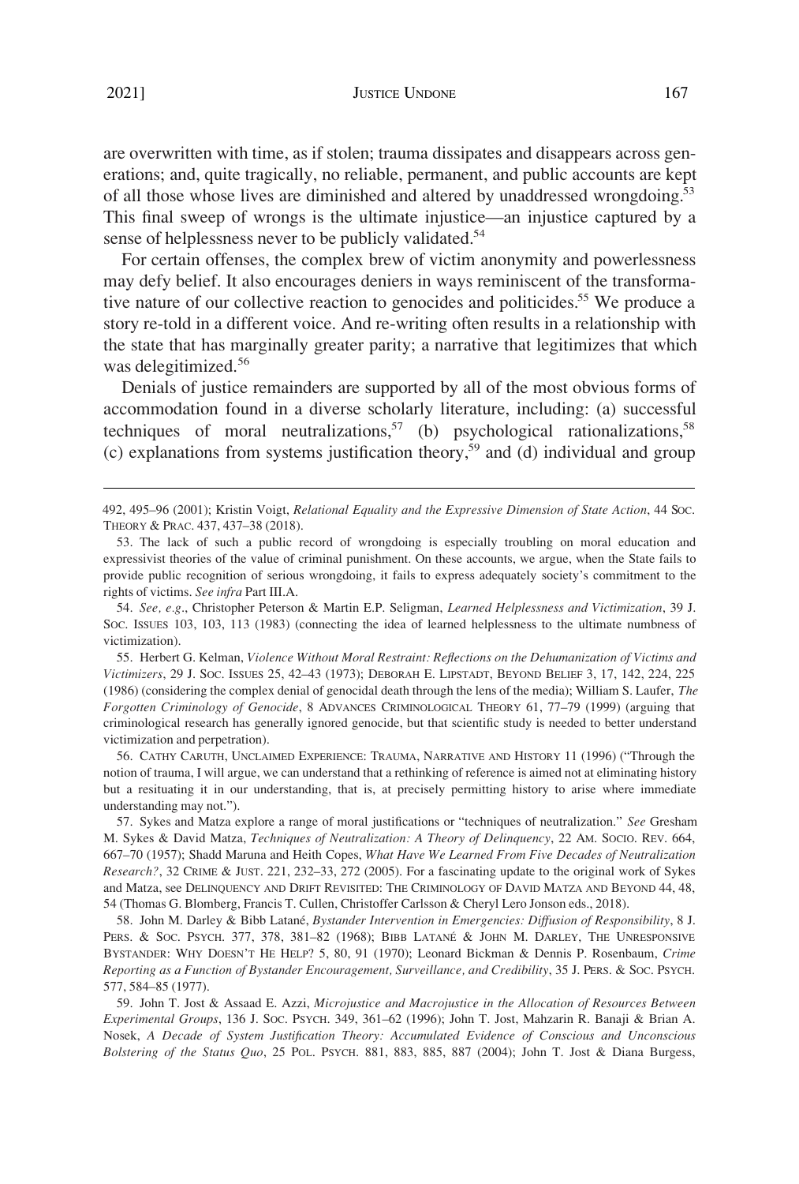are overwritten with time, as if stolen; trauma dissipates and disappears across generations; and, quite tragically, no reliable, permanent, and public accounts are kept of all those whose lives are diminished and altered by unaddressed wrongdoing.[53] This final sweep of wrongs is the ultimate injustice—an injustice captured by a sense of helplessness never to be publicly validated.[54]

For certain offenses, the complex brew of victim anonymity and powerlessness may defy belief. It also encourages deniers in ways reminiscent of the transformative nature of our collective reaction to genocides and politicides.[55] We produce a story re-told in a different voice. And re-writing often results in a relationship with the state that has marginally greater parity; a narrative that legitimizes that which was delegitimized.[56]

Denials of justice remainders are supported by all of the most obvious forms of accommodation found in a diverse scholarly literature, including: (a) successful techniques of moral neutralizations,[57] (b) psychological rationalizations,[58] (c) explanations from systems justification theory,[59] and (d) individual and group

---

492, 495–96 (2001); Kristin Voigt, *Relational Equality and the Expressive Dimension of State Action*, 44 SOC. THEORY & PRAC. 437, 437–38 (2018).

53. The lack of such a public record of wrongdoing is especially troubling on moral education and expressivist theories of the value of criminal punishment. On these accounts, we argue, when the State fails to provide public recognition of serious wrongdoing, it fails to express adequately society's commitment to the rights of victims. *See infra* Part III.A.

54. *See, e.g.*, Christopher Peterson & Martin E.P. Seligman, *Learned Helplessness and Victimization*, 39 J. SOC. ISSUES 103, 103, 113 (1983) (connecting the idea of learned helplessness to the ultimate numbness of victimization).

55. Herbert G. Kelman, *Violence Without Moral Restraint: Reflections on the Dehumanization of Victims and Victimizers*, 29 J. SOC. ISSUES 25, 42–43 (1973); DEBORAH E. LIPSTADT, BEYOND BELIEF 3, 17, 142, 224, 225 (1986) (considering the complex denial of genocidal death through the lens of the media); William S. Laufer, *The Forgotten Criminology of Genocide*, 8 ADVANCES CRIMINOLOGICAL THEORY 61, 77–79 (1999) (arguing that criminological research has generally ignored genocide, but that scientific study is needed to better understand victimization and perpetration).

56. CATHY CARUTH, UNCLAIMED EXPERIENCE: TRAUMA, NARRATIVE AND HISTORY 11 (1996) ("Through the notion of trauma, I will argue, we can understand that a rethinking of reference is aimed not at eliminating history but a resituating it in our understanding, that is, at precisely permitting history to arise where immediate understanding may not.").

57. Sykes and Matza explore a range of moral justifications or "techniques of neutralization." *See* Gresham M. Sykes & David Matza, *Techniques of Neutralization: A Theory of Delinquency*, 22 AM. SOCIO. REV. 664, 667–70 (1957); Shadd Maruna and Heith Copes, *What Have We Learned From Five Decades of Neutralization Research?*, 32 CRIME & JUST. 221, 232–33, 272 (2005). For a fascinating update to the original work of Sykes and Matza, see DELINQUENCY AND DRIFT REVISITED: THE CRIMINOLOGY OF DAVID MATZA AND BEYOND 44, 48, 54 (Thomas G. Blomberg, Francis T. Cullen, Christoffer Carlsson & Cheryl Lero Jonson eds., 2018).

58. John M. Darley & Bibb Latané, *Bystander Intervention in Emergencies: Diffusion of Responsibility*, 8 J. PERS. & SOC. PSYCH. 377, 378, 381–82 (1968); BIBB LATANÉ & JOHN M. DARLEY, THE UNRESPONSIVE BYSTANDER: WHY DOESN'T HE HELP? 5, 80, 91 (1970); Leonard Bickman & Dennis P. Rosenbaum, *Crime Reporting as a Function of Bystander Encouragement, Surveillance, and Credibility*, 35 J. PERS. & SOC. PSYCH. 577, 584–85 (1977).

59. John T. Jost & Assaad E. Azzi, *Microjustice and Macrojustice in the Allocation of Resources Between Experimental Groups*, 136 J. SOC. PSYCH. 349, 361–62 (1996); John T. Jost, Mahzarin R. Banaji & Brian A. Nosek, *A Decade of System Justification Theory: Accumulated Evidence of Conscious and Unconscious Bolstering of the Status Quo*, 25 POL. PSYCH. 881, 883, 885, 887 (2004); John T. Jost & Diana Burgess,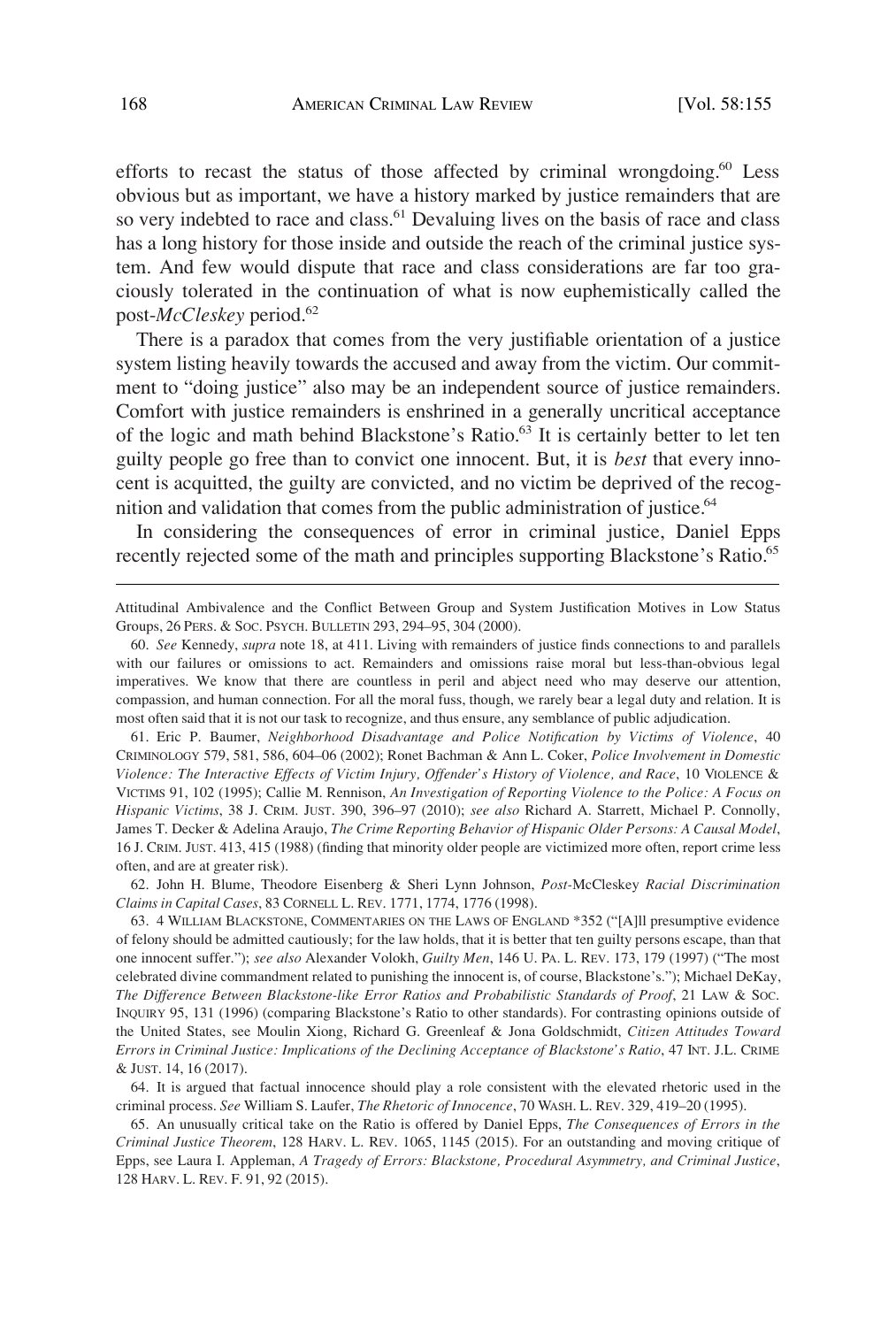efforts to recast the status of those affected by criminal wrongdoing.[60] Less obvious but as important, we have a history marked by justice remainders that are so very indebted to race and class.[61] Devaluing lives on the basis of race and class has a long history for those inside and outside the reach of the criminal justice system. And few would dispute that race and class considerations are far too graciously tolerated in the continuation of what is now euphemistically called the post-*McCleskey* period.[62]

There is a paradox that comes from the very justifiable orientation of a justice system listing heavily towards the accused and away from the victim. Our commitment to "doing justice" also may be an independent source of justice remainders. Comfort with justice remainders is enshrined in a generally uncritical acceptance of the logic and math behind Blackstone's Ratio.[63] It is certainly better to let ten guilty people go free than to convict one innocent. But, it is *best* that every innocent is acquitted, the guilty are convicted, and no victim be deprived of the recognition and validation that comes from the public administration of justice.[64]

In considering the consequences of error in criminal justice, Daniel Epps recently rejected some of the math and principles supporting Blackstone's Ratio.[65]

---

Attitudinal Ambivalence and the Conflict Between Group and System Justification Motives in Low Status Groups, 26 PERS. & SOC. PSYCH. BULLETIN 293, 294–95, 304 (2000).

60. *See* Kennedy, *supra* note 18, at 411. Living with remainders of justice finds connections to and parallels with our failures or omissions to act. Remainders and omissions raise moral but less-than-obvious legal imperatives. We know that there are countless in peril and abject need who may deserve our attention, compassion, and human connection. For all the moral fuss, though, we rarely bear a legal duty and relation. It is most often said that it is not our task to recognize, and thus ensure, any semblance of public adjudication.

61. Eric P. Baumer, *Neighborhood Disadvantage and Police Notification by Victims of Violence*, 40 CRIMINOLOGY 579, 581, 586, 604–06 (2002); Ronet Bachman & Ann L. Coker, *Police Involvement in Domestic Violence: The Interactive Effects of Victim Injury, Offender's History of Violence, and Race*, 10 VIOLENCE & VICTIMS 91, 102 (1995); Callie M. Rennison, *An Investigation of Reporting Violence to the Police: A Focus on Hispanic Victims*, 38 J. CRIM. JUST. 390, 396–97 (2010); *see also* Richard A. Starrett, Michael P. Connolly, James T. Decker & Adelina Araujo, *The Crime Reporting Behavior of Hispanic Older Persons: A Causal Model*, 16 J. CRIM. JUST. 413, 415 (1988) (finding that minority older people are victimized more often, report crime less often, and are at greater risk).

62. John H. Blume, Theodore Eisenberg & Sheri Lynn Johnson, *Post-*McCleskey *Racial Discrimination Claims in Capital Cases*, 83 CORNELL L. REV. 1771, 1774, 1776 (1998).

63. 4 WILLIAM BLACKSTONE, COMMENTARIES ON THE LAWS OF ENGLAND *352 ("[A]ll presumptive evidence of felony should be admitted cautiously; for the law holds, that it is better that ten guilty persons escape, than that one innocent suffer."); *see also* Alexander Volokh, *Guilty Men*, 146 U. PA. L. REV. 173, 179 (1997) ("The most celebrated divine commandment related to punishing the innocent is, of course, Blackstone's."); Michael DeKay, *The Difference Between Blackstone-like Error Ratios and Probabilistic Standards of Proof*, 21 LAW & SOC. INQUIRY 95, 131 (1996) (comparing Blackstone's Ratio to other standards). For contrasting opinions outside of the United States, see Moulin Xiong, Richard G. Greenleaf & Jona Goldschmidt, *Citizen Attitudes Toward Errors in Criminal Justice: Implications of the Declining Acceptance of Blackstone's Ratio*, 47 INT. J.L. CRIME & JUST. 14, 16 (2017).

64. It is argued that factual innocence should play a role consistent with the elevated rhetoric used in the criminal process. *See* William S. Laufer, *The Rhetoric of Innocence*, 70 WASH. L. REV. 329, 419–20 (1995).

65. An unusually critical take on the Ratio is offered by Daniel Epps, *The Consequences of Errors in the Criminal Justice Theorem*, 128 HARV. L. REV. 1065, 1145 (2015). For an outstanding and moving critique of Epps, see Laura I. Appleman, *A Tragedy of Errors: Blackstone, Procedural Asymmetry, and Criminal Justice*, 128 HARV. L. REV. F. 91, 92 (2015).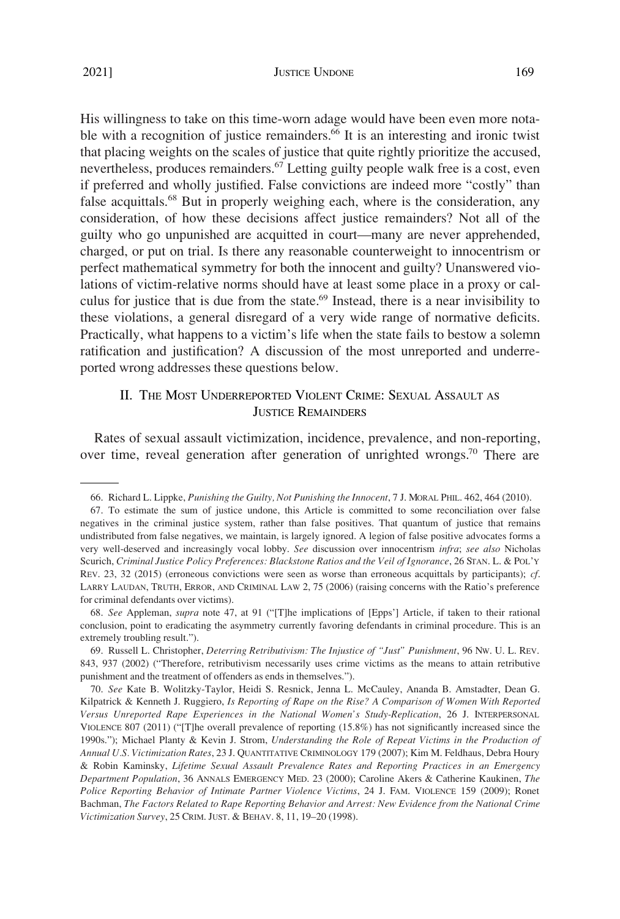His willingness to take on this time-worn adage would have been even more notable with a recognition of justice remainders.[66] It is an interesting and ironic twist that placing weights on the scales of justice that quite rightly prioritize the accused, nevertheless, produces remainders.[67] Letting guilty people walk free is a cost, even if preferred and wholly justified. False convictions are indeed more "costly" than false acquittals.[68] But in properly weighing each, where is the consideration, any consideration, of how these decisions affect justice remainders? Not all of the guilty who go unpunished are acquitted in court—many are never apprehended, charged, or put on trial. Is there any reasonable counterweight to innocentrism or perfect mathematical symmetry for both the innocent and guilty? Unanswered violations of victim-relative norms should have at least some place in a proxy or calculus for justice that is due from the state.[69] Instead, there is a near invisibility to these violations, a general disregard of a very wide range of normative deficits. Practically, what happens to a victim's life when the state fails to bestow a solemn ratification and justification? A discussion of the most unreported and underreported wrong addresses these questions below.

## II. The Most Underreported Violent Crime: Sexual Assault as Justice Remainders

Rates of sexual assault victimization, incidence, prevalence, and non-reporting, over time, reveal generation after generation of unrighted wrongs.[70] There are

---

66. Richard L. Lippke, *Punishing the Guilty, Not Punishing the Innocent*, 7 J. MORAL PHIL. 462, 464 (2010).

67. To estimate the sum of justice undone, this Article is committed to some reconciliation over false negatives in the criminal justice system, rather than false positives. That quantum of justice that remains undistributed from false negatives, we maintain, is largely ignored. A legion of false positive advocates forms a very well-deserved and increasingly vocal lobby. *See* discussion over innocentrism *infra*; *see also* Nicholas Scurich, *Criminal Justice Policy Preferences: Blackstone Ratios and the Veil of Ignorance*, 26 STAN. L. & POL'Y REV. 23, 32 (2015) (erroneous convictions were seen as worse than erroneous acquittals by participants); *cf*. LARRY LAUDAN, TRUTH, ERROR, AND CRIMINAL LAW 2, 75 (2006) (raising concerns with the Ratio's preference for criminal defendants over victims).

68. *See* Appleman, *supra* note 47, at 91 ("[T]he implications of [Epps'] Article, if taken to their rational conclusion, point to eradicating the asymmetry currently favoring defendants in criminal procedure. This is an extremely troubling result.").

69. Russell L. Christopher, *Deterring Retributivism: The Injustice of "Just" Punishment*, 96 NW. U. L. REV. 843, 937 (2002) ("Therefore, retributivism necessarily uses crime victims as the means to attain retributive punishment and the treatment of offenders as ends in themselves.").

70. *See* Kate B. Wolitzky-Taylor, Heidi S. Resnick, Jenna L. McCauley, Ananda B. Amstadter, Dean G. Kilpatrick & Kenneth J. Ruggiero, *Is Reporting of Rape on the Rise? A Comparison of Women With Reported Versus Unreported Rape Experiences in the National Women's Study-Replication*, 26 J. INTERPERSONAL VIOLENCE 807 (2011) ("[T]he overall prevalence of reporting (15.8%) has not significantly increased since the 1990s."); Michael Planty & Kevin J. Strom, *Understanding the Role of Repeat Victims in the Production of Annual U.S. Victimization Rates*, 23 J. QUANTITATIVE CRIMINOLOGY 179 (2007); Kim M. Feldhaus, Debra Houry & Robin Kaminsky, *Lifetime Sexual Assault Prevalence Rates and Reporting Practices in an Emergency Department Population*, 36 ANNALS EMERGENCY MED. 23 (2000); Caroline Akers & Catherine Kaukinen, *The Police Reporting Behavior of Intimate Partner Violence Victims*, 24 J. FAM. VIOLENCE 159 (2009); Ronet Bachman, *The Factors Related to Rape Reporting Behavior and Arrest: New Evidence from the National Crime Victimization Survey*, 25 CRIM. JUST. & BEHAV. 8, 11, 19–20 (1998).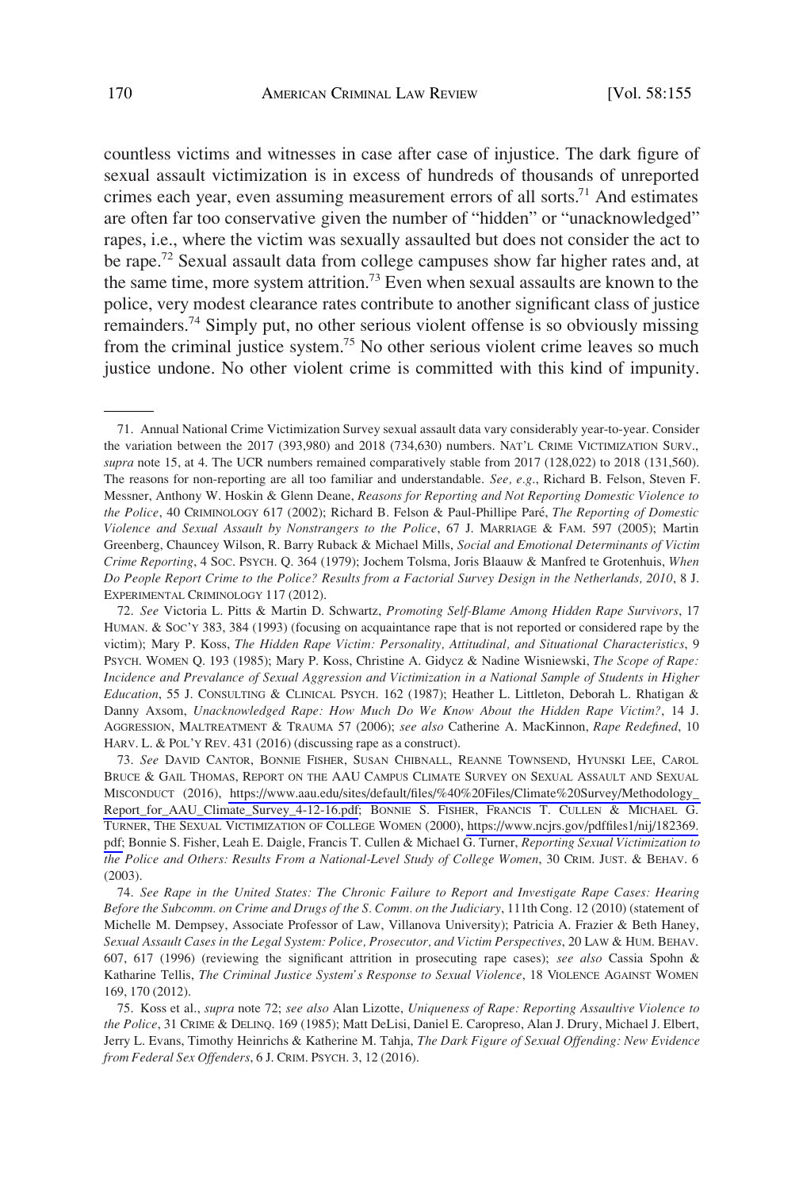countless victims and witnesses in case after case of injustice. The dark figure of sexual assault victimization is in excess of hundreds of thousands of unreported crimes each year, even assuming measurement errors of all sorts.[71] And estimates are often far too conservative given the number of "hidden" or "unacknowledged" rapes, i.e., where the victim was sexually assaulted but does not consider the act to be rape.[72] Sexual assault data from college campuses show far higher rates and, at the same time, more system attrition.[73] Even when sexual assaults are known to the police, very modest clearance rates contribute to another significant class of justice remainders.[74] Simply put, no other serious violent offense is so obviously missing from the criminal justice system.[75] No other serious violent crime leaves so much justice undone. No other violent crime is committed with this kind of impunity.

---

71. Annual National Crime Victimization Survey sexual assault data vary considerably year-to-year. Consider the variation between the 2017 (393,980) and 2018 (734,630) numbers. NAT'L CRIME VICTIMIZATION SURV., *supra* note 15, at 4. The UCR numbers remained comparatively stable from 2017 (128,022) to 2018 (131,560). The reasons for non-reporting are all too familiar and understandable. *See, e.g.*, Richard B. Felson, Steven F. Messner, Anthony W. Hoskin & Glenn Deane, *Reasons for Reporting and Not Reporting Domestic Violence to the Police*, 40 CRIMINOLOGY 617 (2002); Richard B. Felson & Paul-Phillipe Paré, *The Reporting of Domestic Violence and Sexual Assault by Nonstrangers to the Police*, 67 J. MARRIAGE & FAM. 597 (2005); Martin Greenberg, Chauncey Wilson, R. Barry Ruback & Michael Mills, *Social and Emotional Determinants of Victim Crime Reporting*, 4 SOC. PSYCH. Q. 364 (1979); Jochem Tolsma, Joris Blaauw & Manfred te Grotenhuis, *When Do People Report Crime to the Police? Results from a Factorial Survey Design in the Netherlands, 2010*, 8 J. EXPERIMENTAL CRIMINOLOGY 117 (2012).

72. *See* Victoria L. Pitts & Martin D. Schwartz, *Promoting Self-Blame Among Hidden Rape Survivors*, 17 HUMAN. & SOC'Y 383, 384 (1993) (focusing on acquaintance rape that is not reported or considered rape by the victim); Mary P. Koss, *The Hidden Rape Victim: Personality, Attitudinal, and Situational Characteristics*, 9 PSYCH. WOMEN Q. 193 (1985); Mary P. Koss, Christine A. Gidycz & Nadine Wisniewski, *The Scope of Rape: Incidence and Prevalance of Sexual Aggression and Victimization in a National Sample of Students in Higher Education*, 55 J. CONSULTING & CLINICAL PSYCH. 162 (1987); Heather L. Littleton, Deborah L. Rhatigan & Danny Axsom, *Unacknowledged Rape: How Much Do We Know About the Hidden Rape Victim?*, 14 J. AGGRESSION, MALTREATMENT & TRAUMA 57 (2006); *see also* Catherine A. MacKinnon, *Rape Redefined*, 10 HARV. L. & POL'Y REV. 431 (2016) (discussing rape as a construct).

73. *See* DAVID CANTOR, BONNIE FISHER, SUSAN CHIBNALL, REANNE TOWNSEND, HYUNSKI LEE, CAROL BRUCE & GAIL THOMAS, REPORT ON THE AAU CAMPUS CLIMATE SURVEY ON SEXUAL ASSAULT AND SEXUAL MISCONDUCT (2016), https://www.aau.edu/sites/default/files/%40%20Files/Climate%20Survey/Methodology_Report_for_AAU_Climate_Survey_4-12-16.pdf; BONNIE S. FISHER, FRANCIS T. CULLEN & MICHAEL G. TURNER, THE SEXUAL VICTIMIZATION OF COLLEGE WOMEN (2000), https://www.ncjrs.gov/pdffiles1/nij/182369.pdf; Bonnie S. Fisher, Leah E. Daigle, Francis T. Cullen & Michael G. Turner, *Reporting Sexual Victimization to the Police and Others: Results From a National-Level Study of College Women*, 30 CRIM. JUST. & BEHAV. 6 (2003).

74. *See Rape in the United States: The Chronic Failure to Report and Investigate Rape Cases: Hearing Before the Subcomm. on Crime and Drugs of the S. Comm. on the Judiciary*, 111th Cong. 12 (2010) (statement of Michelle M. Dempsey, Associate Professor of Law, Villanova University); Patricia A. Frazier & Beth Haney, *Sexual Assault Cases in the Legal System: Police, Prosecutor, and Victim Perspectives*, 20 LAW & HUM. BEHAV. 607, 617 (1996) (reviewing the significant attrition in prosecuting rape cases); *see also* Cassia Spohn & Katharine Tellis, *The Criminal Justice System's Response to Sexual Violence*, 18 VIOLENCE AGAINST WOMEN 169, 170 (2012).

75. Koss et al., *supra* note 72; *see also* Alan Lizotte, *Uniqueness of Rape: Reporting Assaultive Violence to the Police*, 31 CRIME & DELINQ. 169 (1985); Matt DeLisi, Daniel E. Caropreso, Alan J. Drury, Michael J. Elbert, Jerry L. Evans, Timothy Heinrichs & Katherine M. Tahja, *The Dark Figure of Sexual Offending: New Evidence from Federal Sex Offenders*, 6 J. CRIM. PSYCH. 3, 12 (2016).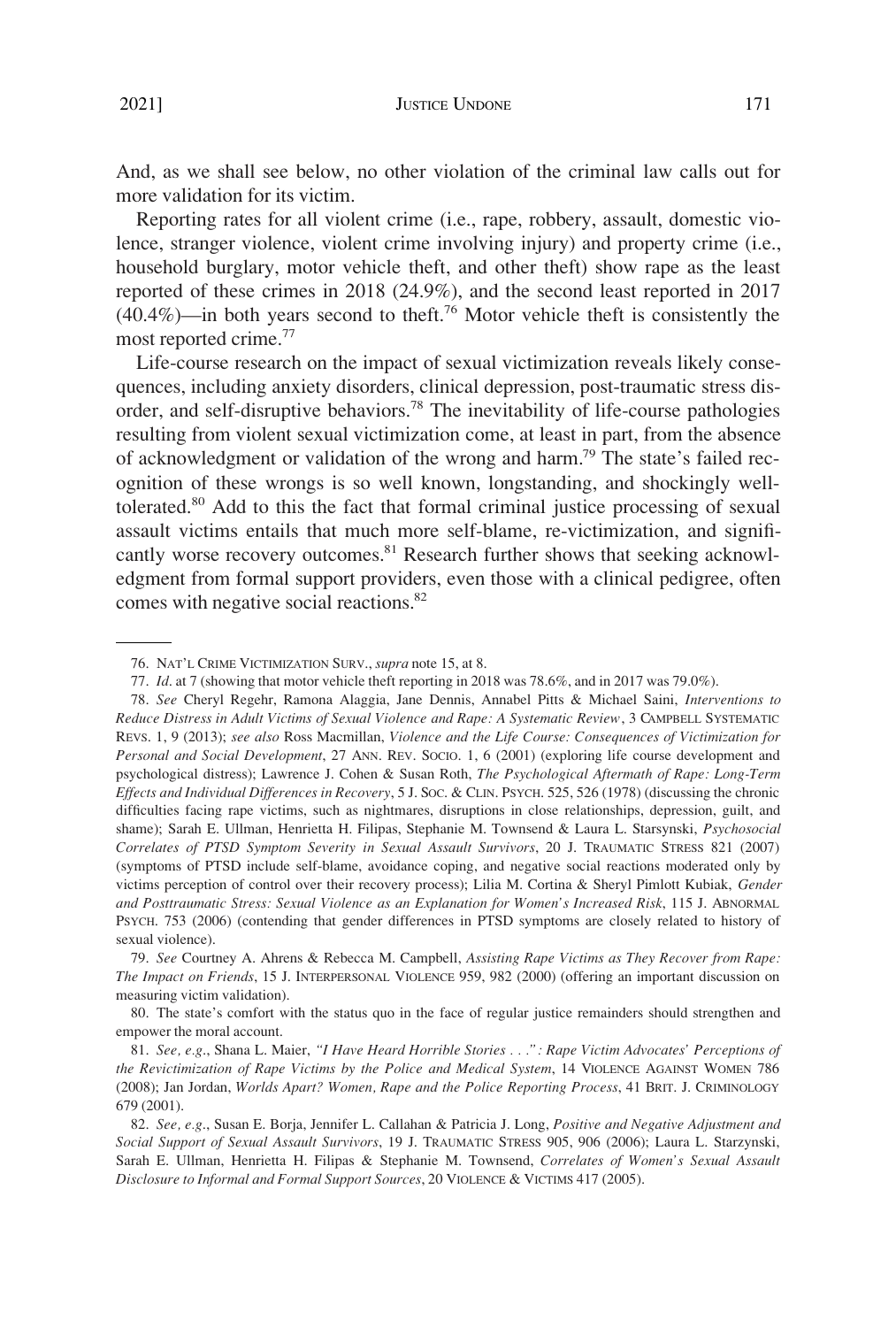And, as we shall see below, no other violation of the criminal law calls out for more validation for its victim.

Reporting rates for all violent crime (i.e., rape, robbery, assault, domestic violence, stranger violence, violent crime involving injury) and property crime (i.e., household burglary, motor vehicle theft, and other theft) show rape as the least reported of these crimes in 2018 (24.9%), and the second least reported in 2017 (40.4%)—in both years second to theft.[76] Motor vehicle theft is consistently the most reported crime.[77]

Life-course research on the impact of sexual victimization reveals likely consequences, including anxiety disorders, clinical depression, post-traumatic stress disorder, and self-disruptive behaviors.[78] The inevitability of life-course pathologies resulting from violent sexual victimization come, at least in part, from the absence of acknowledgment or validation of the wrong and harm.[79] The state's failed recognition of these wrongs is so well known, longstanding, and shockingly well-tolerated.[80] Add to this the fact that formal criminal justice processing of sexual assault victims entails that much more self-blame, re-victimization, and significantly worse recovery outcomes.[81] Research further shows that seeking acknowledgment from formal support providers, even those with a clinical pedigree, often comes with negative social reactions.[82]

---

76. NAT'L CRIME VICTIMIZATION SURV., *supra* note 15, at 8.

77. *Id*. at 7 (showing that motor vehicle theft reporting in 2018 was 78.6%, and in 2017 was 79.0%).

78. *See* Cheryl Regehr, Ramona Alaggia, Jane Dennis, Annabel Pitts & Michael Saini, *Interventions to Reduce Distress in Adult Victims of Sexual Violence and Rape: A Systematic Review*, 3 CAMPBELL SYSTEMATIC REVS. 1, 9 (2013); *see also* Ross Macmillan, *Violence and the Life Course: Consequences of Victimization for Personal and Social Development*, 27 ANN. REV. SOCIO. 1, 6 (2001) (exploring life course development and psychological distress); Lawrence J. Cohen & Susan Roth, *The Psychological Aftermath of Rape: Long-Term Effects and Individual Differences in Recovery*, 5 J. SOC. & CLIN. PSYCH. 525, 526 (1978) (discussing the chronic difficulties facing rape victims, such as nightmares, disruptions in close relationships, depression, guilt, and shame); Sarah E. Ullman, Henrietta H. Filipas, Stephanie M. Townsend & Laura L. Starsynski, *Psychosocial Correlates of PTSD Symptom Severity in Sexual Assault Survivors*, 20 J. TRAUMATIC STRESS 821 (2007) (symptoms of PTSD include self-blame, avoidance coping, and negative social reactions moderated only by victims perception of control over their recovery process); Lilia M. Cortina & Sheryl Pimlott Kubiak, *Gender and Posttraumatic Stress: Sexual Violence as an Explanation for Women's Increased Risk*, 115 J. ABNORMAL PSYCH. 753 (2006) (contending that gender differences in PTSD symptoms are closely related to history of sexual violence).

79. *See* Courtney A. Ahrens & Rebecca M. Campbell, *Assisting Rape Victims as They Recover from Rape: The Impact on Friends*, 15 J. INTERPERSONAL VIOLENCE 959, 982 (2000) (offering an important discussion on measuring victim validation).

80. The state's comfort with the status quo in the face of regular justice remainders should strengthen and empower the moral account.

81. *See, e.g*., Shana L. Maier, *"I Have Heard Horrible Stories . . .": Rape Victim Advocates' Perceptions of the Revictimization of Rape Victims by the Police and Medical System*, 14 VIOLENCE AGAINST WOMEN 786 (2008); Jan Jordan, *Worlds Apart? Women, Rape and the Police Reporting Process*, 41 BRIT. J. CRIMINOLOGY 679 (2001).

82. *See, e.g*., Susan E. Borja, Jennifer L. Callahan & Patricia J. Long, *Positive and Negative Adjustment and Social Support of Sexual Assault Survivors*, 19 J. TRAUMATIC STRESS 905, 906 (2006); Laura L. Starzynski, Sarah E. Ullman, Henrietta H. Filipas & Stephanie M. Townsend, *Correlates of Women's Sexual Assault Disclosure to Informal and Formal Support Sources*, 20 VIOLENCE & VICTIMS 417 (2005).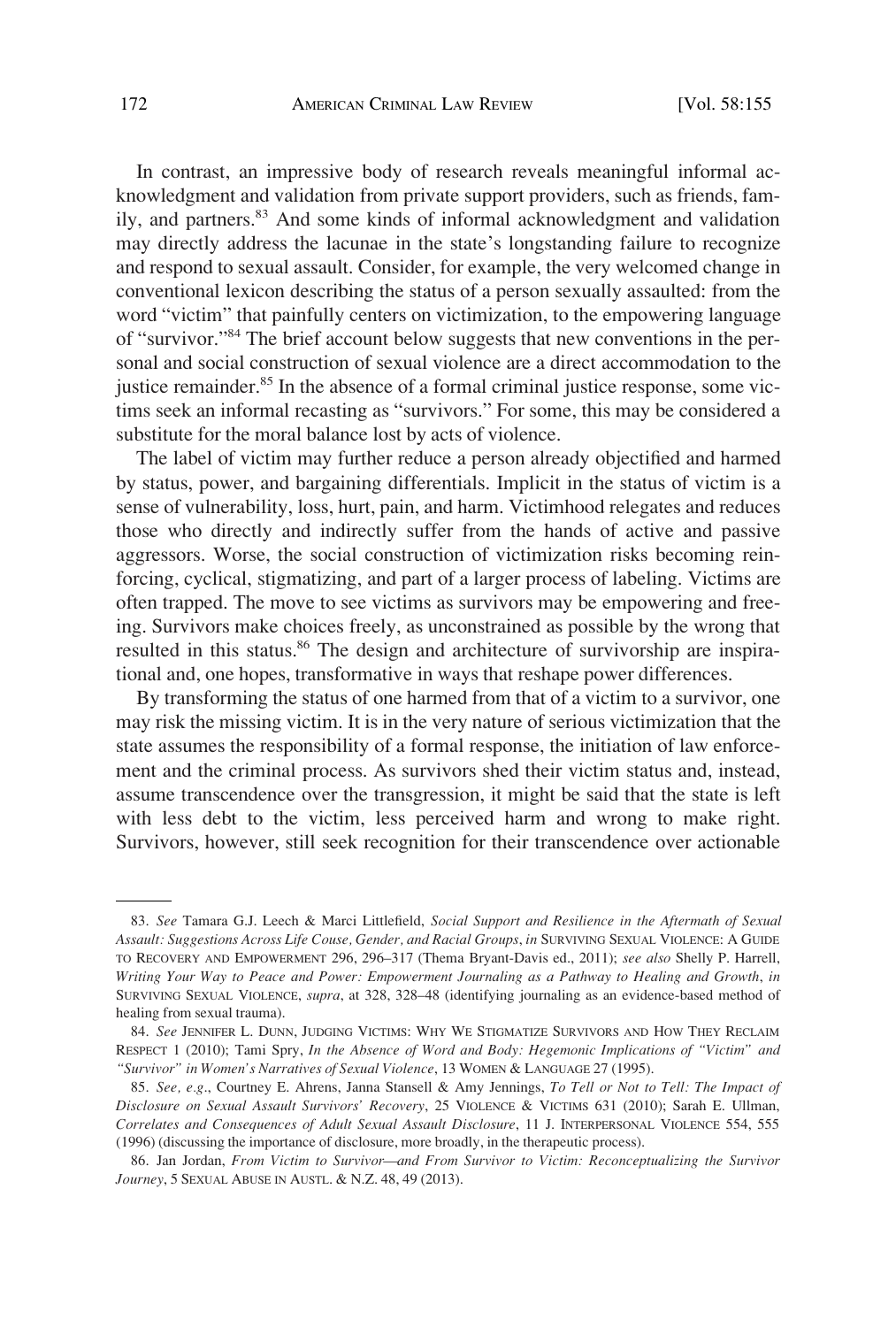In contrast, an impressive body of research reveals meaningful informal acknowledgment and validation from private support providers, such as friends, family, and partners.[83] And some kinds of informal acknowledgment and validation may directly address the lacunae in the state's longstanding failure to recognize and respond to sexual assault. Consider, for example, the very welcomed change in conventional lexicon describing the status of a person sexually assaulted: from the word "victim" that painfully centers on victimization, to the empowering language of "survivor."[84] The brief account below suggests that new conventions in the personal and social construction of sexual violence are a direct accommodation to the justice remainder.[85] In the absence of a formal criminal justice response, some victims seek an informal recasting as "survivors." For some, this may be considered a substitute for the moral balance lost by acts of violence.

The label of victim may further reduce a person already objectified and harmed by status, power, and bargaining differentials. Implicit in the status of victim is a sense of vulnerability, loss, hurt, pain, and harm. Victimhood relegates and reduces those who directly and indirectly suffer from the hands of active and passive aggressors. Worse, the social construction of victimization risks becoming reinforcing, cyclical, stigmatizing, and part of a larger process of labeling. Victims are often trapped. The move to see victims as survivors may be empowering and freeing. Survivors make choices freely, as unconstrained as possible by the wrong that resulted in this status.[86] The design and architecture of survivorship are inspirational and, one hopes, transformative in ways that reshape power differences.

By transforming the status of one harmed from that of a victim to a survivor, one may risk the missing victim. It is in the very nature of serious victimization that the state assumes the responsibility of a formal response, the initiation of law enforcement and the criminal process. As survivors shed their victim status and, instead, assume transcendence over the transgression, it might be said that the state is left with less debt to the victim, less perceived harm and wrong to make right. Survivors, however, still seek recognition for their transcendence over actionable

83. *See* Tamara G.J. Leech & Marci Littlefield, *Social Support and Resilience in the Aftermath of Sexual Assault: Suggestions Across Life Couse, Gender, and Racial Groups*, *in* SURVIVING SEXUAL VIOLENCE: A GUIDE TO RECOVERY AND EMPOWERMENT 296, 296–317 (Thema Bryant-Davis ed., 2011); *see also* Shelly P. Harrell, *Writing Your Way to Peace and Power: Empowerment Journaling as a Pathway to Healing and Growth*, *in* SURVIVING SEXUAL VIOLENCE, *supra*, at 328, 328–48 (identifying journaling as an evidence-based method of healing from sexual trauma).

84. *See* JENNIFER L. DUNN, JUDGING VICTIMS: WHY WE STIGMATIZE SURVIVORS AND HOW THEY RECLAIM RESPECT 1 (2010); Tami Spry, *In the Absence of Word and Body: Hegemonic Implications of "Victim" and "Survivor" in Women's Narratives of Sexual Violence*, 13 WOMEN & LANGUAGE 27 (1995).

85. *See, e.g.*, Courtney E. Ahrens, Janna Stansell & Amy Jennings, *To Tell or Not to Tell: The Impact of Disclosure on Sexual Assault Survivors' Recovery*, 25 VIOLENCE & VICTIMS 631 (2010); Sarah E. Ullman, *Correlates and Consequences of Adult Sexual Assault Disclosure*, 11 J. INTERPERSONAL VIOLENCE 554, 555 (1996) (discussing the importance of disclosure, more broadly, in the therapeutic process).

86. Jan Jordan, *From Victim to Survivor—and From Survivor to Victim: Reconceptualizing the Survivor Journey*, 5 SEXUAL ABUSE IN AUSTL. & N.Z. 48, 49 (2013).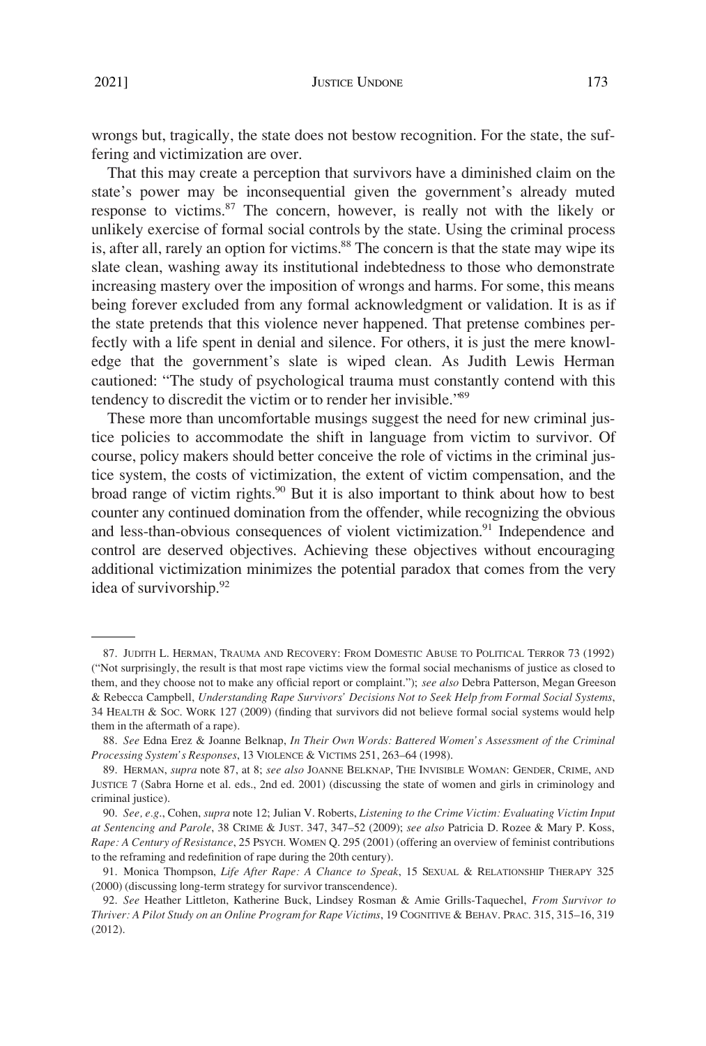wrongs but, tragically, the state does not bestow recognition. For the state, the suffering and victimization are over.

That this may create a perception that survivors have a diminished claim on the state's power may be inconsequential given the government's already muted response to victims.[87] The concern, however, is really not with the likely or unlikely exercise of formal social controls by the state. Using the criminal process is, after all, rarely an option for victims.[88] The concern is that the state may wipe its slate clean, washing away its institutional indebtedness to those who demonstrate increasing mastery over the imposition of wrongs and harms. For some, this means being forever excluded from any formal acknowledgment or validation. It is as if the state pretends that this violence never happened. That pretense combines perfectly with a life spent in denial and silence. For others, it is just the mere knowledge that the government's slate is wiped clean. As Judith Lewis Herman cautioned: "The study of psychological trauma must constantly contend with this tendency to discredit the victim or to render her invisible."[89]

These more than uncomfortable musings suggest the need for new criminal justice policies to accommodate the shift in language from victim to survivor. Of course, policy makers should better conceive the role of victims in the criminal justice system, the costs of victimization, the extent of victim compensation, and the broad range of victim rights.[90] But it is also important to think about how to best counter any continued domination from the offender, while recognizing the obvious and less-than-obvious consequences of violent victimization.[91] Independence and control are deserved objectives. Achieving these objectives without encouraging additional victimization minimizes the potential paradox that comes from the very idea of survivorship.[92]

---

87. JUDITH L. HERMAN, TRAUMA AND RECOVERY: FROM DOMESTIC ABUSE TO POLITICAL TERROR 73 (1992) ("Not surprisingly, the result is that most rape victims view the formal social mechanisms of justice as closed to them, and they choose not to make any official report or complaint."); *see also* Debra Patterson, Megan Greeson & Rebecca Campbell, *Understanding Rape Survivors' Decisions Not to Seek Help from Formal Social Systems*, 34 HEALTH & SOC. WORK 127 (2009) (finding that survivors did not believe formal social systems would help them in the aftermath of a rape).

88. *See* Edna Erez & Joanne Belknap, *In Their Own Words: Battered Women's Assessment of the Criminal Processing System's Responses*, 13 VIOLENCE & VICTIMS 251, 263–64 (1998).

89. HERMAN, *supra* note 87, at 8; *see also* JOANNE BELKNAP, THE INVISIBLE WOMAN: GENDER, CRIME, AND JUSTICE 7 (Sabra Horne et al. eds., 2nd ed. 2001) (discussing the state of women and girls in criminology and criminal justice).

90. *See, e.g.*, Cohen, *supra* note 12; Julian V. Roberts, *Listening to the Crime Victim: Evaluating Victim Input at Sentencing and Parole*, 38 CRIME & JUST. 347, 347–52 (2009); *see also* Patricia D. Rozee & Mary P. Koss, *Rape: A Century of Resistance*, 25 PSYCH. WOMEN Q. 295 (2001) (offering an overview of feminist contributions to the reframing and redefinition of rape during the 20th century).

91. Monica Thompson, *Life After Rape: A Chance to Speak*, 15 SEXUAL & RELATIONSHIP THERAPY 325 (2000) (discussing long-term strategy for survivor transcendence).

92. *See* Heather Littleton, Katherine Buck, Lindsey Rosman & Amie Grills-Taquechel, *From Survivor to Thriver: A Pilot Study on an Online Program for Rape Victims*, 19 COGNITIVE & BEHAV. PRAC. 315, 315–16, 319 (2012).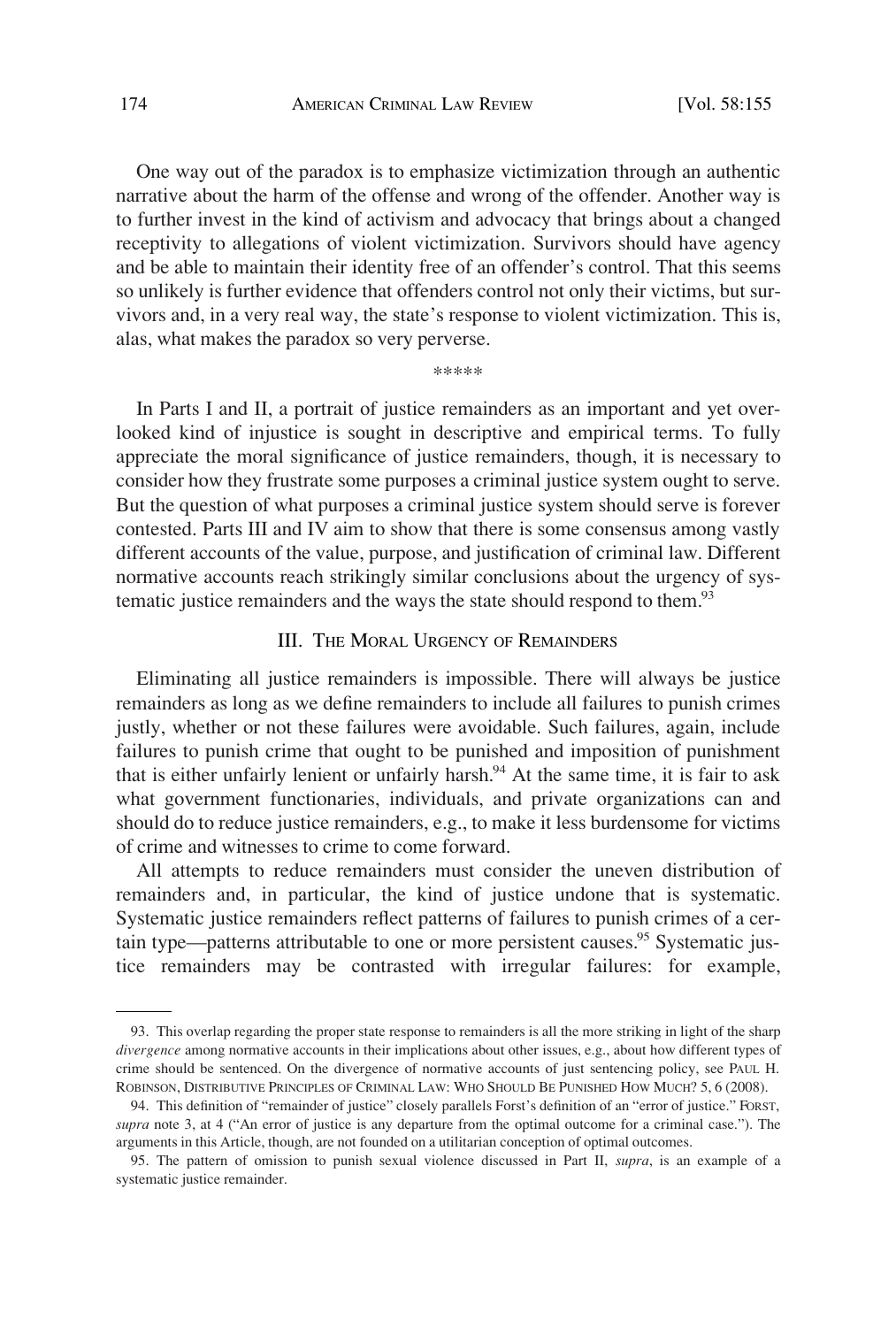One way out of the paradox is to emphasize victimization through an authentic narrative about the harm of the offense and wrong of the offender. Another way is to further invest in the kind of activism and advocacy that brings about a changed receptivity to allegations of violent victimization. Survivors should have agency and be able to maintain their identity free of an offender's control. That this seems so unlikely is further evidence that offenders control not only their victims, but survivors and, in a very real way, the state's response to violent victimization. This is, alas, what makes the paradox so very perverse.

\*\*\*\*\*

In Parts I and II, a portrait of justice remainders as an important and yet overlooked kind of injustice is sought in descriptive and empirical terms. To fully appreciate the moral significance of justice remainders, though, it is necessary to consider how they frustrate some purposes a criminal justice system ought to serve. But the question of what purposes a criminal justice system should serve is forever contested. Parts III and IV aim to show that there is some consensus among vastly different accounts of the value, purpose, and justification of criminal law. Different normative accounts reach strikingly similar conclusions about the urgency of systematic justice remainders and the ways the state should respond to them.[93]

## III. The Moral Urgency of Remainders

Eliminating all justice remainders is impossible. There will always be justice remainders as long as we define remainders to include all failures to punish crimes justly, whether or not these failures were avoidable. Such failures, again, include failures to punish crime that ought to be punished and imposition of punishment that is either unfairly lenient or unfairly harsh.[94] At the same time, it is fair to ask what government functionaries, individuals, and private organizations can and should do to reduce justice remainders, e.g., to make it less burdensome for victims of crime and witnesses to crime to come forward.

All attempts to reduce remainders must consider the uneven distribution of remainders and, in particular, the kind of justice undone that is systematic. Systematic justice remainders reflect patterns of failures to punish crimes of a certain type—patterns attributable to one or more persistent causes.[95] Systematic justice remainders may be contrasted with irregular failures: for example,

---

93. This overlap regarding the proper state response to remainders is all the more striking in light of the sharp *divergence* among normative accounts in their implications about other issues, e.g., about how different types of crime should be sentenced. On the divergence of normative accounts of just sentencing policy, see Paul H. Robinson, Distributive Principles of Criminal Law: Who Should Be Punished How Much? 5, 6 (2008).

94. This definition of "remainder of justice" closely parallels Forst's definition of an "error of justice." Forst, *supra* note 3, at 4 ("An error of justice is any departure from the optimal outcome for a criminal case."). The arguments in this Article, though, are not founded on a utilitarian conception of optimal outcomes.

95. The pattern of omission to punish sexual violence discussed in Part II, *supra*, is an example of a systematic justice remainder.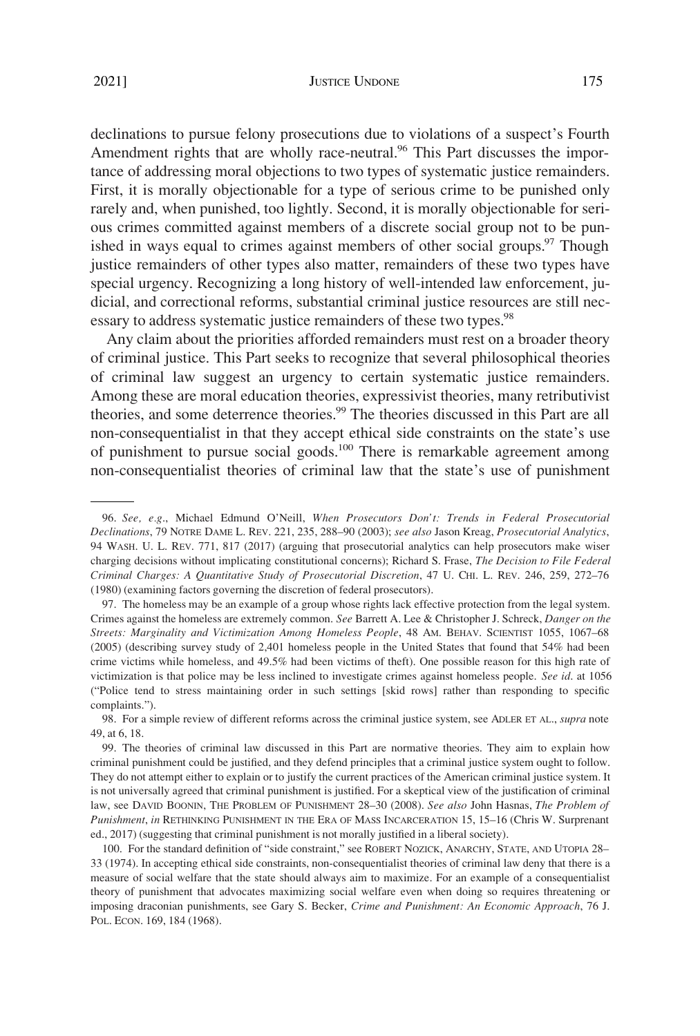declinations to pursue felony prosecutions due to violations of a suspect's Fourth Amendment rights that are wholly race-neutral.[96] This Part discusses the importance of addressing moral objections to two types of systematic justice remainders. First, it is morally objectionable for a type of serious crime to be punished only rarely and, when punished, too lightly. Second, it is morally objectionable for serious crimes committed against members of a discrete social group not to be punished in ways equal to crimes against members of other social groups.[97] Though justice remainders of other types also matter, remainders of these two types have special urgency. Recognizing a long history of well-intended law enforcement, judicial, and correctional reforms, substantial criminal justice resources are still necessary to address systematic justice remainders of these two types.[98]

Any claim about the priorities afforded remainders must rest on a broader theory of criminal justice. This Part seeks to recognize that several philosophical theories of criminal law suggest an urgency to certain systematic justice remainders. Among these are moral education theories, expressivist theories, many retributivist theories, and some deterrence theories.[99] The theories discussed in this Part are all non-consequentialist in that they accept ethical side constraints on the state's use of punishment to pursue social goods.[100] There is remarkable agreement among non-consequentialist theories of criminal law that the state's use of punishment

---

96. *See, e.g.*, Michael Edmund O'Neill, *When Prosecutors Don't: Trends in Federal Prosecutorial Declinations*, 79 NOTRE DAME L. REV. 221, 235, 288–90 (2003); *see also* Jason Kreag, *Prosecutorial Analytics*, 94 WASH. U. L. REV. 771, 817 (2017) (arguing that prosecutorial analytics can help prosecutors make wiser charging decisions without implicating constitutional concerns); Richard S. Frase, *The Decision to File Federal Criminal Charges: A Quantitative Study of Prosecutorial Discretion*, 47 U. CHI. L. REV. 246, 259, 272–76 (1980) (examining factors governing the discretion of federal prosecutors).

97. The homeless may be an example of a group whose rights lack effective protection from the legal system. Crimes against the homeless are extremely common. *See* Barrett A. Lee & Christopher J. Schreck, *Danger on the Streets: Marginality and Victimization Among Homeless People*, 48 AM. BEHAV. SCIENTIST 1055, 1067–68 (2005) (describing survey study of 2,401 homeless people in the United States that found that 54% had been crime victims while homeless, and 49.5% had been victims of theft). One possible reason for this high rate of victimization is that police may be less inclined to investigate crimes against homeless people. *See id.* at 1056 ("Police tend to stress maintaining order in such settings [skid rows] rather than responding to specific complaints.").

98. For a simple review of different reforms across the criminal justice system, see ADLER ET AL., *supra* note 49, at 6, 18.

99. The theories of criminal law discussed in this Part are normative theories. They aim to explain how criminal punishment could be justified, and they defend principles that a criminal justice system ought to follow. They do not attempt either to explain or to justify the current practices of the American criminal justice system. It is not universally agreed that criminal punishment is justified. For a skeptical view of the justification of criminal law, see DAVID BOONIN, THE PROBLEM OF PUNISHMENT 28–30 (2008). *See also* John Hasnas, *The Problem of Punishment*, *in* RETHINKING PUNISHMENT IN THE ERA OF MASS INCARCERATION 15, 15–16 (Chris W. Surprenant ed., 2017) (suggesting that criminal punishment is not morally justified in a liberal society).

100. For the standard definition of "side constraint," see ROBERT NOZICK, ANARCHY, STATE, AND UTOPIA 28–33 (1974). In accepting ethical side constraints, non-consequentialist theories of criminal law deny that there is a measure of social welfare that the state should always aim to maximize. For an example of a consequentialist theory of punishment that advocates maximizing social welfare even when doing so requires threatening or imposing draconian punishments, see Gary S. Becker, *Crime and Punishment: An Economic Approach*, 76 J. POL. ECON. 169, 184 (1968).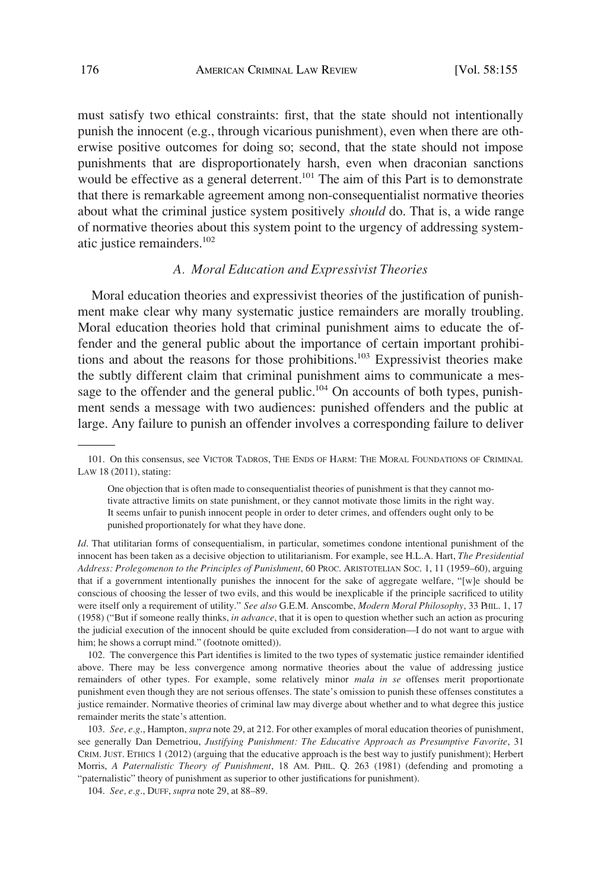must satisfy two ethical constraints: first, that the state should not intentionally punish the innocent (e.g., through vicarious punishment), even when there are otherwise positive outcomes for doing so; second, that the state should not impose punishments that are disproportionately harsh, even when draconian sanctions would be effective as a general deterrent.[101] The aim of this Part is to demonstrate that there is remarkable agreement among non-consequentialist normative theories about what the criminal justice system positively *should* do. That is, a wide range of normative theories about this system point to the urgency of addressing systematic justice remainders.[102]

### A. Moral Education and Expressivist Theories

Moral education theories and expressivist theories of the justification of punishment make clear why many systematic justice remainders are morally troubling. Moral education theories hold that criminal punishment aims to educate the offender and the general public about the importance of certain important prohibitions and about the reasons for those prohibitions.[103] Expressivist theories make the subtly different claim that criminal punishment aims to communicate a message to the offender and the general public.[104] On accounts of both types, punishment sends a message with two audiences: punished offenders and the public at large. Any failure to punish an offender involves a corresponding failure to deliver

---

101. On this consensus, see VICTOR TADROS, THE ENDS OF HARM: THE MORAL FOUNDATIONS OF CRIMINAL LAW 18 (2011), stating:

> One objection that is often made to consequentialist theories of punishment is that they cannot motivate attractive limits on state punishment, or they cannot motivate those limits in the right way. It seems unfair to punish innocent people in order to deter crimes, and offenders ought only to be punished proportionately for what they have done.

*Id*. That utilitarian forms of consequentialism, in particular, sometimes condone intentional punishment of the innocent has been taken as a decisive objection to utilitarianism. For example, see H.L.A. Hart, *The Presidential Address: Prolegomenon to the Principles of Punishment*, 60 PROC. ARISTOTELIAN SOC. 1, 11 (1959–60), arguing that if a government intentionally punishes the innocent for the sake of aggregate welfare, "[w]e should be conscious of choosing the lesser of two evils, and this would be inexplicable if the principle sacrificed to utility were itself only a requirement of utility." *See also* G.E.M. Anscombe, *Modern Moral Philosophy*, 33 PHIL. 1, 17 (1958) ("But if someone really thinks, *in advance*, that it is open to question whether such an action as procuring the judicial execution of the innocent should be quite excluded from consideration—I do not want to argue with him; he shows a corrupt mind." (footnote omitted)).

102. The convergence this Part identifies is limited to the two types of systematic justice remainder identified above. There may be less convergence among normative theories about the value of addressing justice remainders of other types. For example, some relatively minor *mala in se* offenses merit proportionate punishment even though they are not serious offenses. The state's omission to punish these offenses constitutes a justice remainder. Normative theories of criminal law may diverge about whether and to what degree this justice remainder merits the state's attention.

103. *See, e.g*., Hampton, *supra* note 29, at 212. For other examples of moral education theories of punishment, see generally Dan Demetriou, *Justifying Punishment: The Educative Approach as Presumptive Favorite*, 31 CRIM. JUST. ETHICS 1 (2012) (arguing that the educative approach is the best way to justify punishment); Herbert Morris, *A Paternalistic Theory of Punishment*, 18 AM. PHIL. Q. 263 (1981) (defending and promoting a "paternalistic" theory of punishment as superior to other justifications for punishment).

104. *See, e.g*., DUFF, *supra* note 29, at 88–89.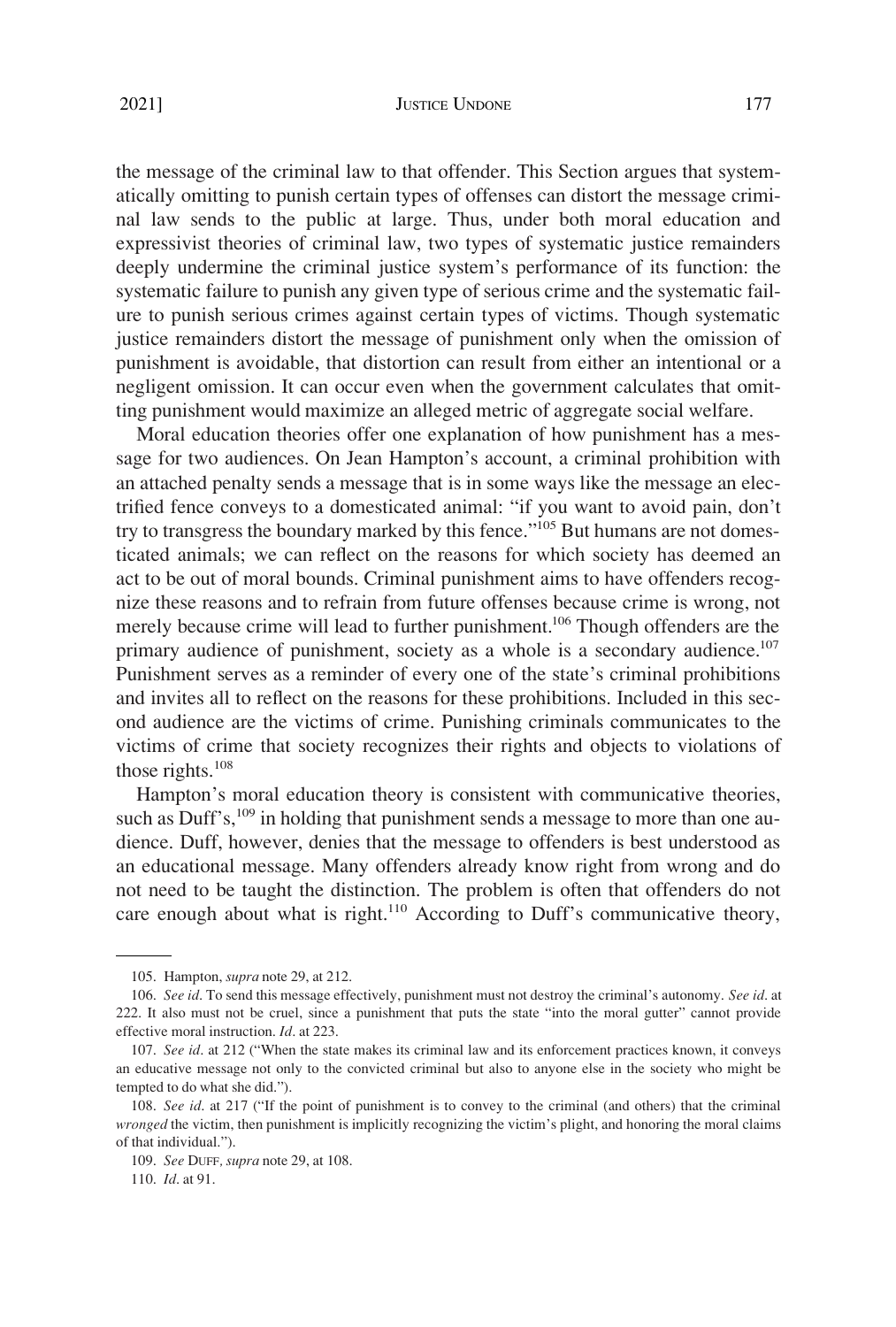the message of the criminal law to that offender. This Section argues that systematically omitting to punish certain types of offenses can distort the message criminal law sends to the public at large. Thus, under both moral education and expressivist theories of criminal law, two types of systematic justice remainders deeply undermine the criminal justice system's performance of its function: the systematic failure to punish any given type of serious crime and the systematic failure to punish serious crimes against certain types of victims. Though systematic justice remainders distort the message of punishment only when the omission of punishment is avoidable, that distortion can result from either an intentional or a negligent omission. It can occur even when the government calculates that omitting punishment would maximize an alleged metric of aggregate social welfare.

Moral education theories offer one explanation of how punishment has a message for two audiences. On Jean Hampton's account, a criminal prohibition with an attached penalty sends a message that is in some ways like the message an electrified fence conveys to a domesticated animal: "if you want to avoid pain, don't try to transgress the boundary marked by this fence."[105] But humans are not domesticated animals; we can reflect on the reasons for which society has deemed an act to be out of moral bounds. Criminal punishment aims to have offenders recognize these reasons and to refrain from future offenses because crime is wrong, not merely because crime will lead to further punishment.[106] Though offenders are the primary audience of punishment, society as a whole is a secondary audience.[107] Punishment serves as a reminder of every one of the state's criminal prohibitions and invites all to reflect on the reasons for these prohibitions. Included in this second audience are the victims of crime. Punishing criminals communicates to the victims of crime that society recognizes their rights and objects to violations of those rights.[108]

Hampton's moral education theory is consistent with communicative theories, such as Duff's,[109] in holding that punishment sends a message to more than one audience. Duff, however, denies that the message to offenders is best understood as an educational message. Many offenders already know right from wrong and do not need to be taught the distinction. The problem is often that offenders do not care enough about what is right.[110] According to Duff's communicative theory,

---

105. Hampton, *supra* note 29, at 212.

106. *See id*. To send this message effectively, punishment must not destroy the criminal's autonomy. *See id*. at 222. It also must not be cruel, since a punishment that puts the state "into the moral gutter" cannot provide effective moral instruction. *Id*. at 223.

107. *See id*. at 212 ("When the state makes its criminal law and its enforcement practices known, it conveys an educative message not only to the convicted criminal but also to anyone else in the society who might be tempted to do what she did.").

108. *See id*. at 217 ("If the point of punishment is to convey to the criminal (and others) that the criminal *wronged* the victim, then punishment is implicitly recognizing the victim's plight, and honoring the moral claims of that individual.").

109. *See* DUFF, *supra* note 29, at 108.

110. *Id*. at 91.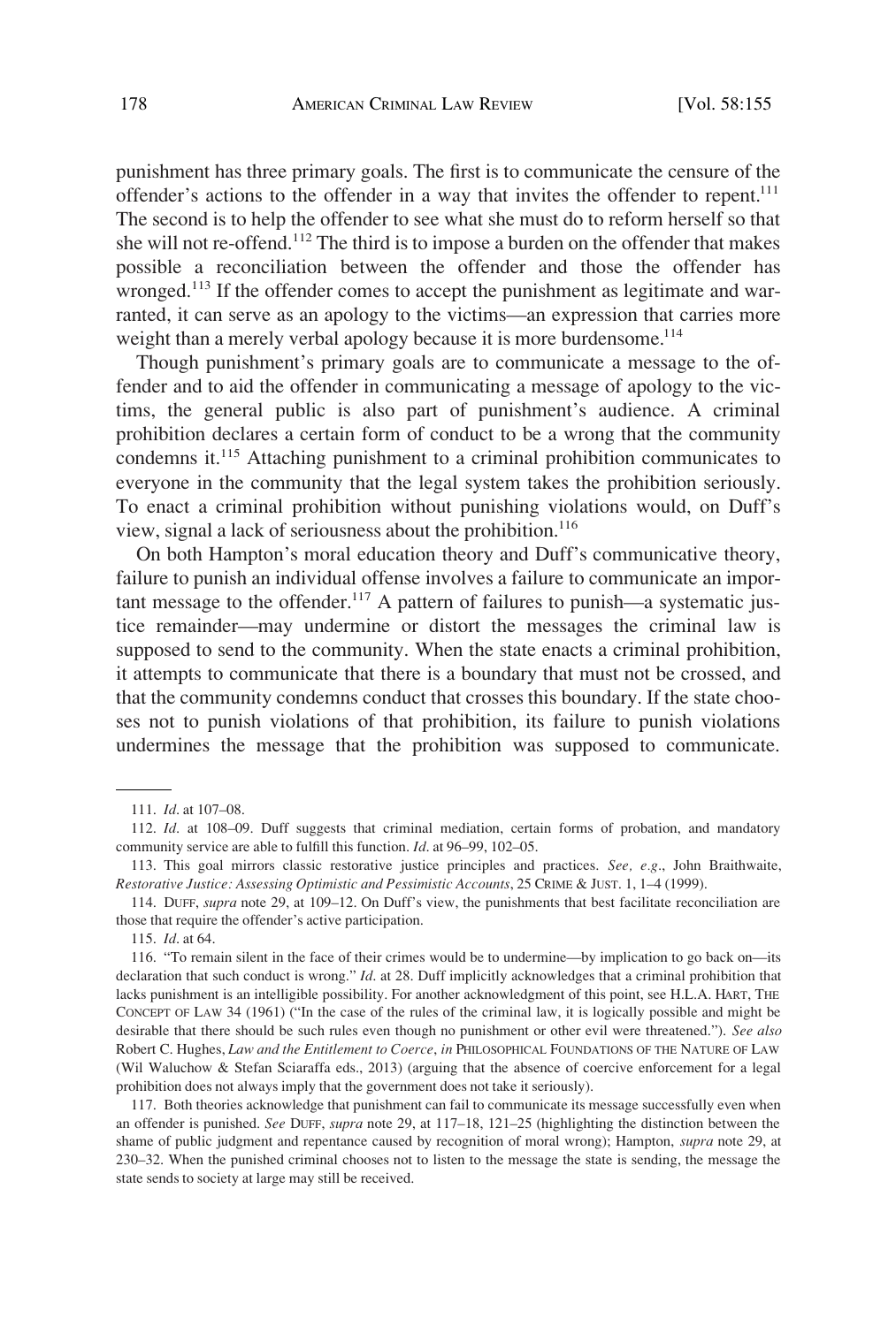punishment has three primary goals. The first is to communicate the censure of the offender's actions to the offender in a way that invites the offender to repent.[111] The second is to help the offender to see what she must do to reform herself so that she will not re-offend.[112] The third is to impose a burden on the offender that makes possible a reconciliation between the offender and those the offender has wronged.[113] If the offender comes to accept the punishment as legitimate and warranted, it can serve as an apology to the victims—an expression that carries more weight than a merely verbal apology because it is more burdensome.[114]

Though punishment's primary goals are to communicate a message to the offender and to aid the offender in communicating a message of apology to the victims, the general public is also part of punishment's audience. A criminal prohibition declares a certain form of conduct to be a wrong that the community condemns it.[115] Attaching punishment to a criminal prohibition communicates to everyone in the community that the legal system takes the prohibition seriously. To enact a criminal prohibition without punishing violations would, on Duff's view, signal a lack of seriousness about the prohibition.[116]

On both Hampton's moral education theory and Duff's communicative theory, failure to punish an individual offense involves a failure to communicate an important message to the offender.[117] A pattern of failures to punish—a systematic justice remainder—may undermine or distort the messages the criminal law is supposed to send to the community. When the state enacts a criminal prohibition, it attempts to communicate that there is a boundary that must not be crossed, and that the community condemns conduct that crosses this boundary. If the state chooses not to punish violations of that prohibition, its failure to punish violations undermines the message that the prohibition was supposed to communicate.

---

111. *Id*. at 107–08.

112. *Id*. at 108–09. Duff suggests that criminal mediation, certain forms of probation, and mandatory community service are able to fulfill this function. *Id*. at 96–99, 102–05.

113. This goal mirrors classic restorative justice principles and practices. *See, e.g*., John Braithwaite, *Restorative Justice: Assessing Optimistic and Pessimistic Accounts*, 25 CRIME & JUST. 1, 1–4 (1999).

114. DUFF, *supra* note 29, at 109–12. On Duff's view, the punishments that best facilitate reconciliation are those that require the offender's active participation.

115. *Id*. at 64.

116. "To remain silent in the face of their crimes would be to undermine—by implication to go back on—its declaration that such conduct is wrong." *Id*. at 28. Duff implicitly acknowledges that a criminal prohibition that lacks punishment is an intelligible possibility. For another acknowledgment of this point, see H.L.A. HART, THE CONCEPT OF LAW 34 (1961) ("In the case of the rules of the criminal law, it is logically possible and might be desirable that there should be such rules even though no punishment or other evil were threatened."). *See also* Robert C. Hughes, *Law and the Entitlement to Coerce*, *in* PHILOSOPHICAL FOUNDATIONS OF THE NATURE OF LAW (Wil Waluchow & Stefan Sciaraffa eds., 2013) (arguing that the absence of coercive enforcement for a legal prohibition does not always imply that the government does not take it seriously).

117. Both theories acknowledge that punishment can fail to communicate its message successfully even when an offender is punished. *See* DUFF, *supra* note 29, at 117–18, 121–25 (highlighting the distinction between the shame of public judgment and repentance caused by recognition of moral wrong); Hampton, *supra* note 29, at 230–32. When the punished criminal chooses not to listen to the message the state is sending, the message the state sends to society at large may still be received.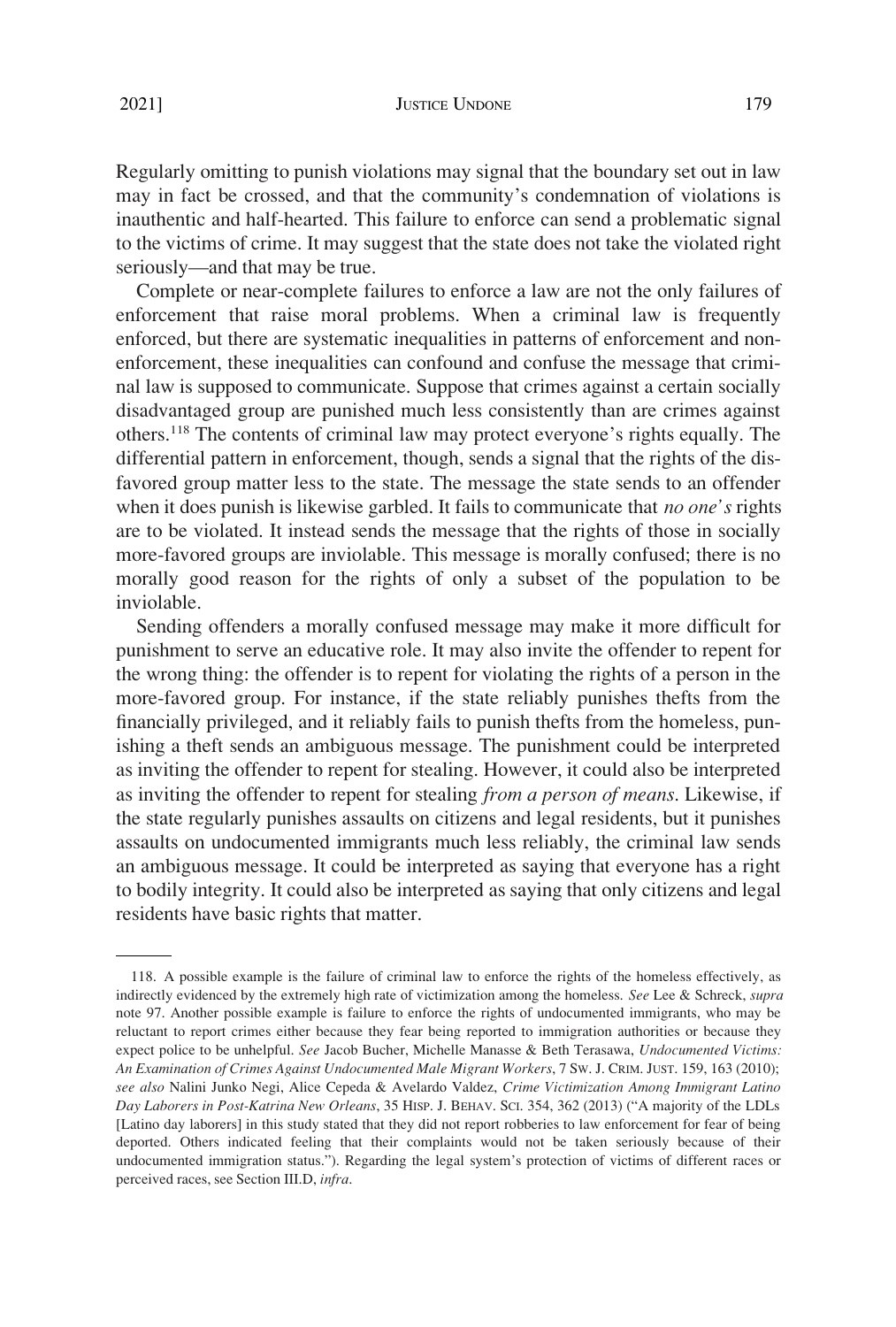Regularly omitting to punish violations may signal that the boundary set out in law may in fact be crossed, and that the community's condemnation of violations is inauthentic and half-hearted. This failure to enforce can send a problematic signal to the victims of crime. It may suggest that the state does not take the violated right seriously—and that may be true.

Complete or near-complete failures to enforce a law are not the only failures of enforcement that raise moral problems. When a criminal law is frequently enforced, but there are systematic inequalities in patterns of enforcement and non-enforcement, these inequalities can confound and confuse the message that criminal law is supposed to communicate. Suppose that crimes against a certain socially disadvantaged group are punished much less consistently than are crimes against others.[118] The contents of criminal law may protect everyone's rights equally. The differential pattern in enforcement, though, sends a signal that the rights of the disfavored group matter less to the state. The message the state sends to an offender when it does punish is likewise garbled. It fails to communicate that *no one's* rights are to be violated. It instead sends the message that the rights of those in socially more-favored groups are inviolable. This message is morally confused; there is no morally good reason for the rights of only a subset of the population to be inviolable.

Sending offenders a morally confused message may make it more difficult for punishment to serve an educative role. It may also invite the offender to repent for the wrong thing: the offender is to repent for violating the rights of a person in the more-favored group. For instance, if the state reliably punishes thefts from the financially privileged, and it reliably fails to punish thefts from the homeless, punishing a theft sends an ambiguous message. The punishment could be interpreted as inviting the offender to repent for stealing. However, it could also be interpreted as inviting the offender to repent for stealing *from a person of means*. Likewise, if the state regularly punishes assaults on citizens and legal residents, but it punishes assaults on undocumented immigrants much less reliably, the criminal law sends an ambiguous message. It could be interpreted as saying that everyone has a right to bodily integrity. It could also be interpreted as saying that only citizens and legal residents have basic rights that matter.

---

118. A possible example is the failure of criminal law to enforce the rights of the homeless effectively, as indirectly evidenced by the extremely high rate of victimization among the homeless. *See* Lee & Schreck, *supra* note 97. Another possible example is failure to enforce the rights of undocumented immigrants, who may be reluctant to report crimes either because they fear being reported to immigration authorities or because they expect police to be unhelpful. *See* Jacob Bucher, Michelle Manasse & Beth Terasawa, *Undocumented Victims: An Examination of Crimes Against Undocumented Male Migrant Workers*, 7 SW. J. CRIM. JUST. 159, 163 (2010); *see also* Nalini Junko Negi, Alice Cepeda & Avelardo Valdez, *Crime Victimization Among Immigrant Latino Day Laborers in Post-Katrina New Orleans*, 35 HISP. J. BEHAV. SCI. 354, 362 (2013) ("A majority of the LDLs [Latino day laborers] in this study stated that they did not report robberies to law enforcement for fear of being deported. Others indicated feeling that their complaints would not be taken seriously because of their undocumented immigration status."). Regarding the legal system's protection of victims of different races or perceived races, see Section III.D, *infra*.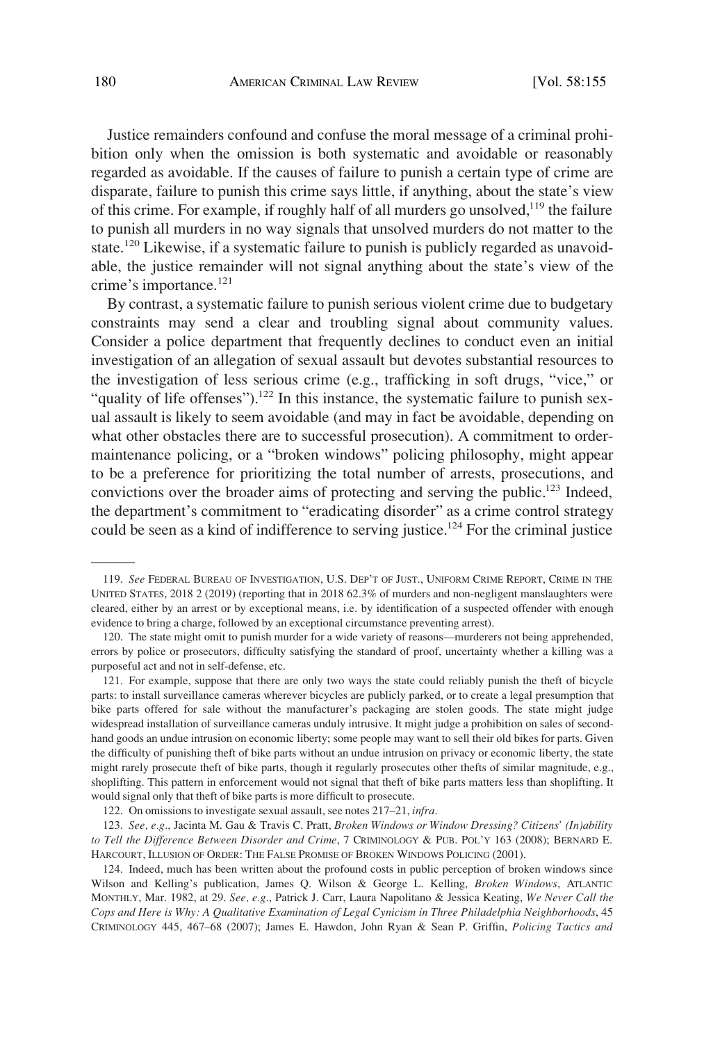Justice remainders confound and confuse the moral message of a criminal prohibition only when the omission is both systematic and avoidable or reasonably regarded as avoidable. If the causes of failure to punish a certain type of crime are disparate, failure to punish this crime says little, if anything, about the state's view of this crime. For example, if roughly half of all murders go unsolved,[119] the failure to punish all murders in no way signals that unsolved murders do not matter to the state.[120] Likewise, if a systematic failure to punish is publicly regarded as unavoidable, the justice remainder will not signal anything about the state's view of the crime's importance.[121]

By contrast, a systematic failure to punish serious violent crime due to budgetary constraints may send a clear and troubling signal about community values. Consider a police department that frequently declines to conduct even an initial investigation of an allegation of sexual assault but devotes substantial resources to the investigation of less serious crime (e.g., trafficking in soft drugs, "vice," or "quality of life offenses").[122] In this instance, the systematic failure to punish sexual assault is likely to seem avoidable (and may in fact be avoidable, depending on what other obstacles there are to successful prosecution). A commitment to order-maintenance policing, or a "broken windows" policing philosophy, might appear to be a preference for prioritizing the total number of arrests, prosecutions, and convictions over the broader aims of protecting and serving the public.[123] Indeed, the department's commitment to "eradicating disorder" as a crime control strategy could be seen as a kind of indifference to serving justice.[124] For the criminal justice

---

119. *See* FEDERAL BUREAU OF INVESTIGATION, U.S. DEP'T OF JUST., UNIFORM CRIME REPORT, CRIME IN THE UNITED STATES, 2018 2 (2019) (reporting that in 2018 62.3% of murders and non-negligent manslaughters were cleared, either by an arrest or by exceptional means, i.e. by identification of a suspected offender with enough evidence to bring a charge, followed by an exceptional circumstance preventing arrest).

120. The state might omit to punish murder for a wide variety of reasons—murderers not being apprehended, errors by police or prosecutors, difficulty satisfying the standard of proof, uncertainty whether a killing was a purposeful act and not in self-defense, etc.

121. For example, suppose that there are only two ways the state could reliably punish the theft of bicycle parts: to install surveillance cameras wherever bicycles are publicly parked, or to create a legal presumption that bike parts offered for sale without the manufacturer's packaging are stolen goods. The state might judge widespread installation of surveillance cameras unduly intrusive. It might judge a prohibition on sales of second-hand goods an undue intrusion on economic liberty; some people may want to sell their old bikes for parts. Given the difficulty of punishing theft of bike parts without an undue intrusion on privacy or economic liberty, the state might rarely prosecute theft of bike parts, though it regularly prosecutes other thefts of similar magnitude, e.g., shoplifting. This pattern in enforcement would not signal that theft of bike parts matters less than shoplifting. It would signal only that theft of bike parts is more difficult to prosecute.

122. On omissions to investigate sexual assault, see notes 217–21, *infra*.

123. *See, e.g.*, Jacinta M. Gau & Travis C. Pratt, *Broken Windows or Window Dressing? Citizens' (In)ability to Tell the Difference Between Disorder and Crime*, 7 CRIMINOLOGY & PUB. POL'Y 163 (2008); BERNARD E. HARCOURT, ILLUSION OF ORDER: THE FALSE PROMISE OF BROKEN WINDOWS POLICING (2001).

124. Indeed, much has been written about the profound costs in public perception of broken windows since Wilson and Kelling's publication, James Q. Wilson & George L. Kelling, *Broken Windows*, ATLANTIC MONTHLY, Mar. 1982, at 29. *See, e.g.*, Patrick J. Carr, Laura Napolitano & Jessica Keating, *We Never Call the Cops and Here is Why: A Qualitative Examination of Legal Cynicism in Three Philadelphia Neighborhoods*, 45 CRIMINOLOGY 445, 467–68 (2007); James E. Hawdon, John Ryan & Sean P. Griffin, *Policing Tactics and*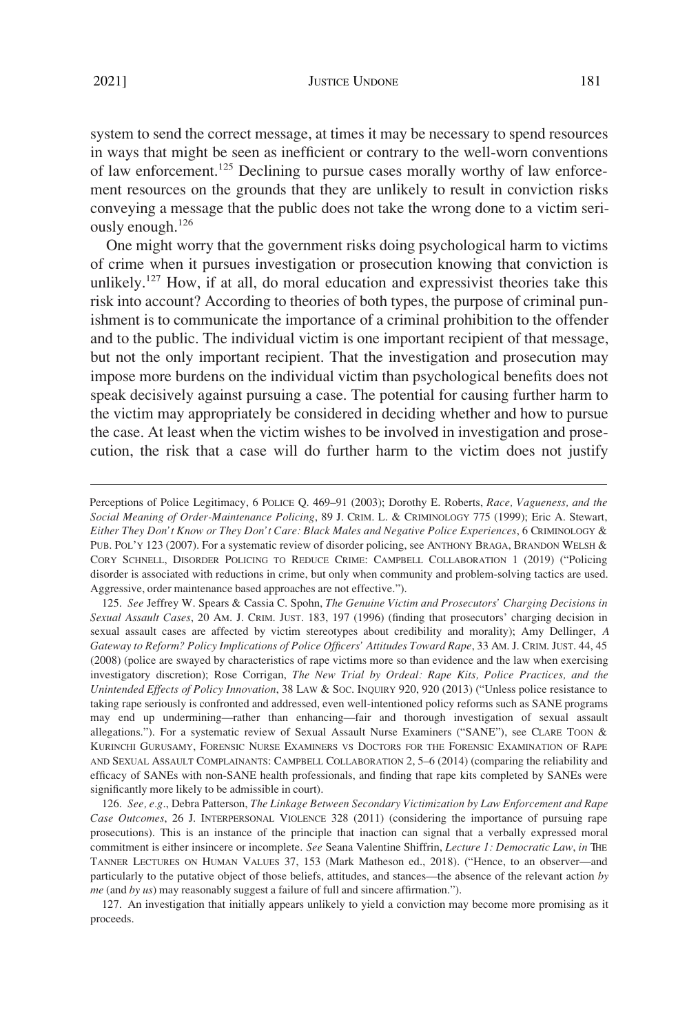system to send the correct message, at times it may be necessary to spend resources in ways that might be seen as inefficient or contrary to the well-worn conventions of law enforcement.[125] Declining to pursue cases morally worthy of law enforcement resources on the grounds that they are unlikely to result in conviction risks conveying a message that the public does not take the wrong done to a victim seriously enough.[126]

One might worry that the government risks doing psychological harm to victims of crime when it pursues investigation or prosecution knowing that conviction is unlikely.[127] How, if at all, do moral education and expressivist theories take this risk into account? According to theories of both types, the purpose of criminal punishment is to communicate the importance of a criminal prohibition to the offender and to the public. The individual victim is one important recipient of that message, but not the only important recipient. That the investigation and prosecution may impose more burdens on the individual victim than psychological benefits does not speak decisively against pursuing a case. The potential for causing further harm to the victim may appropriately be considered in deciding whether and how to pursue the case. At least when the victim wishes to be involved in investigation and prosecution, the risk that a case will do further harm to the victim does not justify

---

Perceptions of Police Legitimacy, 6 POLICE Q. 469–91 (2003); Dorothy E. Roberts, *Race, Vagueness, and the Social Meaning of Order-Maintenance Policing*, 89 J. CRIM. L. & CRIMINOLOGY 775 (1999); Eric A. Stewart, *Either They Don't Know or They Don't Care: Black Males and Negative Police Experiences*, 6 CRIMINOLOGY & PUB. POL'Y 123 (2007). For a systematic review of disorder policing, see ANTHONY BRAGA, BRANDON WELSH & CORY SCHNELL, DISORDER POLICING TO REDUCE CRIME: CAMPBELL COLLABORATION 1 (2019) ("Policing disorder is associated with reductions in crime, but only when community and problem-solving tactics are used. Aggressive, order maintenance based approaches are not effective.").

125. *See* Jeffrey W. Spears & Cassia C. Spohn, *The Genuine Victim and Prosecutors' Charging Decisions in Sexual Assault Cases*, 20 AM. J. CRIM. JUST. 183, 197 (1996) (finding that prosecutors' charging decision in sexual assault cases are affected by victim stereotypes about credibility and morality); Amy Dellinger, *A Gateway to Reform? Policy Implications of Police Officers' Attitudes Toward Rape*, 33 AM. J. CRIM. JUST. 44, 45 (2008) (police are swayed by characteristics of rape victims more so than evidence and the law when exercising investigatory discretion); Rose Corrigan, *The New Trial by Ordeal: Rape Kits, Police Practices, and the Unintended Effects of Policy Innovation*, 38 LAW & SOC. INQUIRY 920, 920 (2013) ("Unless police resistance to taking rape seriously is confronted and addressed, even well-intentioned policy reforms such as SANE programs may end up undermining—rather than enhancing—fair and thorough investigation of sexual assault allegations."). For a systematic review of Sexual Assault Nurse Examiners ("SANE"), see CLARE TOON & KURINCHI GURUSAMY, FORENSIC NURSE EXAMINERS VS DOCTORS FOR THE FORENSIC EXAMINATION OF RAPE AND SEXUAL ASSAULT COMPLAINANTS: CAMPBELL COLLABORATION 2, 5–6 (2014) (comparing the reliability and efficacy of SANEs with non-SANE health professionals, and finding that rape kits completed by SANEs were significantly more likely to be admissible in court).

126. *See, e.g.*, Debra Patterson, *The Linkage Between Secondary Victimization by Law Enforcement and Rape Case Outcomes*, 26 J. INTERPERSONAL VIOLENCE 328 (2011) (considering the importance of pursuing rape prosecutions). This is an instance of the principle that inaction can signal that a verbally expressed moral commitment is either insincere or incomplete. *See* Seana Valentine Shiffrin, *Lecture 1: Democratic Law*, *in* THE TANNER LECTURES ON HUMAN VALUES 37, 153 (Mark Matheson ed., 2018). ("Hence, to an observer—and particularly to the putative object of those beliefs, attitudes, and stances—the absence of the relevant action *by me* (and *by us*) may reasonably suggest a failure of full and sincere affirmation.").

127. An investigation that initially appears unlikely to yield a conviction may become more promising as it proceeds.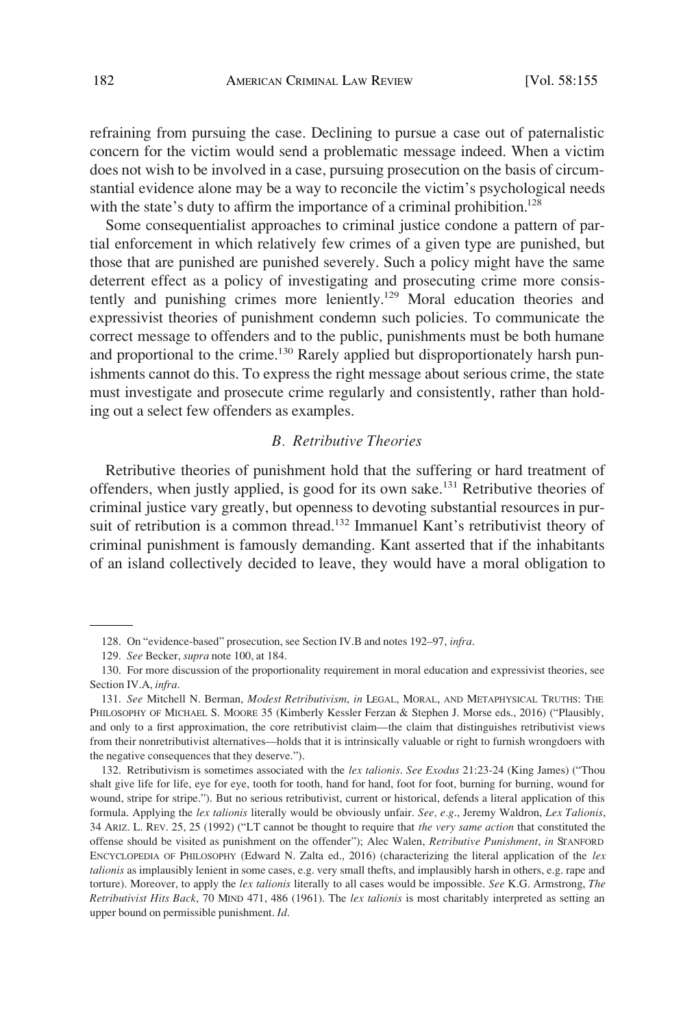refraining from pursuing the case. Declining to pursue a case out of paternalistic concern for the victim would send a problematic message indeed. When a victim does not wish to be involved in a case, pursuing prosecution on the basis of circumstantial evidence alone may be a way to reconcile the victim's psychological needs with the state's duty to affirm the importance of a criminal prohibition.[128]

Some consequentialist approaches to criminal justice condone a pattern of partial enforcement in which relatively few crimes of a given type are punished, but those that are punished are punished severely. Such a policy might have the same deterrent effect as a policy of investigating and prosecuting crime more consistently and punishing crimes more leniently.[129] Moral education theories and expressivist theories of punishment condemn such policies. To communicate the correct message to offenders and to the public, punishments must be both humane and proportional to the crime.[130] Rarely applied but disproportionately harsh punishments cannot do this. To express the right message about serious crime, the state must investigate and prosecute crime regularly and consistently, rather than holding out a select few offenders as examples.

### *B. Retributive Theories*

Retributive theories of punishment hold that the suffering or hard treatment of offenders, when justly applied, is good for its own sake.[131] Retributive theories of criminal justice vary greatly, but openness to devoting substantial resources in pursuit of retribution is a common thread.[132] Immanuel Kant's retributivist theory of criminal punishment is famously demanding. Kant asserted that if the inhabitants of an island collectively decided to leave, they would have a moral obligation to

---

128. On "evidence-based" prosecution, see Section IV.B and notes 192–97, *infra*.

129. *See* Becker, *supra* note 100, at 184.

130. For more discussion of the proportionality requirement in moral education and expressivist theories, see Section IV.A, *infra*.

131. *See* Mitchell N. Berman, *Modest Retributivism*, *in* LEGAL, MORAL, AND METAPHYSICAL TRUTHS: THE PHILOSOPHY OF MICHAEL S. MOORE 35 (Kimberly Kessler Ferzan & Stephen J. Morse eds., 2016) ("Plausibly, and only to a first approximation, the core retributivist claim—the claim that distinguishes retributivist views from their nonretributivist alternatives—holds that it is intrinsically valuable or right to furnish wrongdoers with the negative consequences that they deserve.").

132. Retributivism is sometimes associated with the *lex talionis*. *See Exodus* 21:23-24 (King James) ("Thou shalt give life for life, eye for eye, tooth for tooth, hand for hand, foot for foot, burning for burning, wound for wound, stripe for stripe."). But no serious retributivist, current or historical, defends a literal application of this formula. Applying the *lex talionis* literally would be obviously unfair. *See, e.g.*, Jeremy Waldron, *Lex Talionis*, 34 ARIZ. L. REV. 25, 25 (1992) ("LT cannot be thought to require that *the very same action* that constituted the offense should be visited as punishment on the offender"); Alec Walen, *Retributive Punishment*, *in* STANFORD ENCYCLOPEDIA OF PHILOSOPHY (Edward N. Zalta ed., 2016) (characterizing the literal application of the *lex talionis* as implausibly lenient in some cases, e.g. very small thefts, and implausibly harsh in others, e.g. rape and torture). Moreover, to apply the *lex talionis* literally to all cases would be impossible. *See* K.G. Armstrong, *The Retributivist Hits Back*, 70 MIND 471, 486 (1961). The *lex talionis* is most charitably interpreted as setting an upper bound on permissible punishment. *Id.*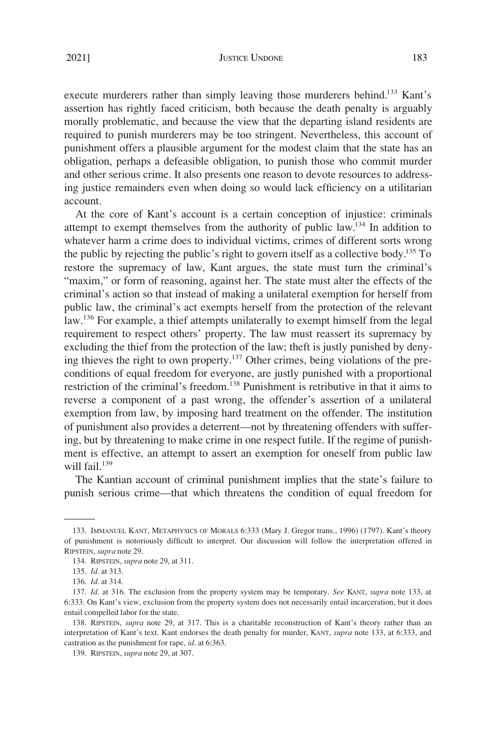execute murderers rather than simply leaving those murderers behind.[133] Kant's assertion has rightly faced criticism, both because the death penalty is arguably morally problematic, and because the view that the departing island residents are required to punish murderers may be too stringent. Nevertheless, this account of punishment offers a plausible argument for the modest claim that the state has an obligation, perhaps a defeasible obligation, to punish those who commit murder and other serious crime. It also presents one reason to devote resources to addressing justice remainders even when doing so would lack efficiency on a utilitarian account.

At the core of Kant's account is a certain conception of injustice: criminals attempt to exempt themselves from the authority of public law.[134] In addition to whatever harm a crime does to individual victims, crimes of different sorts wrong the public by rejecting the public's right to govern itself as a collective body.[135] To restore the supremacy of law, Kant argues, the state must turn the criminal's "maxim," or form of reasoning, against her. The state must alter the effects of the criminal's action so that instead of making a unilateral exemption for herself from public law, the criminal's act exempts herself from the protection of the relevant law.[136] For example, a thief attempts unilaterally to exempt himself from the legal requirement to respect others' property. The law must reassert its supremacy by excluding the thief from the protection of the law; theft is justly punished by denying thieves the right to own property.[137] Other crimes, being violations of the preconditions of equal freedom for everyone, are justly punished with a proportional restriction of the criminal's freedom.[138] Punishment is retributive in that it aims to reverse a component of a past wrong, the offender's assertion of a unilateral exemption from law, by imposing hard treatment on the offender. The institution of punishment also provides a deterrent—not by threatening offenders with suffering, but by threatening to make crime in one respect futile. If the regime of punishment is effective, an attempt to assert an exemption for oneself from public law will fail.[139]

The Kantian account of criminal punishment implies that the state's failure to punish serious crime—that which threatens the condition of equal freedom for

---

133. IMMANUEL KANT, METAPHYSICS OF MORALS 6:333 (Mary J. Gregor trans., 1996) (1797). Kant's theory of punishment is notoriously difficult to interpret. Our discussion will follow the interpretation offered in RIPSTEIN, *supra* note 29.

134. RIPSTEIN, *supra* note 29, at 311.

135. *Id*. at 313.

136. *Id*. at 314.

137. *Id*. at 316. The exclusion from the property system may be temporary. *See* KANT, *supra* note 133, at 6:333. On Kant's view, exclusion from the property system does not necessarily entail incarceration, but it does entail compelled labor for the state.

138. RIPSTEIN, *supra* note 29, at 317. This is a charitable reconstruction of Kant's theory rather than an interpretation of Kant's text. Kant endorses the death penalty for murder, KANT, *supra* note 133, at 6:333, and castration as the punishment for rape, *id*. at 6:363.

139. RIPSTEIN, *supra* note 29, at 307.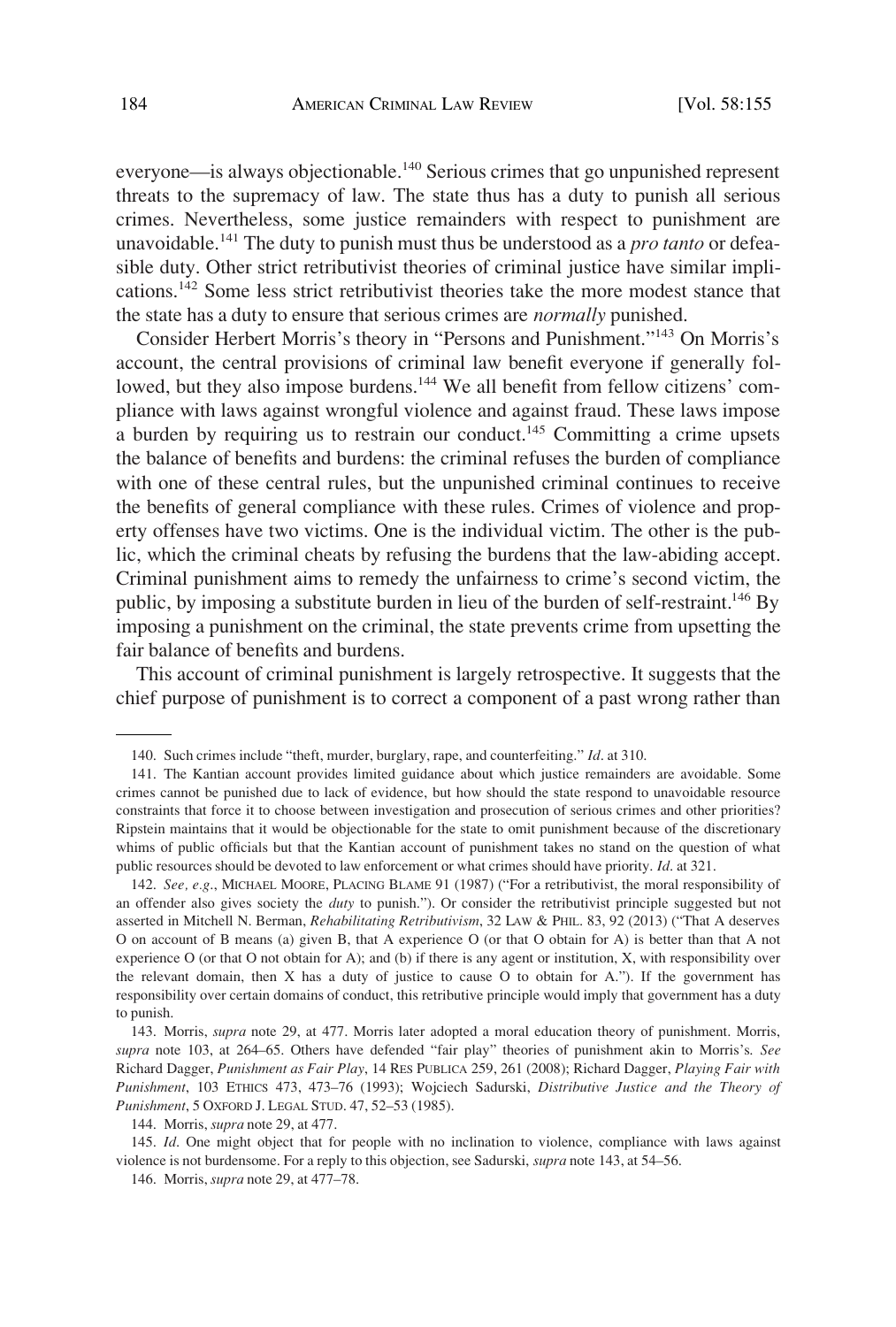everyone—is always objectionable.[140] Serious crimes that go unpunished represent threats to the supremacy of law. The state thus has a duty to punish all serious crimes. Nevertheless, some justice remainders with respect to punishment are unavoidable.[141] The duty to punish must thus be understood as a *pro tanto* or defeasible duty. Other strict retributivist theories of criminal justice have similar implications.[142] Some less strict retributivist theories take the more modest stance that the state has a duty to ensure that serious crimes are *normally* punished.

Consider Herbert Morris's theory in "Persons and Punishment."[143] On Morris's account, the central provisions of criminal law benefit everyone if generally followed, but they also impose burdens.[144] We all benefit from fellow citizens' compliance with laws against wrongful violence and against fraud. These laws impose a burden by requiring us to restrain our conduct.[145] Committing a crime upsets the balance of benefits and burdens: the criminal refuses the burden of compliance with one of these central rules, but the unpunished criminal continues to receive the benefits of general compliance with these rules. Crimes of violence and property offenses have two victims. One is the individual victim. The other is the public, which the criminal cheats by refusing the burdens that the law-abiding accept. Criminal punishment aims to remedy the unfairness to crime's second victim, the public, by imposing a substitute burden in lieu of the burden of self-restraint.[146] By imposing a punishment on the criminal, the state prevents crime from upsetting the fair balance of benefits and burdens.

This account of criminal punishment is largely retrospective. It suggests that the chief purpose of punishment is to correct a component of a past wrong rather than

---

140. Such crimes include "theft, murder, burglary, rape, and counterfeiting." *Id*. at 310.

141. The Kantian account provides limited guidance about which justice remainders are avoidable. Some crimes cannot be punished due to lack of evidence, but how should the state respond to unavoidable resource constraints that force it to choose between investigation and prosecution of serious crimes and other priorities? Ripstein maintains that it would be objectionable for the state to omit punishment because of the discretionary whims of public officials but that the Kantian account of punishment takes no stand on the question of what public resources should be devoted to law enforcement or what crimes should have priority. *Id*. at 321.

142. *See, e.g.*, MICHAEL MOORE, PLACING BLAME 91 (1987) ("For a retributivist, the moral responsibility of an offender also gives society the *duty* to punish."). Or consider the retributivist principle suggested but not asserted in Mitchell N. Berman, *Rehabilitating Retributivism*, 32 LAW & PHIL. 83, 92 (2013) ("That A deserves O on account of B means (a) given B, that A experience O (or that O obtain for A) is better than that A not experience O (or that O not obtain for A); and (b) if there is any agent or institution, X, with responsibility over the relevant domain, then X has a duty of justice to cause O to obtain for A."). If the government has responsibility over certain domains of conduct, this retributive principle would imply that government has a duty to punish.

143. Morris, *supra* note 29, at 477. Morris later adopted a moral education theory of punishment. Morris, *supra* note 103, at 264–65. Others have defended "fair play" theories of punishment akin to Morris's. *See* Richard Dagger, *Punishment as Fair Play*, 14 RES PUBLICA 259, 261 (2008); Richard Dagger, *Playing Fair with Punishment*, 103 ETHICS 473, 473–76 (1993); Wojciech Sadurski, *Distributive Justice and the Theory of Punishment*, 5 OXFORD J. LEGAL STUD. 47, 52–53 (1985).

144. Morris, *supra* note 29, at 477.

145. *Id*. One might object that for people with no inclination to violence, compliance with laws against violence is not burdensome. For a reply to this objection, see Sadurski, *supra* note 143, at 54–56.

146. Morris, *supra* note 29, at 477–78.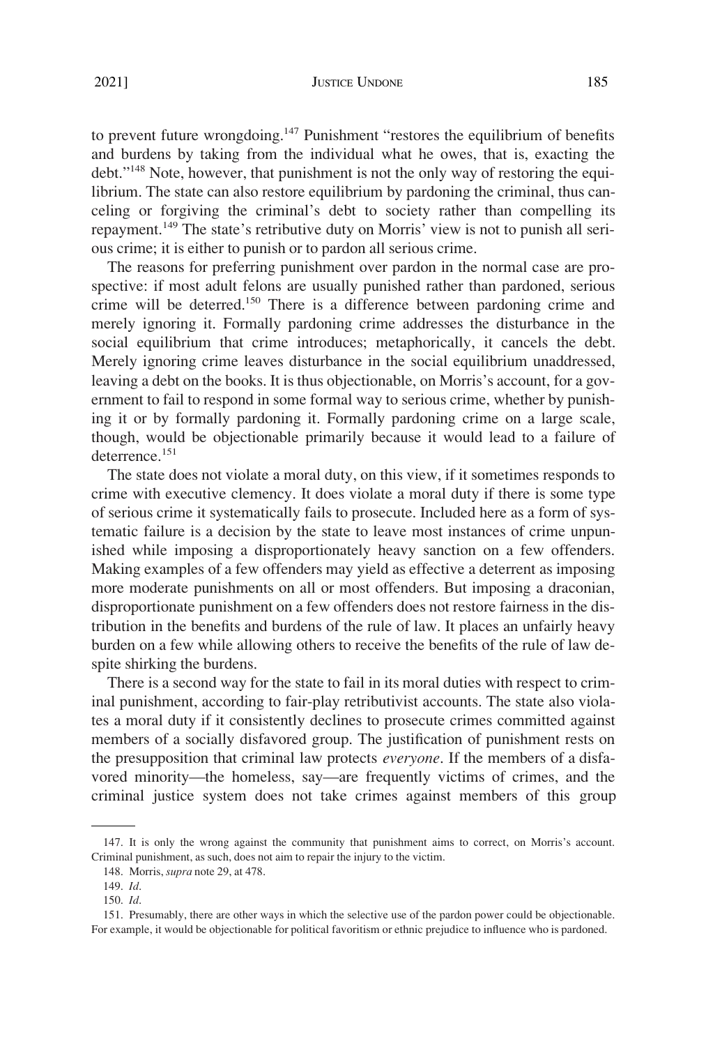to prevent future wrongdoing.[147] Punishment "restores the equilibrium of benefits and burdens by taking from the individual what he owes, that is, exacting the debt."[148] Note, however, that punishment is not the only way of restoring the equilibrium. The state can also restore equilibrium by pardoning the criminal, thus canceling or forgiving the criminal's debt to society rather than compelling its repayment.[149] The state's retributive duty on Morris' view is not to punish all serious crime; it is either to punish or to pardon all serious crime.

The reasons for preferring punishment over pardon in the normal case are prospective: if most adult felons are usually punished rather than pardoned, serious crime will be deterred.[150] There is a difference between pardoning crime and merely ignoring it. Formally pardoning crime addresses the disturbance in the social equilibrium that crime introduces; metaphorically, it cancels the debt. Merely ignoring crime leaves disturbance in the social equilibrium unaddressed, leaving a debt on the books. It is thus objectionable, on Morris's account, for a government to fail to respond in some formal way to serious crime, whether by punishing it or by formally pardoning it. Formally pardoning crime on a large scale, though, would be objectionable primarily because it would lead to a failure of deterrence.[151]

The state does not violate a moral duty, on this view, if it sometimes responds to crime with executive clemency. It does violate a moral duty if there is some type of serious crime it systematically fails to prosecute. Included here as a form of systematic failure is a decision by the state to leave most instances of crime unpunished while imposing a disproportionately heavy sanction on a few offenders. Making examples of a few offenders may yield as effective a deterrent as imposing more moderate punishments on all or most offenders. But imposing a draconian, disproportionate punishment on a few offenders does not restore fairness in the distribution in the benefits and burdens of the rule of law. It places an unfairly heavy burden on a few while allowing others to receive the benefits of the rule of law despite shirking the burdens.

There is a second way for the state to fail in its moral duties with respect to criminal punishment, according to fair-play retributivist accounts. The state also violates a moral duty if it consistently declines to prosecute crimes committed against members of a socially disfavored group. The justification of punishment rests on the presupposition that criminal law protects *everyone*. If the members of a disfavored minority—the homeless, say—are frequently victims of crimes, and the criminal justice system does not take crimes against members of this group

147. It is only the wrong against the community that punishment aims to correct, on Morris's account. Criminal punishment, as such, does not aim to repair the injury to the victim.

148. Morris, *supra* note 29, at 478.

149. *Id.*

150. *Id.*

151. Presumably, there are other ways in which the selective use of the pardon power could be objectionable. For example, it would be objectionable for political favoritism or ethnic prejudice to influence who is pardoned.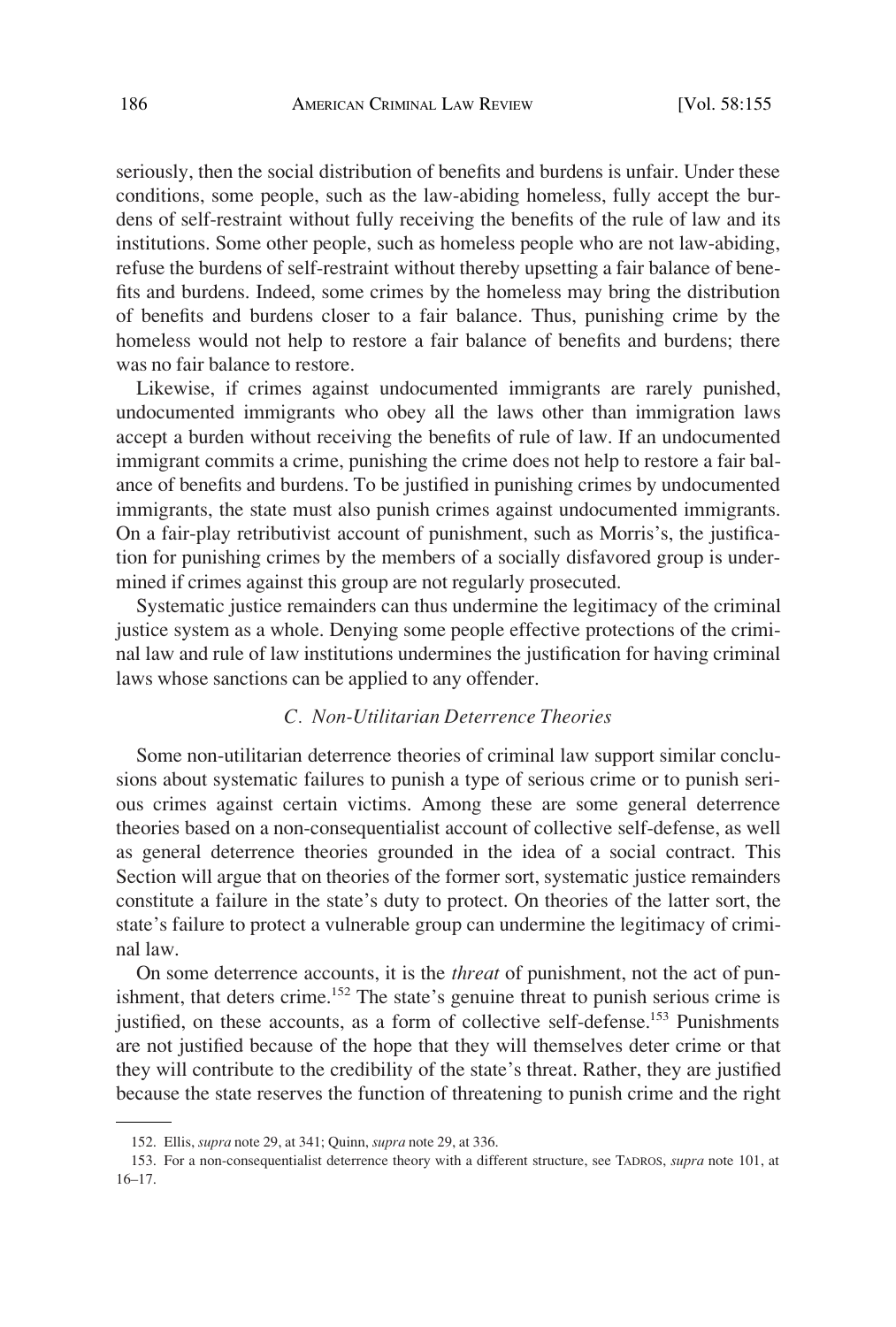seriously, then the social distribution of benefits and burdens is unfair. Under these conditions, some people, such as the law-abiding homeless, fully accept the burdens of self-restraint without fully receiving the benefits of the rule of law and its institutions. Some other people, such as homeless people who are not law-abiding, refuse the burdens of self-restraint without thereby upsetting a fair balance of benefits and burdens. Indeed, some crimes by the homeless may bring the distribution of benefits and burdens closer to a fair balance. Thus, punishing crime by the homeless would not help to restore a fair balance of benefits and burdens; there was no fair balance to restore.

Likewise, if crimes against undocumented immigrants are rarely punished, undocumented immigrants who obey all the laws other than immigration laws accept a burden without receiving the benefits of rule of law. If an undocumented immigrant commits a crime, punishing the crime does not help to restore a fair balance of benefits and burdens. To be justified in punishing crimes by undocumented immigrants, the state must also punish crimes against undocumented immigrants. On a fair-play retributivist account of punishment, such as Morris's, the justification for punishing crimes by the members of a socially disfavored group is undermined if crimes against this group are not regularly prosecuted.

Systematic justice remainders can thus undermine the legitimacy of the criminal justice system as a whole. Denying some people effective protections of the criminal law and rule of law institutions undermines the justification for having criminal laws whose sanctions can be applied to any offender.

### *C. Non-Utilitarian Deterrence Theories*

Some non-utilitarian deterrence theories of criminal law support similar conclusions about systematic failures to punish a type of serious crime or to punish serious crimes against certain victims. Among these are some general deterrence theories based on a non-consequentialist account of collective self-defense, as well as general deterrence theories grounded in the idea of a social contract. This Section will argue that on theories of the former sort, systematic justice remainders constitute a failure in the state's duty to protect. On theories of the latter sort, the state's failure to protect a vulnerable group can undermine the legitimacy of criminal law.

On some deterrence accounts, it is the *threat* of punishment, not the act of punishment, that deters crime.[152] The state's genuine threat to punish serious crime is justified, on these accounts, as a form of collective self-defense.[153] Punishments are not justified because of the hope that they will themselves deter crime or that they will contribute to the credibility of the state's threat. Rather, they are justified because the state reserves the function of threatening to punish crime and the right

152. Ellis, *supra* note 29, at 341; Quinn, *supra* note 29, at 336.

153. For a non-consequentialist deterrence theory with a different structure, see TADROS, *supra* note 101, at 16–17.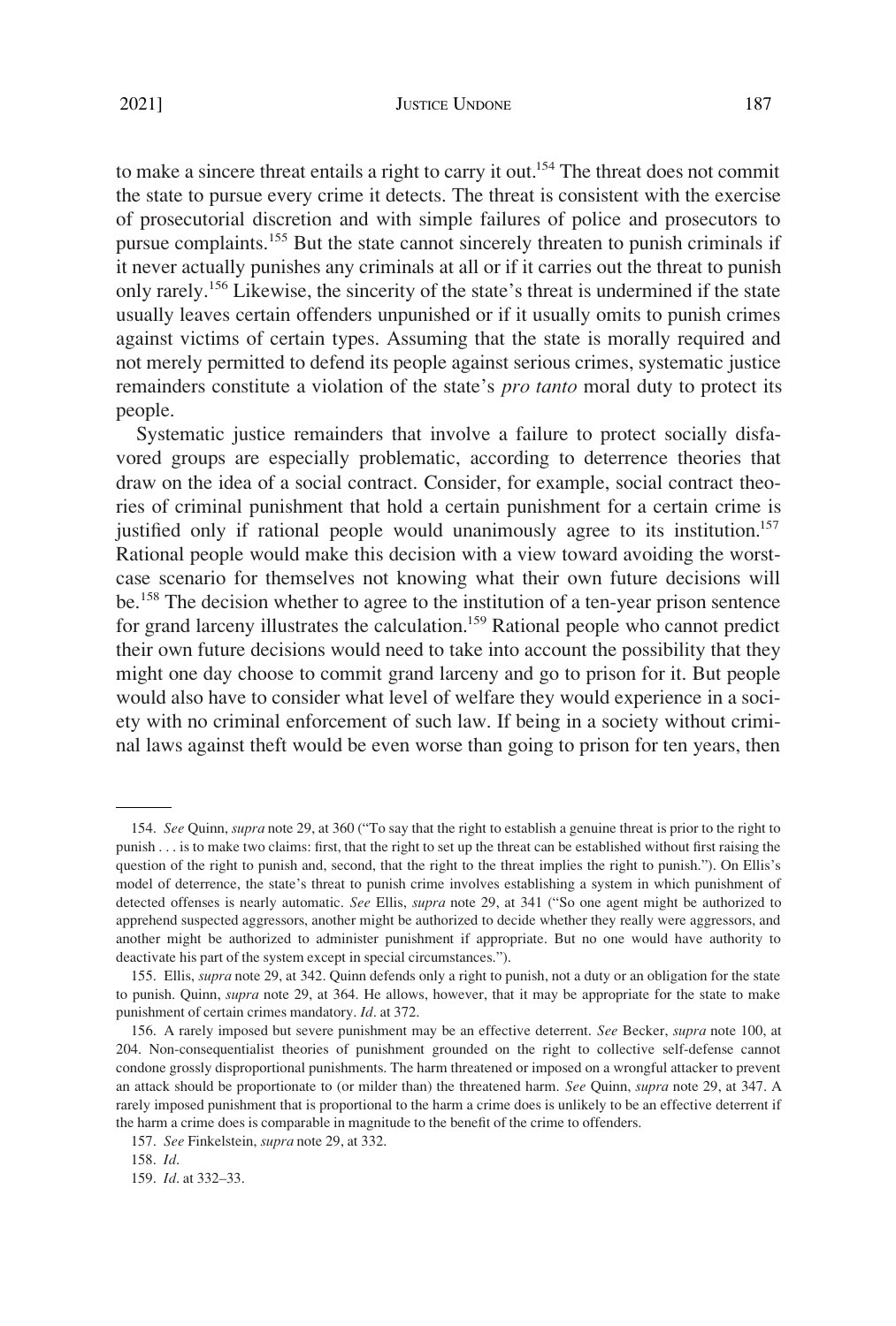to make a sincere threat entails a right to carry it out.[154] The threat does not commit the state to pursue every crime it detects. The threat is consistent with the exercise of prosecutorial discretion and with simple failures of police and prosecutors to pursue complaints.[155] But the state cannot sincerely threaten to punish criminals if it never actually punishes any criminals at all or if it carries out the threat to punish only rarely.[156] Likewise, the sincerity of the state's threat is undermined if the state usually leaves certain offenders unpunished or if it usually omits to punish crimes against victims of certain types. Assuming that the state is morally required and not merely permitted to defend its people against serious crimes, systematic justice remainders constitute a violation of the state's *pro tanto* moral duty to protect its people.

Systematic justice remainders that involve a failure to protect socially disfavored groups are especially problematic, according to deterrence theories that draw on the idea of a social contract. Consider, for example, social contract theories of criminal punishment that hold a certain punishment for a certain crime is justified only if rational people would unanimously agree to its institution.[157] Rational people would make this decision with a view toward avoiding the worst-case scenario for themselves not knowing what their own future decisions will be.[158] The decision whether to agree to the institution of a ten-year prison sentence for grand larceny illustrates the calculation.[159] Rational people who cannot predict their own future decisions would need to take into account the possibility that they might one day choose to commit grand larceny and go to prison for it. But people would also have to consider what level of welfare they would experience in a society with no criminal enforcement of such law. If being in a society without criminal laws against theft would be even worse than going to prison for ten years, then

---

154. *See* Quinn, *supra* note 29, at 360 ("To say that the right to establish a genuine threat is prior to the right to punish . . . is to make two claims: first, that the right to set up the threat can be established without first raising the question of the right to punish and, second, that the right to the threat implies the right to punish."). On Ellis's model of deterrence, the state's threat to punish crime involves establishing a system in which punishment of detected offenses is nearly automatic. *See* Ellis, *supra* note 29, at 341 ("So one agent might be authorized to apprehend suspected aggressors, another might be authorized to decide whether they really were aggressors, and another might be authorized to administer punishment if appropriate. But no one would have authority to deactivate his part of the system except in special circumstances.").

155. Ellis, *supra* note 29, at 342. Quinn defends only a right to punish, not a duty or an obligation for the state to punish. Quinn, *supra* note 29, at 364. He allows, however, that it may be appropriate for the state to make punishment of certain crimes mandatory. *Id*. at 372.

156. A rarely imposed but severe punishment may be an effective deterrent. *See* Becker, *supra* note 100, at 204. Non-consequentialist theories of punishment grounded on the right to collective self-defense cannot condone grossly disproportional punishments. The harm threatened or imposed on a wrongful attacker to prevent an attack should be proportionate to (or milder than) the threatened harm. *See* Quinn, *supra* note 29, at 347. A rarely imposed punishment that is proportional to the harm a crime does is unlikely to be an effective deterrent if the harm a crime does is comparable in magnitude to the benefit of the crime to offenders.

157. *See* Finkelstein, *supra* note 29, at 332.

158. *Id*.

159. *Id*. at 332–33.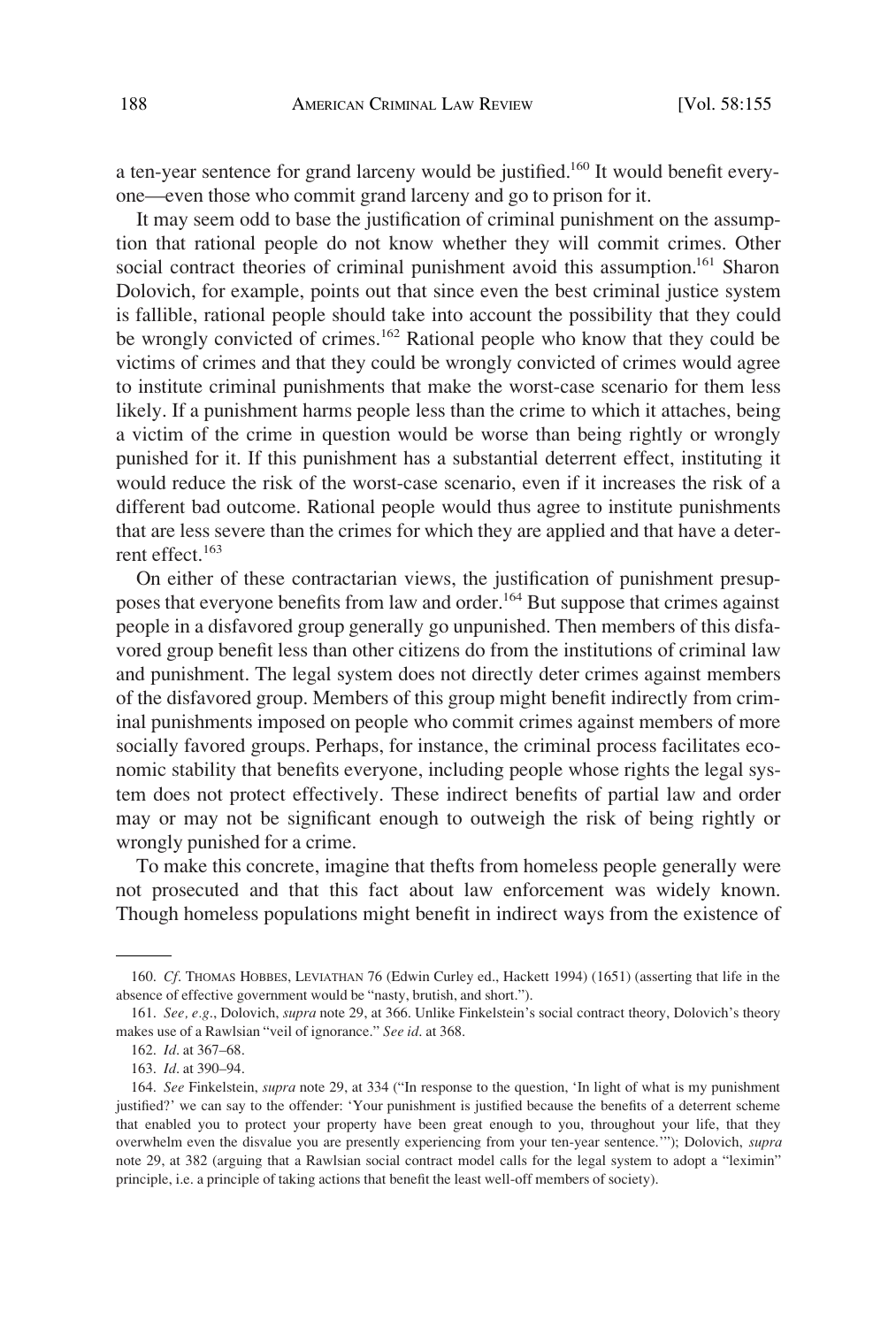a ten-year sentence for grand larceny would be justified.[160] It would benefit everyone—even those who commit grand larceny and go to prison for it.

It may seem odd to base the justification of criminal punishment on the assumption that rational people do not know whether they will commit crimes. Other social contract theories of criminal punishment avoid this assumption.[161] Sharon Dolovich, for example, points out that since even the best criminal justice system is fallible, rational people should take into account the possibility that they could be wrongly convicted of crimes.[162] Rational people who know that they could be victims of crimes and that they could be wrongly convicted of crimes would agree to institute criminal punishments that make the worst-case scenario for them less likely. If a punishment harms people less than the crime to which it attaches, being a victim of the crime in question would be worse than being rightly or wrongly punished for it. If this punishment has a substantial deterrent effect, instituting it would reduce the risk of the worst-case scenario, even if it increases the risk of a different bad outcome. Rational people would thus agree to institute punishments that are less severe than the crimes for which they are applied and that have a deterrent effect.[163]

On either of these contractarian views, the justification of punishment presupposes that everyone benefits from law and order.[164] But suppose that crimes against people in a disfavored group generally go unpunished. Then members of this disfavored group benefit less than other citizens do from the institutions of criminal law and punishment. The legal system does not directly deter crimes against members of the disfavored group. Members of this group might benefit indirectly from criminal punishments imposed on people who commit crimes against members of more socially favored groups. Perhaps, for instance, the criminal process facilitates economic stability that benefits everyone, including people whose rights the legal system does not protect effectively. These indirect benefits of partial law and order may or may not be significant enough to outweigh the risk of being rightly or wrongly punished for a crime.

To make this concrete, imagine that thefts from homeless people generally were not prosecuted and that this fact about law enforcement was widely known. Though homeless populations might benefit in indirect ways from the existence of

---

160. *Cf*. THOMAS HOBBES, LEVIATHAN 76 (Edwin Curley ed., Hackett 1994) (1651) (asserting that life in the absence of effective government would be "nasty, brutish, and short.").

161. *See, e.g*., Dolovich, *supra* note 29, at 366. Unlike Finkelstein's social contract theory, Dolovich's theory makes use of a Rawlsian "veil of ignorance." *See id*. at 368.

162. *Id*. at 367–68.

163. *Id*. at 390–94.

164. *See* Finkelstein, *supra* note 29, at 334 ("In response to the question, 'In light of what is my punishment justified?' we can say to the offender: 'Your punishment is justified because the benefits of a deterrent scheme that enabled you to protect your property have been great enough to you, throughout your life, that they overwhelm even the disvalue you are presently experiencing from your ten-year sentence.'"); Dolovich, *supra* note 29, at 382 (arguing that a Rawlsian social contract model calls for the legal system to adopt a "leximin" principle, i.e. a principle of taking actions that benefit the least well-off members of society).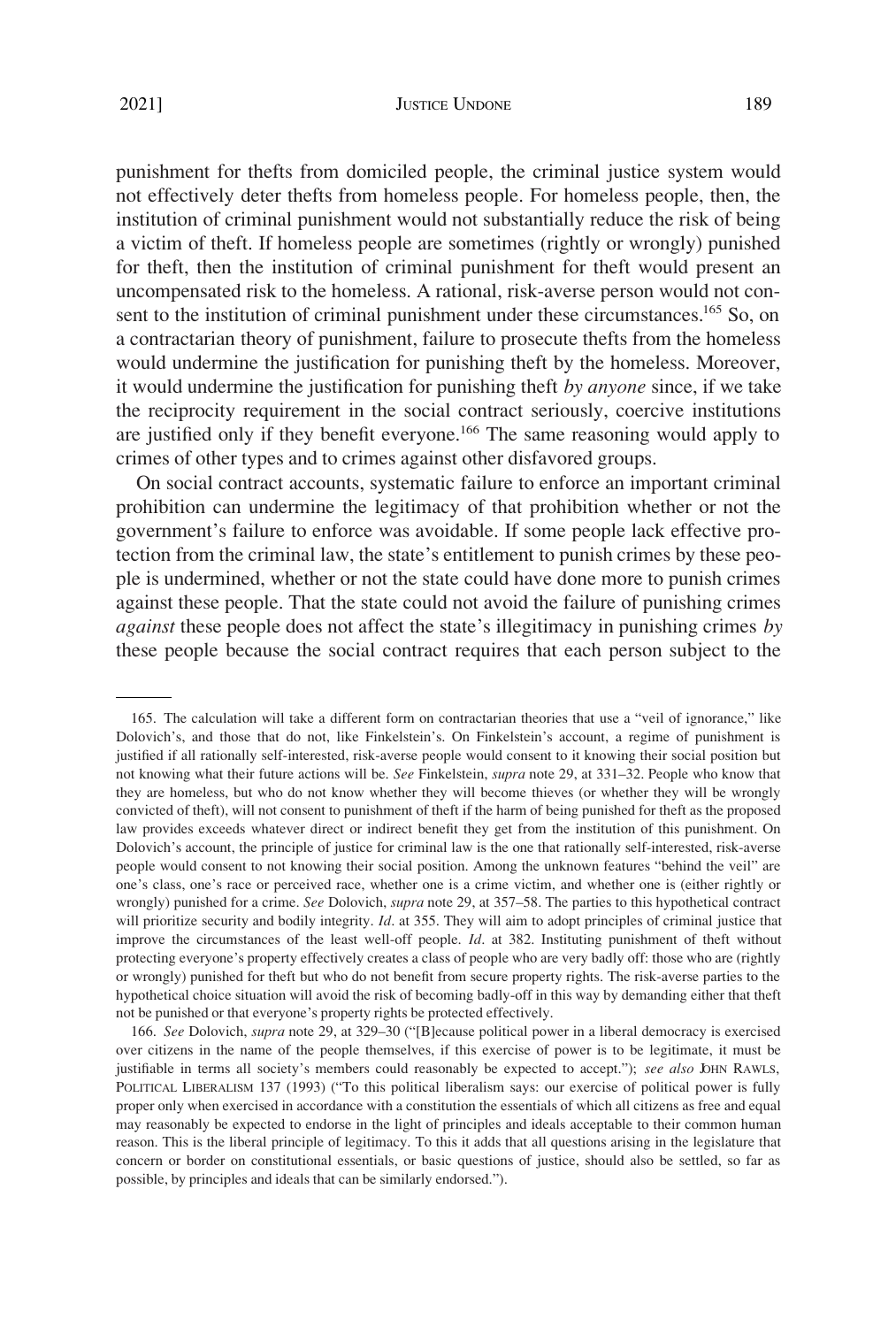punishment for thefts from domiciled people, the criminal justice system would not effectively deter thefts from homeless people. For homeless people, then, the institution of criminal punishment would not substantially reduce the risk of being a victim of theft. If homeless people are sometimes (rightly or wrongly) punished for theft, then the institution of criminal punishment for theft would present an uncompensated risk to the homeless. A rational, risk-averse person would not consent to the institution of criminal punishment under these circumstances.[165] So, on a contractarian theory of punishment, failure to prosecute thefts from the homeless would undermine the justification for punishing theft by the homeless. Moreover, it would undermine the justification for punishing theft *by anyone* since, if we take the reciprocity requirement in the social contract seriously, coercive institutions are justified only if they benefit everyone.[166] The same reasoning would apply to crimes of other types and to crimes against other disfavored groups.

On social contract accounts, systematic failure to enforce an important criminal prohibition can undermine the legitimacy of that prohibition whether or not the government's failure to enforce was avoidable. If some people lack effective protection from the criminal law, the state's entitlement to punish crimes by these people is undermined, whether or not the state could have done more to punish crimes against these people. That the state could not avoid the failure of punishing crimes *against* these people does not affect the state's illegitimacy in punishing crimes *by* these people because the social contract requires that each person subject to the

---

165. The calculation will take a different form on contractarian theories that use a "veil of ignorance," like Dolovich's, and those that do not, like Finkelstein's. On Finkelstein's account, a regime of punishment is justified if all rationally self-interested, risk-averse people would consent to it knowing their social position but not knowing what their future actions will be. *See* Finkelstein, *supra* note 29, at 331–32. People who know that they are homeless, but who do not know whether they will become thieves (or whether they will be wrongly convicted of theft), will not consent to punishment of theft if the harm of being punished for theft as the proposed law provides exceeds whatever direct or indirect benefit they get from the institution of this punishment. On Dolovich's account, the principle of justice for criminal law is the one that rationally self-interested, risk-averse people would consent to not knowing their social position. Among the unknown features "behind the veil" are one's class, one's race or perceived race, whether one is a crime victim, and whether one is (either rightly or wrongly) punished for a crime. *See* Dolovich, *supra* note 29, at 357–58. The parties to this hypothetical contract will prioritize security and bodily integrity. *Id*. at 355. They will aim to adopt principles of criminal justice that improve the circumstances of the least well-off people. *Id*. at 382. Instituting punishment of theft without protecting everyone's property effectively creates a class of people who are very badly off: those who are (rightly or wrongly) punished for theft but who do not benefit from secure property rights. The risk-averse parties to the hypothetical choice situation will avoid the risk of becoming badly-off in this way by demanding either that theft not be punished or that everyone's property rights be protected effectively.

166. *See* Dolovich, *supra* note 29, at 329–30 ("[B]ecause political power in a liberal democracy is exercised over citizens in the name of the people themselves, if this exercise of power is to be legitimate, it must be justifiable in terms all society's members could reasonably be expected to accept."); *see also* JOHN RAWLS, POLITICAL LIBERALISM 137 (1993) ("To this political liberalism says: our exercise of political power is fully proper only when exercised in accordance with a constitution the essentials of which all citizens as free and equal may reasonably be expected to endorse in the light of principles and ideals acceptable to their common human reason. This is the liberal principle of legitimacy. To this it adds that all questions arising in the legislature that concern or border on constitutional essentials, or basic questions of justice, should also be settled, so far as possible, by principles and ideals that can be similarly endorsed.").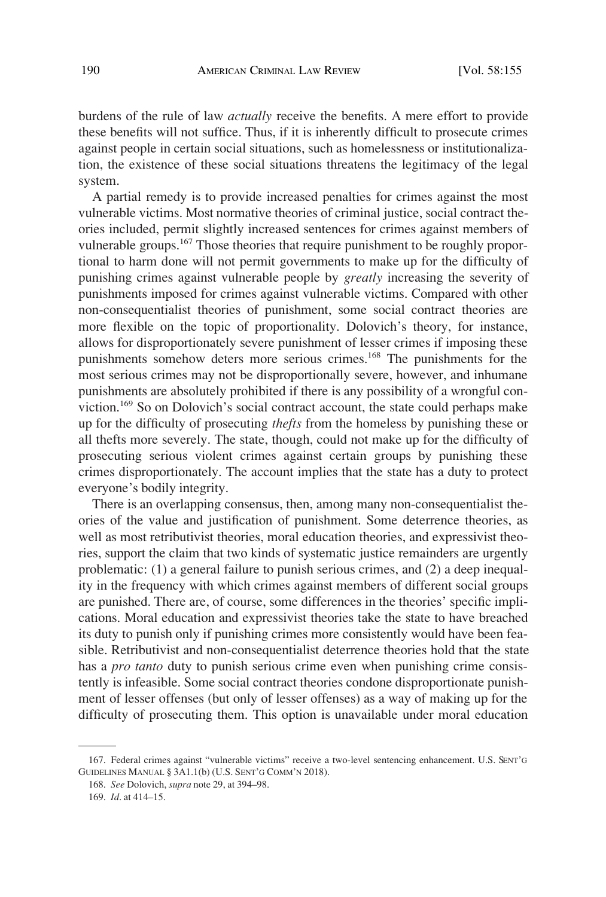burdens of the rule of law *actually* receive the benefits. A mere effort to provide these benefits will not suffice. Thus, if it is inherently difficult to prosecute crimes against people in certain social situations, such as homelessness or institutionalization, the existence of these social situations threatens the legitimacy of the legal system.

A partial remedy is to provide increased penalties for crimes against the most vulnerable victims. Most normative theories of criminal justice, social contract theories included, permit slightly increased sentences for crimes against members of vulnerable groups.[167] Those theories that require punishment to be roughly proportional to harm done will not permit governments to make up for the difficulty of punishing crimes against vulnerable people by *greatly* increasing the severity of punishments imposed for crimes against vulnerable victims. Compared with other non-consequentialist theories of punishment, some social contract theories are more flexible on the topic of proportionality. Dolovich's theory, for instance, allows for disproportionately severe punishment of lesser crimes if imposing these punishments somehow deters more serious crimes.[168] The punishments for the most serious crimes may not be disproportionally severe, however, and inhumane punishments are absolutely prohibited if there is any possibility of a wrongful conviction.[169] So on Dolovich's social contract account, the state could perhaps make up for the difficulty of prosecuting *thefts* from the homeless by punishing these or all thefts more severely. The state, though, could not make up for the difficulty of prosecuting serious violent crimes against certain groups by punishing these crimes disproportionately. The account implies that the state has a duty to protect everyone's bodily integrity.

There is an overlapping consensus, then, among many non-consequentialist theories of the value and justification of punishment. Some deterrence theories, as well as most retributivist theories, moral education theories, and expressivist theories, support the claim that two kinds of systematic justice remainders are urgently problematic: (1) a general failure to punish serious crimes, and (2) a deep inequality in the frequency with which crimes against members of different social groups are punished. There are, of course, some differences in the theories' specific implications. Moral education and expressivist theories take the state to have breached its duty to punish only if punishing crimes more consistently would have been feasible. Retributivist and non-consequentialist deterrence theories hold that the state has a *pro tanto* duty to punish serious crime even when punishing crime consistently is infeasible. Some social contract theories condone disproportionate punishment of lesser offenses (but only of lesser offenses) as a way of making up for the difficulty of prosecuting them. This option is unavailable under moral education

167. Federal crimes against "vulnerable victims" receive a two-level sentencing enhancement. U.S. SENT'G GUIDELINES MANUAL § 3A1.1(b) (U.S. SENT'G COMM'N 2018).

168. *See* Dolovich, *supra* note 29, at 394–98.

169. *Id.* at 414–15.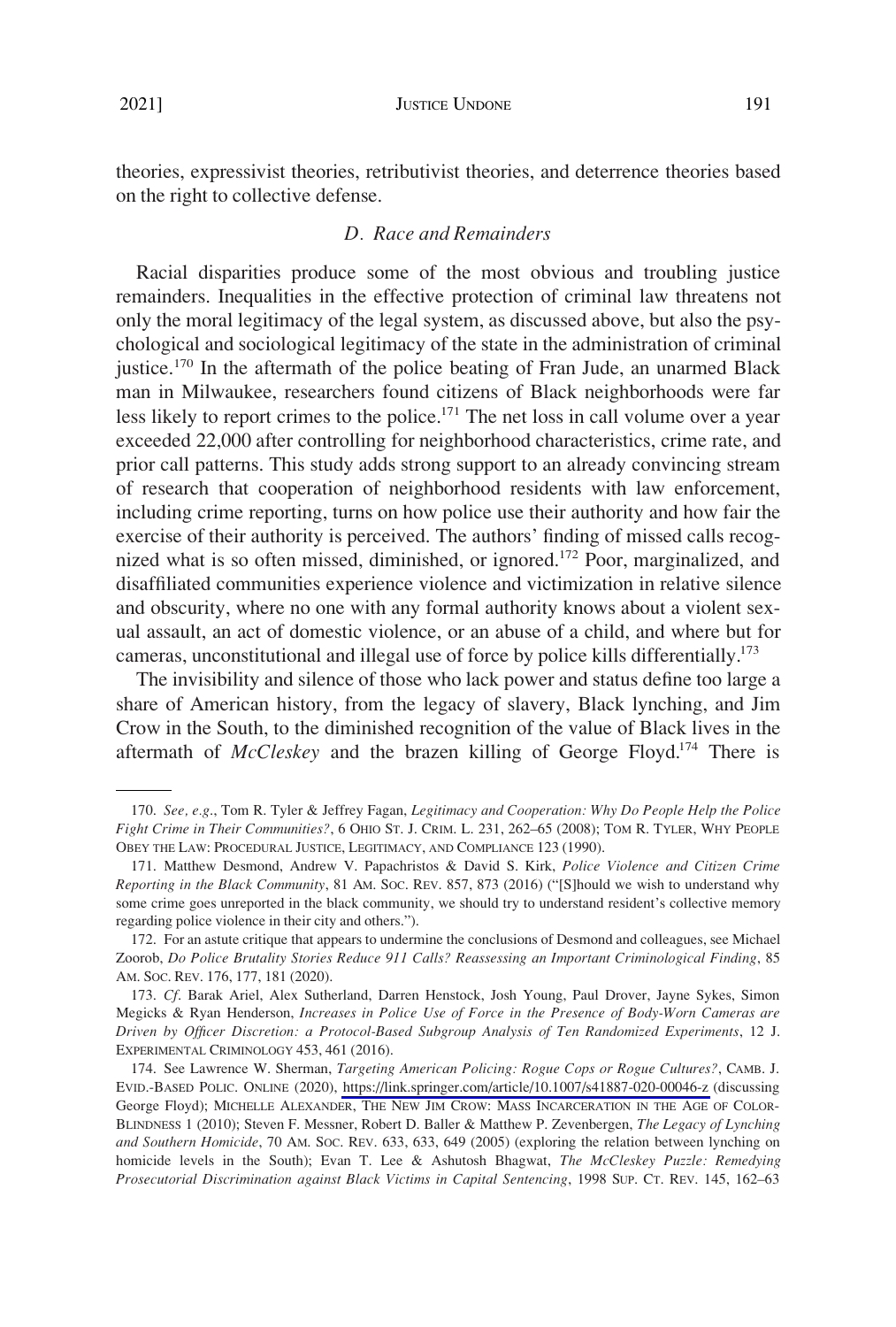theories, expressivist theories, retributivist theories, and deterrence theories based on the right to collective defense.

### *D. Race and Remainders*

Racial disparities produce some of the most obvious and troubling justice remainders. Inequalities in the effective protection of criminal law threatens not only the moral legitimacy of the legal system, as discussed above, but also the psychological and sociological legitimacy of the state in the administration of criminal justice.[170] In the aftermath of the police beating of Fran Jude, an unarmed Black man in Milwaukee, researchers found citizens of Black neighborhoods were far less likely to report crimes to the police.[171] The net loss in call volume over a year exceeded 22,000 after controlling for neighborhood characteristics, crime rate, and prior call patterns. This study adds strong support to an already convincing stream of research that cooperation of neighborhood residents with law enforcement, including crime reporting, turns on how police use their authority and how fair the exercise of their authority is perceived. The authors' finding of missed calls recognized what is so often missed, diminished, or ignored.[172] Poor, marginalized, and disaffiliated communities experience violence and victimization in relative silence and obscurity, where no one with any formal authority knows about a violent sexual assault, an act of domestic violence, or an abuse of a child, and where but for cameras, unconstitutional and illegal use of force by police kills differentially.[173]

The invisibility and silence of those who lack power and status define too large a share of American history, from the legacy of slavery, Black lynching, and Jim Crow in the South, to the diminished recognition of the value of Black lives in the aftermath of *McCleskey* and the brazen killing of George Floyd.[174] There is

---

170. *See, e.g.*, Tom R. Tyler & Jeffrey Fagan, *Legitimacy and Cooperation: Why Do People Help the Police Fight Crime in Their Communities?*, 6 OHIO ST. J. CRIM. L. 231, 262–65 (2008); TOM R. TYLER, WHY PEOPLE OBEY THE LAW: PROCEDURAL JUSTICE, LEGITIMACY, AND COMPLIANCE 123 (1990).

171. Matthew Desmond, Andrew V. Papachristos & David S. Kirk, *Police Violence and Citizen Crime Reporting in the Black Community*, 81 AM. SOC. REV. 857, 873 (2016) ("[S]hould we wish to understand why some crime goes unreported in the black community, we should try to understand resident's collective memory regarding police violence in their city and others.").

172. For an astute critique that appears to undermine the conclusions of Desmond and colleagues, see Michael Zoorob, *Do Police Brutality Stories Reduce 911 Calls? Reassessing an Important Criminological Finding*, 85 AM. SOC. REV. 176, 177, 181 (2020).

173. *Cf*. Barak Ariel, Alex Sutherland, Darren Henstock, Josh Young, Paul Drover, Jayne Sykes, Simon Megicks & Ryan Henderson, *Increases in Police Use of Force in the Presence of Body-Worn Cameras are Driven by Officer Discretion: a Protocol-Based Subgroup Analysis of Ten Randomized Experiments*, 12 J. EXPERIMENTAL CRIMINOLOGY 453, 461 (2016).

174. See Lawrence W. Sherman, *Targeting American Policing: Rogue Cops or Rogue Cultures?*, CAMB. J. EVID.-BASED POLIC. ONLINE (2020), https://link.springer.com/article/10.1007/s41887-020-00046-z (discussing George Floyd); MICHELLE ALEXANDER, THE NEW JIM CROW: MASS INCARCERATION IN THE AGE OF COLOR-BLINDNESS 1 (2010); Steven F. Messner, Robert D. Baller & Matthew P. Zevenbergen, *The Legacy of Lynching and Southern Homicide*, 70 AM. SOC. REV. 633, 633, 649 (2005) (exploring the relation between lynching on homicide levels in the South); Evan T. Lee & Ashutosh Bhagwat, *The McCleskey Puzzle: Remedying Prosecutorial Discrimination against Black Victims in Capital Sentencing*, 1998 SUP. CT. REV. 145, 162–63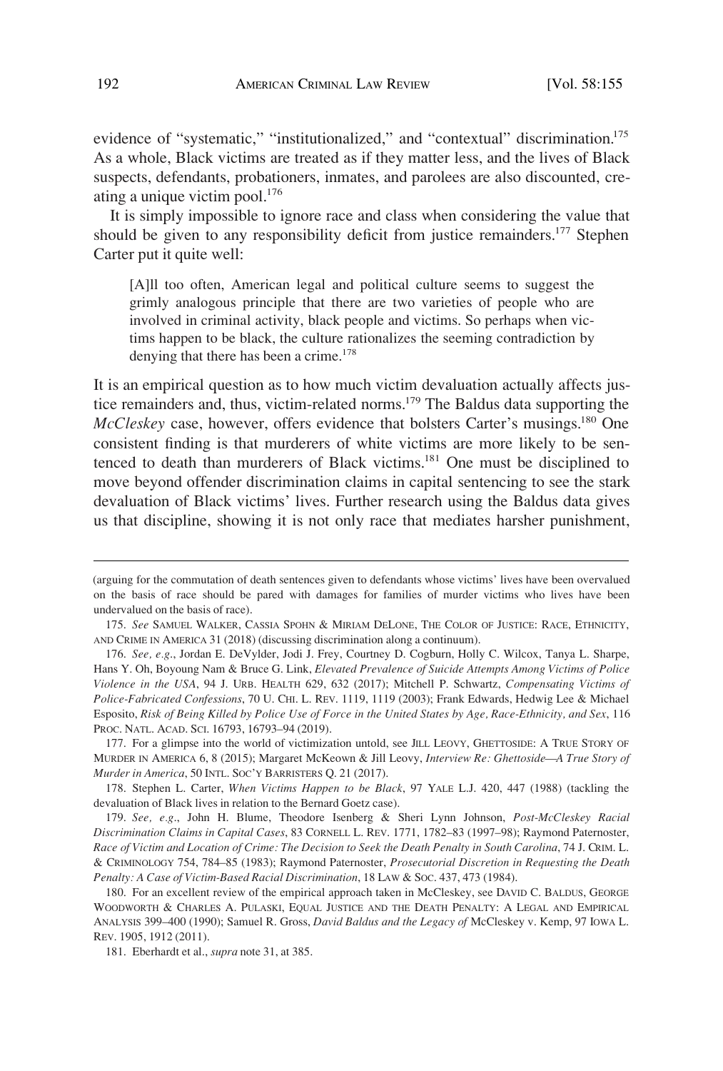evidence of "systematic," "institutionalized," and "contextual" discrimination.[175] As a whole, Black victims are treated as if they matter less, and the lives of Black suspects, defendants, probationers, inmates, and parolees are also discounted, creating a unique victim pool.[176]

It is simply impossible to ignore race and class when considering the value that should be given to any responsibility deficit from justice remainders.[177] Stephen Carter put it quite well:

> [A]ll too often, American legal and political culture seems to suggest the grimly analogous principle that there are two varieties of people who are involved in criminal activity, black people and victims. So perhaps when victims happen to be black, the culture rationalizes the seeming contradiction by denying that there has been a crime.[178]

It is an empirical question as to how much victim devaluation actually affects justice remainders and, thus, victim-related norms.[179] The Baldus data supporting the *McCleskey* case, however, offers evidence that bolsters Carter's musings.[180] One consistent finding is that murderers of white victims are more likely to be sentenced to death than murderers of Black victims.[181] One must be disciplined to move beyond offender discrimination claims in capital sentencing to see the stark devaluation of Black victims' lives. Further research using the Baldus data gives us that discipline, showing it is not only race that mediates harsher punishment,

---

(arguing for the commutation of death sentences given to defendants whose victims' lives have been overvalued on the basis of race should be pared with damages for families of murder victims who lives have been undervalued on the basis of race).

175. *See* SAMUEL WALKER, CASSIA SPOHN & MIRIAM DELONE, THE COLOR OF JUSTICE: RACE, ETHNICITY, AND CRIME IN AMERICA 31 (2018) (discussing discrimination along a continuum).

176. *See, e.g.*, Jordan E. DeVylder, Jodi J. Frey, Courtney D. Cogburn, Holly C. Wilcox, Tanya L. Sharpe, Hans Y. Oh, Boyoung Nam & Bruce G. Link, *Elevated Prevalence of Suicide Attempts Among Victims of Police Violence in the USA*, 94 J. URB. HEALTH 629, 632 (2017); Mitchell P. Schwartz, *Compensating Victims of Police-Fabricated Confessions*, 70 U. CHI. L. REV. 1119, 1119 (2003); Frank Edwards, Hedwig Lee & Michael Esposito, *Risk of Being Killed by Police Use of Force in the United States by Age, Race-Ethnicity, and Sex*, 116 PROC. NATL. ACAD. SCI. 16793, 16793–94 (2019).

177. For a glimpse into the world of victimization untold, see JILL LEOVY, GHETTOSIDE: A TRUE STORY OF MURDER IN AMERICA 6, 8 (2015); Margaret McKeown & Jill Leovy, *Interview Re: Ghettoside—A True Story of Murder in America*, 50 INTL. SOC'Y BARRISTERS Q. 21 (2017).

178. Stephen L. Carter, *When Victims Happen to be Black*, 97 YALE L.J. 420, 447 (1988) (tackling the devaluation of Black lives in relation to the Bernard Goetz case).

179. *See, e.g.*, John H. Blume, Theodore Isenberg & Sheri Lynn Johnson, *Post-McCleskey Racial Discrimination Claims in Capital Cases*, 83 CORNELL L. REV. 1771, 1782–83 (1997–98); Raymond Paternoster, *Race of Victim and Location of Crime: The Decision to Seek the Death Penalty in South Carolina*, 74 J. CRIM. L. & CRIMINOLOGY 754, 784–85 (1983); Raymond Paternoster, *Prosecutorial Discretion in Requesting the Death Penalty: A Case of Victim-Based Racial Discrimination*, 18 LAW & SOC. 437, 473 (1984).

180. For an excellent review of the empirical approach taken in McCleskey, see DAVID C. BALDUS, GEORGE WOODWORTH & CHARLES A. PULASKI, EQUAL JUSTICE AND THE DEATH PENALTY: A LEGAL AND EMPIRICAL ANALYSIS 399–400 (1990); Samuel R. Gross, *David Baldus and the Legacy of* McCleskey v. Kemp, 97 IOWA L. REV. 1905, 1912 (2011).

181. Eberhardt et al., *supra* note 31, at 385.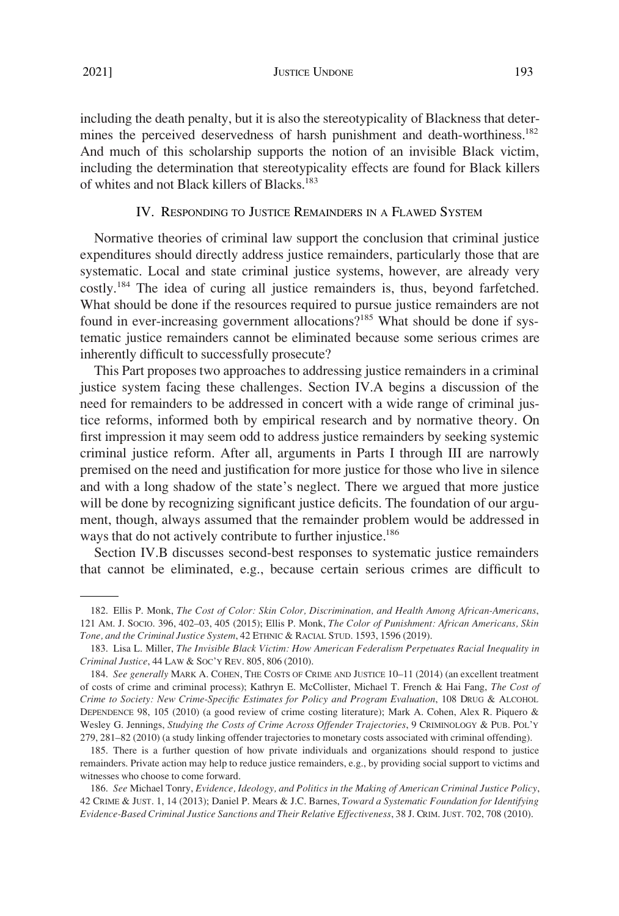including the death penalty, but it is also the stereotypicality of Blackness that determines the perceived deservedness of harsh punishment and death-worthiness.[182] And much of this scholarship supports the notion of an invisible Black victim, including the determination that stereotypicality effects are found for Black killers of whites and not Black killers of Blacks.[183]

## IV. Responding to Justice Remainders in a Flawed System

Normative theories of criminal law support the conclusion that criminal justice expenditures should directly address justice remainders, particularly those that are systematic. Local and state criminal justice systems, however, are already very costly.[184] The idea of curing all justice remainders is, thus, beyond farfetched. What should be done if the resources required to pursue justice remainders are not found in ever-increasing government allocations?[185] What should be done if systematic justice remainders cannot be eliminated because some serious crimes are inherently difficult to successfully prosecute?

This Part proposes two approaches to addressing justice remainders in a criminal justice system facing these challenges. Section IV.A begins a discussion of the need for remainders to be addressed in concert with a wide range of criminal justice reforms, informed both by empirical research and by normative theory. On first impression it may seem odd to address justice remainders by seeking systemic criminal justice reform. After all, arguments in Parts I through III are narrowly premised on the need and justification for more justice for those who live in silence and with a long shadow of the state's neglect. There we argued that more justice will be done by recognizing significant justice deficits. The foundation of our argument, though, always assumed that the remainder problem would be addressed in ways that do not actively contribute to further injustice.[186]

Section IV.B discusses second-best responses to systematic justice remainders that cannot be eliminated, e.g., because certain serious crimes are difficult to

---

182. Ellis P. Monk, *The Cost of Color: Skin Color, Discrimination, and Health Among African-Americans*, 121 Am. J. Socio. 396, 402–03, 405 (2015); Ellis P. Monk, *The Color of Punishment: African Americans, Skin Tone, and the Criminal Justice System*, 42 Ethnic & Racial Stud. 1593, 1596 (2019).

183. Lisa L. Miller, *The Invisible Black Victim: How American Federalism Perpetuates Racial Inequality in Criminal Justice*, 44 Law & Soc'y Rev. 805, 806 (2010).

184. *See generally* Mark A. Cohen, The Costs of Crime and Justice 10–11 (2014) (an excellent treatment of costs of crime and criminal process); Kathryn E. McCollister, Michael T. French & Hai Fang, *The Cost of Crime to Society: New Crime-Specific Estimates for Policy and Program Evaluation*, 108 Drug & Alcohol Dependence 98, 105 (2010) (a good review of crime costing literature); Mark A. Cohen, Alex R. Piquero & Wesley G. Jennings, *Studying the Costs of Crime Across Offender Trajectories*, 9 Criminology & Pub. Pol'y 279, 281–82 (2010) (a study linking offender trajectories to monetary costs associated with criminal offending).

185. There is a further question of how private individuals and organizations should respond to justice remainders. Private action may help to reduce justice remainders, e.g., by providing social support to victims and witnesses who choose to come forward.

186. *See* Michael Tonry, *Evidence, Ideology, and Politics in the Making of American Criminal Justice Policy*, 42 Crime & Just. 1, 14 (2013); Daniel P. Mears & J.C. Barnes, *Toward a Systematic Foundation for Identifying Evidence-Based Criminal Justice Sanctions and Their Relative Effectiveness*, 38 J. Crim. Just. 702, 708 (2010).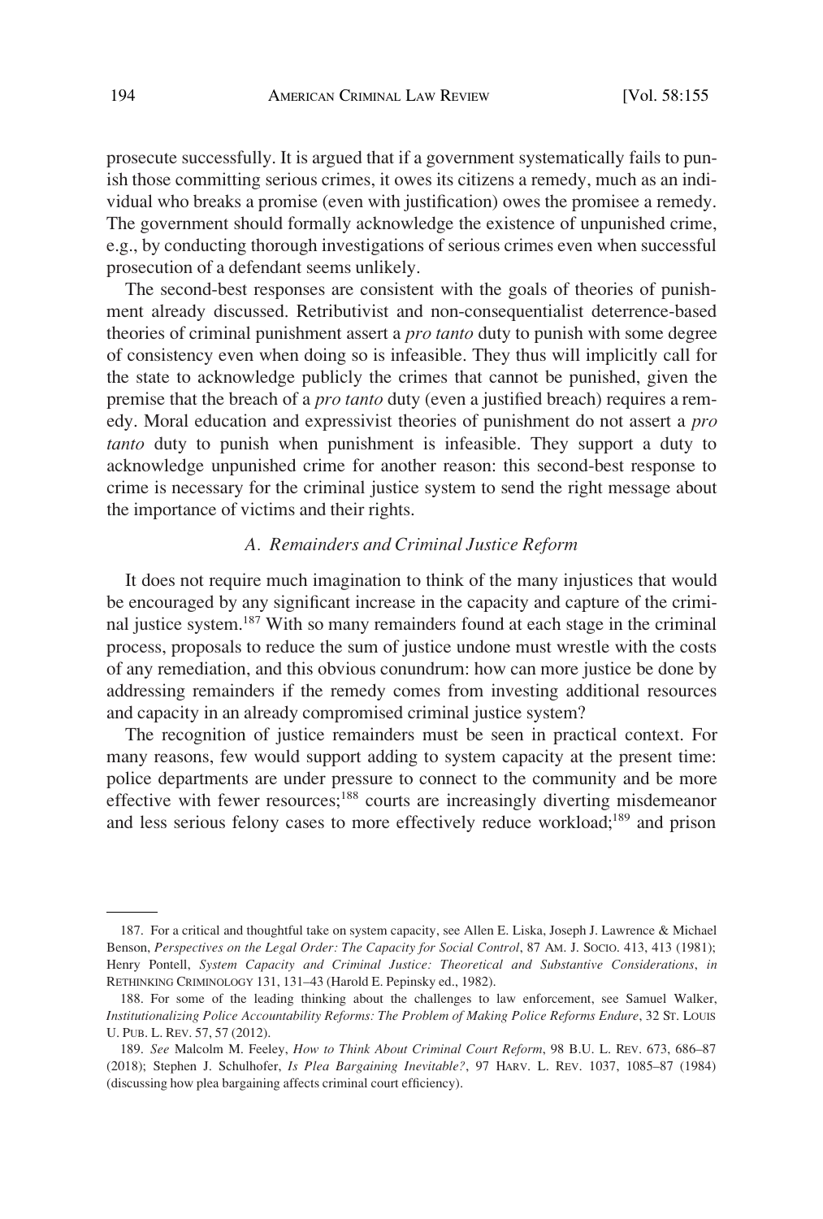prosecute successfully. It is argued that if a government systematically fails to punish those committing serious crimes, it owes its citizens a remedy, much as an individual who breaks a promise (even with justification) owes the promisee a remedy. The government should formally acknowledge the existence of unpunished crime, e.g., by conducting thorough investigations of serious crimes even when successful prosecution of a defendant seems unlikely.

The second-best responses are consistent with the goals of theories of punishment already discussed. Retributivist and non-consequentialist deterrence-based theories of criminal punishment assert a *pro tanto* duty to punish with some degree of consistency even when doing so is infeasible. They thus will implicitly call for the state to acknowledge publicly the crimes that cannot be punished, given the premise that the breach of a *pro tanto* duty (even a justified breach) requires a remedy. Moral education and expressivist theories of punishment do not assert a *pro tanto* duty to punish when punishment is infeasible. They support a duty to acknowledge unpunished crime for another reason: this second-best response to crime is necessary for the criminal justice system to send the right message about the importance of victims and their rights.

### *A. Remainders and Criminal Justice Reform*

It does not require much imagination to think of the many injustices that would be encouraged by any significant increase in the capacity and capture of the criminal justice system.[187] With so many remainders found at each stage in the criminal process, proposals to reduce the sum of justice undone must wrestle with the costs of any remediation, and this obvious conundrum: how can more justice be done by addressing remainders if the remedy comes from investing additional resources and capacity in an already compromised criminal justice system?

The recognition of justice remainders must be seen in practical context. For many reasons, few would support adding to system capacity at the present time: police departments are under pressure to connect to the community and be more effective with fewer resources;[188] courts are increasingly diverting misdemeanor and less serious felony cases to more effectively reduce workload;[189] and prison

---

187. For a critical and thoughtful take on system capacity, see Allen E. Liska, Joseph J. Lawrence & Michael Benson, *Perspectives on the Legal Order: The Capacity for Social Control*, 87 AM. J. SOCIO. 413, 413 (1981); Henry Pontell, *System Capacity and Criminal Justice: Theoretical and Substantive Considerations*, *in* RETHINKING CRIMINOLOGY 131, 131–43 (Harold E. Pepinsky ed., 1982).

188. For some of the leading thinking about the challenges to law enforcement, see Samuel Walker, *Institutionalizing Police Accountability Reforms: The Problem of Making Police Reforms Endure*, 32 ST. LOUIS U. PUB. L. REV. 57, 57 (2012).

189. *See* Malcolm M. Feeley, *How to Think About Criminal Court Reform*, 98 B.U. L. REV. 673, 686–87 (2018); Stephen J. Schulhofer, *Is Plea Bargaining Inevitable?*, 97 HARV. L. REV. 1037, 1085–87 (1984) (discussing how plea bargaining affects criminal court efficiency).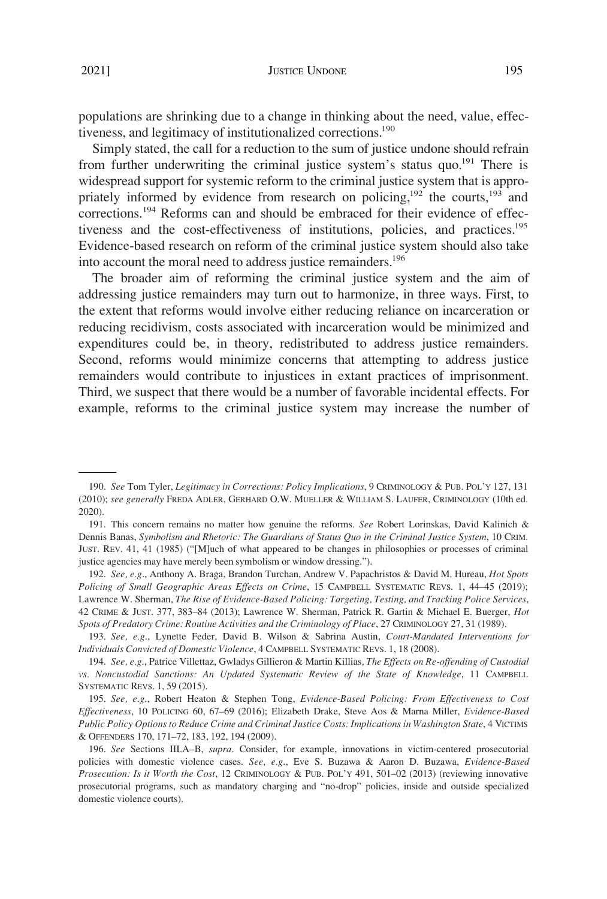populations are shrinking due to a change in thinking about the need, value, effectiveness, and legitimacy of institutionalized corrections.[190]

Simply stated, the call for a reduction to the sum of justice undone should refrain from further underwriting the criminal justice system's status quo.[191] There is widespread support for systemic reform to the criminal justice system that is appropriately informed by evidence from research on policing,[192] the courts,[193] and corrections.[194] Reforms can and should be embraced for their evidence of effectiveness and the cost-effectiveness of institutions, policies, and practices.[195] Evidence-based research on reform of the criminal justice system should also take into account the moral need to address justice remainders.[196]

The broader aim of reforming the criminal justice system and the aim of addressing justice remainders may turn out to harmonize, in three ways. First, to the extent that reforms would involve either reducing reliance on incarceration or reducing recidivism, costs associated with incarceration would be minimized and expenditures could be, in theory, redistributed to address justice remainders. Second, reforms would minimize concerns that attempting to address justice remainders would contribute to injustices in extant practices of imprisonment. Third, we suspect that there would be a number of favorable incidental effects. For example, reforms to the criminal justice system may increase the number of

---

190. *See* Tom Tyler, *Legitimacy in Corrections: Policy Implications*, 9 CRIMINOLOGY & PUB. POL'Y 127, 131 (2010); *see generally* FREDA ADLER, GERHARD O.W. MUELLER & WILLIAM S. LAUFER, CRIMINOLOGY (10th ed. 2020).

191. This concern remains no matter how genuine the reforms. *See* Robert Lorinskas, David Kalinich & Dennis Banas, *Symbolism and Rhetoric: The Guardians of Status Quo in the Criminal Justice System*, 10 CRIM. JUST. REV. 41, 41 (1985) ("[M]uch of what appeared to be changes in philosophies or processes of criminal justice agencies may have merely been symbolism or window dressing.").

192. *See, e.g.*, Anthony A. Braga, Brandon Turchan, Andrew V. Papachristos & David M. Hureau, *Hot Spots Policing of Small Geographic Areas Effects on Crime*, 15 CAMPBELL SYSTEMATIC REVS. 1, 44–45 (2019); Lawrence W. Sherman, *The Rise of Evidence-Based Policing: Targeting, Testing, and Tracking Police Services*, 42 CRIME & JUST. 377, 383–84 (2013); Lawrence W. Sherman, Patrick R. Gartin & Michael E. Buerger, *Hot Spots of Predatory Crime: Routine Activities and the Criminology of Place*, 27 CRIMINOLOGY 27, 31 (1989).

193. *See, e.g.*, Lynette Feder, David B. Wilson & Sabrina Austin, *Court-Mandated Interventions for Individuals Convicted of Domestic Violence*, 4 CAMPBELL SYSTEMATIC REVS. 1, 18 (2008).

194. *See, e.g.*, Patrice Villettaz, Gwladys Gillieron & Martin Killias, *The Effects on Re-offending of Custodial vs. Noncustodial Sanctions: An Updated Systematic Review of the State of Knowledge*, 11 CAMPBELL SYSTEMATIC REVS. 1, 59 (2015).

195. *See, e.g.*, Robert Heaton & Stephen Tong, *Evidence-Based Policing: From Effectiveness to Cost Effectiveness*, 10 POLICING 60, 67–69 (2016); Elizabeth Drake, Steve Aos & Marna Miller, *Evidence-Based Public Policy Options to Reduce Crime and Criminal Justice Costs: Implications in Washington State*, 4 VICTIMS & OFFENDERS 170, 171–72, 183, 192, 194 (2009).

196. *See* Sections III.A–B, *supra*. Consider, for example, innovations in victim-centered prosecutorial policies with domestic violence cases. *See, e.g.*, Eve S. Buzawa & Aaron D. Buzawa, *Evidence-Based Prosecution: Is it Worth the Cost*, 12 CRIMINOLOGY & PUB. POL'Y 491, 501–02 (2013) (reviewing innovative prosecutorial programs, such as mandatory charging and "no-drop" policies, inside and outside specialized domestic violence courts).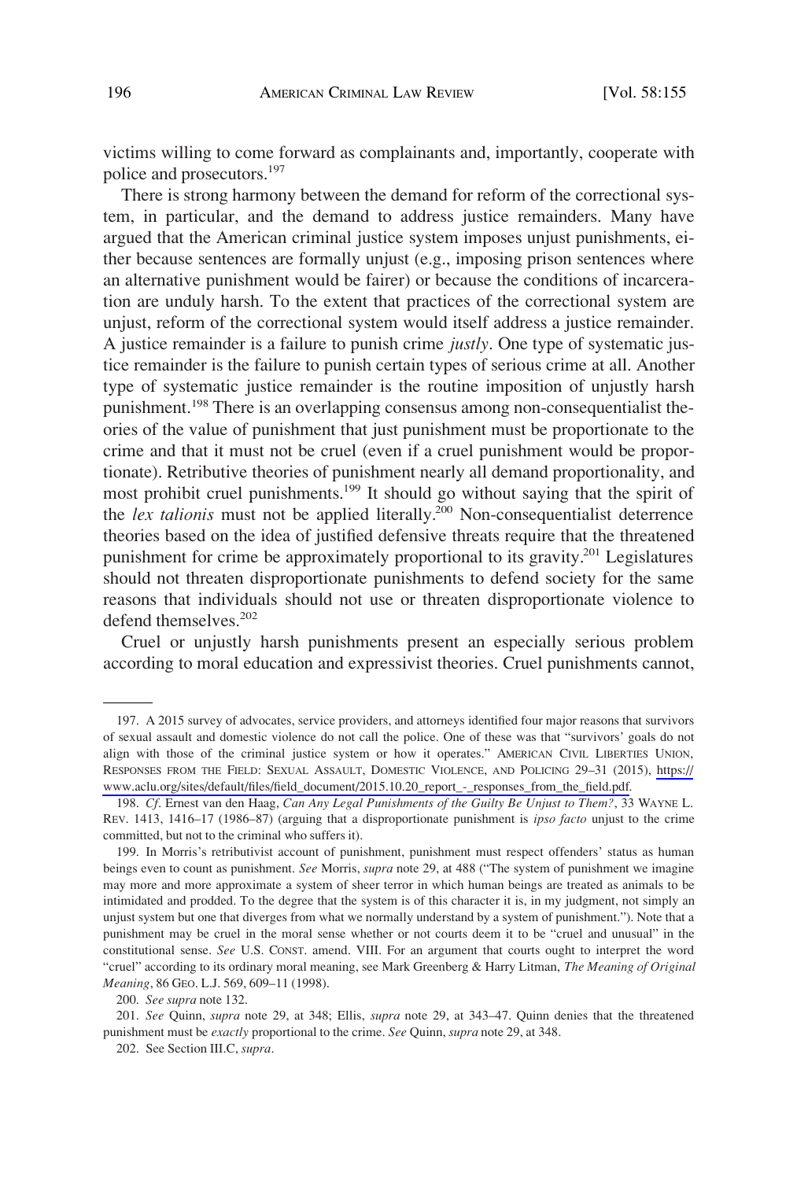victims willing to come forward as complainants and, importantly, cooperate with police and prosecutors.[197]

There is strong harmony between the demand for reform of the correctional system, in particular, and the demand to address justice remainders. Many have argued that the American criminal justice system imposes unjust punishments, either because sentences are formally unjust (e.g., imposing prison sentences where an alternative punishment would be fairer) or because the conditions of incarceration are unduly harsh. To the extent that practices of the correctional system are unjust, reform of the correctional system would itself address a justice remainder. A justice remainder is a failure to punish crime *justly*. One type of systematic justice remainder is the failure to punish certain types of serious crime at all. Another type of systematic justice remainder is the routine imposition of unjustly harsh punishment.[198] There is an overlapping consensus among non-consequentialist theories of the value of punishment that just punishment must be proportionate to the crime and that it must not be cruel (even if a cruel punishment would be proportionate). Retributive theories of punishment nearly all demand proportionality, and most prohibit cruel punishments.[199] It should go without saying that the spirit of the *lex talionis* must not be applied literally.[200] Non-consequentialist deterrence theories based on the idea of justified defensive threats require that the threatened punishment for crime be approximately proportional to its gravity.[201] Legislatures should not threaten disproportionate punishments to defend society for the same reasons that individuals should not use or threaten disproportionate violence to defend themselves.[202]

Cruel or unjustly harsh punishments present an especially serious problem according to moral education and expressivist theories. Cruel punishments cannot,

---

197. A 2015 survey of advocates, service providers, and attorneys identified four major reasons that survivors of sexual assault and domestic violence do not call the police. One of these was that "survivors' goals do not align with those of the criminal justice system or how it operates." AMERICAN CIVIL LIBERTIES UNION, RESPONSES FROM THE FIELD: SEXUAL ASSAULT, DOMESTIC VIOLENCE, AND POLICING 29–31 (2015), https://www.aclu.org/sites/default/files/field_document/2015.10.20_report_-_responses_from_the_field.pdf.

198. *Cf.* Ernest van den Haag, *Can Any Legal Punishments of the Guilty Be Unjust to Them?*, 33 WAYNE L. REV. 1413, 1416–17 (1986–87) (arguing that a disproportionate punishment is *ipso facto* unjust to the crime committed, but not to the criminal who suffers it).

199. In Morris's retributivist account of punishment, punishment must respect offenders' status as human beings even to count as punishment. *See* Morris, *supra* note 29, at 488 ("The system of punishment we imagine may more and more approximate a system of sheer terror in which human beings are treated as animals to be intimidated and prodded. To the degree that the system is of this character it is, in my judgment, not simply an unjust system but one that diverges from what we normally understand by a system of punishment."). Note that a punishment may be cruel in the moral sense whether or not courts deem it to be "cruel and unusual" in the constitutional sense. *See* U.S. CONST. amend. VIII. For an argument that courts ought to interpret the word "cruel" according to its ordinary moral meaning, see Mark Greenberg & Harry Litman, *The Meaning of Original Meaning*, 86 GEO. L.J. 569, 609–11 (1998).

200. *See supra* note 132.

201. *See* Quinn, *supra* note 29, at 348; Ellis, *supra* note 29, at 343–47. Quinn denies that the threatened punishment must be *exactly* proportional to the crime. *See* Quinn, *supra* note 29, at 348.

202. See Section III.C, *supra*.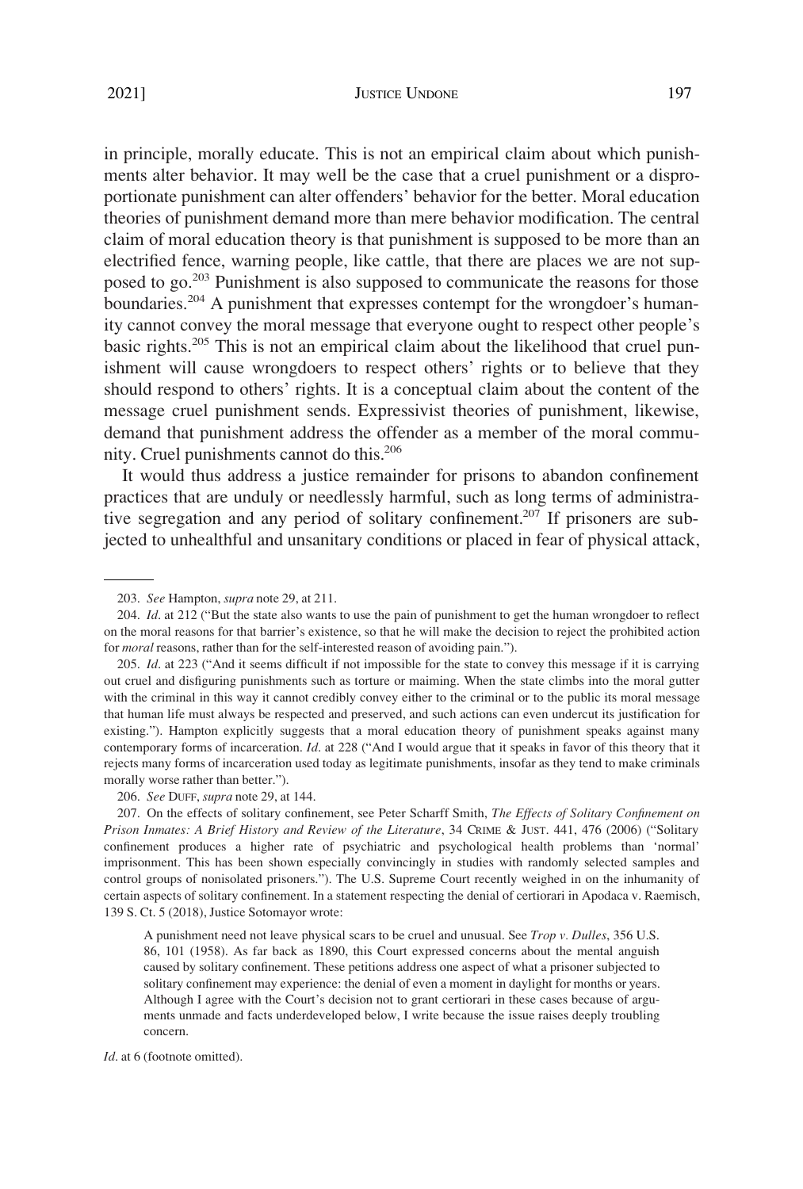in principle, morally educate. This is not an empirical claim about which punishments alter behavior. It may well be the case that a cruel punishment or a disproportionate punishment can alter offenders' behavior for the better. Moral education theories of punishment demand more than mere behavior modification. The central claim of moral education theory is that punishment is supposed to be more than an electrified fence, warning people, like cattle, that there are places we are not supposed to go.[203] Punishment is also supposed to communicate the reasons for those boundaries.[204] A punishment that expresses contempt for the wrongdoer's humanity cannot convey the moral message that everyone ought to respect other people's basic rights.[205] This is not an empirical claim about the likelihood that cruel punishment will cause wrongdoers to respect others' rights or to believe that they should respond to others' rights. It is a conceptual claim about the content of the message cruel punishment sends. Expressivist theories of punishment, likewise, demand that punishment address the offender as a member of the moral community. Cruel punishments cannot do this.[206]

It would thus address a justice remainder for prisons to abandon confinement practices that are unduly or needlessly harmful, such as long terms of administrative segregation and any period of solitary confinement.[207] If prisoners are subjected to unhealthful and unsanitary conditions or placed in fear of physical attack,

---

203. *See* Hampton, *supra* note 29, at 211.

204. *Id*. at 212 ("But the state also wants to use the pain of punishment to get the human wrongdoer to reflect on the moral reasons for that barrier's existence, so that he will make the decision to reject the prohibited action for *moral* reasons, rather than for the self-interested reason of avoiding pain.").

205. *Id*. at 223 ("And it seems difficult if not impossible for the state to convey this message if it is carrying out cruel and disfiguring punishments such as torture or maiming. When the state climbs into the moral gutter with the criminal in this way it cannot credibly convey either to the criminal or to the public its moral message that human life must always be respected and preserved, and such actions can even undercut its justification for existing."). Hampton explicitly suggests that a moral education theory of punishment speaks against many contemporary forms of incarceration. *Id*. at 228 ("And I would argue that it speaks in favor of this theory that it rejects many forms of incarceration used today as legitimate punishments, insofar as they tend to make criminals morally worse rather than better.").

206. *See* DUFF, *supra* note 29, at 144.

207. On the effects of solitary confinement, see Peter Scharff Smith, *The Effects of Solitary Confinement on Prison Inmates: A Brief History and Review of the Literature*, 34 CRIME & JUST. 441, 476 (2006) ("Solitary confinement produces a higher rate of psychiatric and psychological health problems than 'normal' imprisonment. This has been shown especially convincingly in studies with randomly selected samples and control groups of nonisolated prisoners."). The U.S. Supreme Court recently weighed in on the inhumanity of certain aspects of solitary confinement. In a statement respecting the denial of certiorari in Apodaca v. Raemisch, 139 S. Ct. 5 (2018), Justice Sotomayor wrote:

> A punishment need not leave physical scars to be cruel and unusual. See *Trop v. Dulles*, 356 U.S. 86, 101 (1958). As far back as 1890, this Court expressed concerns about the mental anguish caused by solitary confinement. These petitions address one aspect of what a prisoner subjected to solitary confinement may experience: the denial of even a moment in daylight for months or years. Although I agree with the Court's decision not to grant certiorari in these cases because of arguments unmade and facts underdeveloped below, I write because the issue raises deeply troubling concern.

*Id*. at 6 (footnote omitted).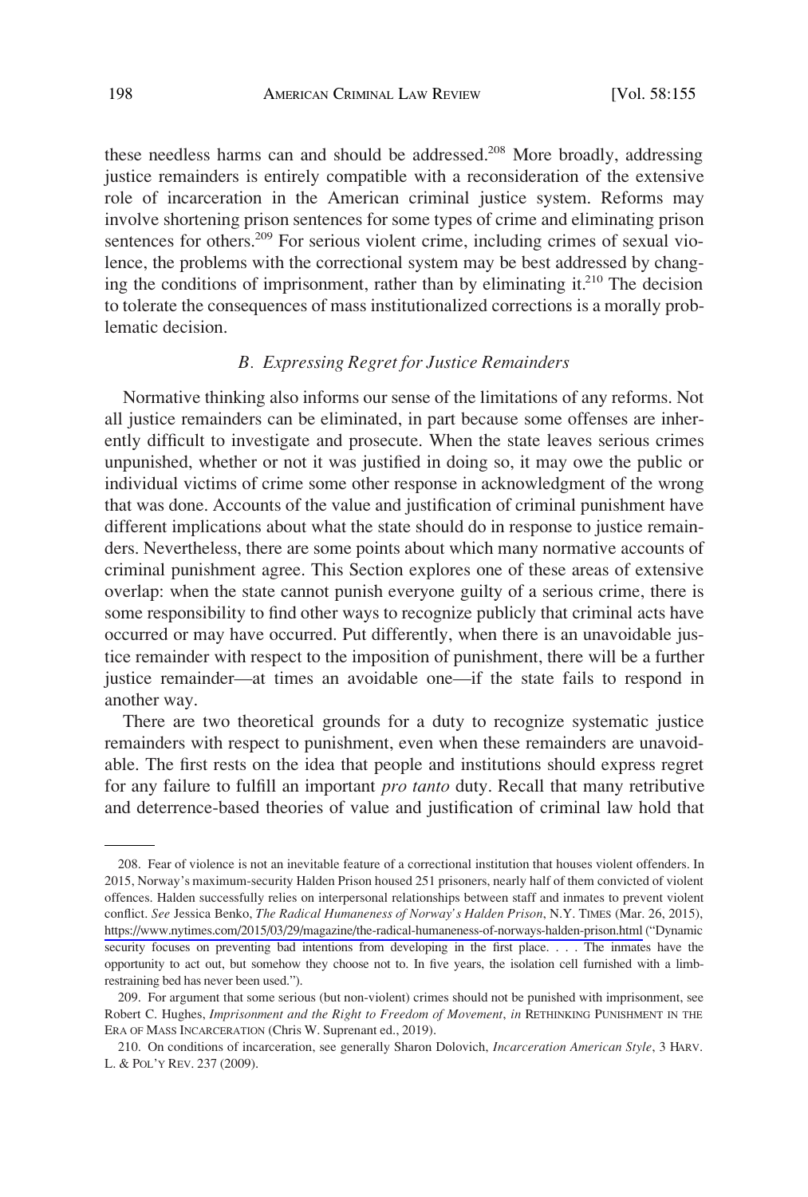these needless harms can and should be addressed.[208] More broadly, addressing justice remainders is entirely compatible with a reconsideration of the extensive role of incarceration in the American criminal justice system. Reforms may involve shortening prison sentences for some types of crime and eliminating prison sentences for others.[209] For serious violent crime, including crimes of sexual violence, the problems with the correctional system may be best addressed by changing the conditions of imprisonment, rather than by eliminating it.[210] The decision to tolerate the consequences of mass institutionalized corrections is a morally problematic decision.

### *B. Expressing Regret for Justice Remainders*

Normative thinking also informs our sense of the limitations of any reforms. Not all justice remainders can be eliminated, in part because some offenses are inherently difficult to investigate and prosecute. When the state leaves serious crimes unpunished, whether or not it was justified in doing so, it may owe the public or individual victims of crime some other response in acknowledgment of the wrong that was done. Accounts of the value and justification of criminal punishment have different implications about what the state should do in response to justice remainders. Nevertheless, there are some points about which many normative accounts of criminal punishment agree. This Section explores one of these areas of extensive overlap: when the state cannot punish everyone guilty of a serious crime, there is some responsibility to find other ways to recognize publicly that criminal acts have occurred or may have occurred. Put differently, when there is an unavoidable justice remainder with respect to the imposition of punishment, there will be a further justice remainder—at times an avoidable one—if the state fails to respond in another way.

There are two theoretical grounds for a duty to recognize systematic justice remainders with respect to punishment, even when these remainders are unavoidable. The first rests on the idea that people and institutions should express regret for any failure to fulfill an important *pro tanto* duty. Recall that many retributive and deterrence-based theories of value and justification of criminal law hold that

---

208. Fear of violence is not an inevitable feature of a correctional institution that houses violent offenders. In 2015, Norway's maximum-security Halden Prison housed 251 prisoners, nearly half of them convicted of violent offences. Halden successfully relies on interpersonal relationships between staff and inmates to prevent violent conflict. *See* Jessica Benko, *The Radical Humaneness of Norway's Halden Prison*, N.Y. TIMES (Mar. 26, 2015), https://www.nytimes.com/2015/03/29/magazine/the-radical-humaneness-of-norways-halden-prison.html ("Dynamic security focuses on preventing bad intentions from developing in the first place. . . . The inmates have the opportunity to act out, but somehow they choose not to. In five years, the isolation cell furnished with a limb-restraining bed has never been used.").

209. For argument that some serious (but non-violent) crimes should not be punished with imprisonment, see Robert C. Hughes, *Imprisonment and the Right to Freedom of Movement*, *in* RETHINKING PUNISHMENT IN THE ERA OF MASS INCARCERATION (Chris W. Surprenant ed., 2019).

210. On conditions of incarceration, see generally Sharon Dolovich, *Incarceration American Style*, 3 HARV. L. & POL'Y REV. 237 (2009).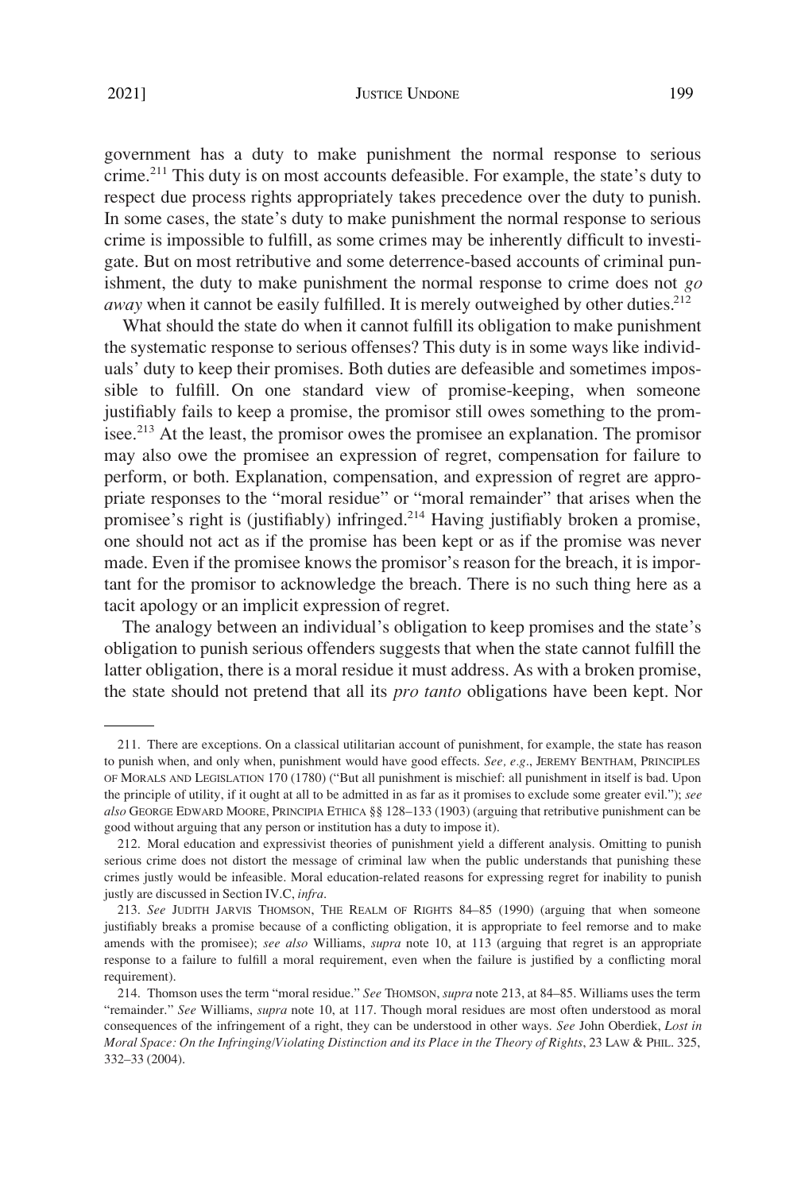government has a duty to make punishment the normal response to serious crime.[211] This duty is on most accounts defeasible. For example, the state's duty to respect due process rights appropriately takes precedence over the duty to punish. In some cases, the state's duty to make punishment the normal response to serious crime is impossible to fulfill, as some crimes may be inherently difficult to investigate. But on most retributive and some deterrence-based accounts of criminal punishment, the duty to make punishment the normal response to crime does not *go away* when it cannot be easily fulfilled. It is merely outweighed by other duties.[212]

What should the state do when it cannot fulfill its obligation to make punishment the systematic response to serious offenses? This duty is in some ways like individuals' duty to keep their promises. Both duties are defeasible and sometimes impossible to fulfill. On one standard view of promise-keeping, when someone justifiably fails to keep a promise, the promisor still owes something to the promisee.[213] At the least, the promisor owes the promisee an explanation. The promisor may also owe the promisee an expression of regret, compensation for failure to perform, or both. Explanation, compensation, and expression of regret are appropriate responses to the "moral residue" or "moral remainder" that arises when the promisee's right is (justifiably) infringed.[214] Having justifiably broken a promise, one should not act as if the promise has been kept or as if the promise was never made. Even if the promisee knows the promisor's reason for the breach, it is important for the promisor to acknowledge the breach. There is no such thing here as a tacit apology or an implicit expression of regret.

The analogy between an individual's obligation to keep promises and the state's obligation to punish serious offenders suggests that when the state cannot fulfill the latter obligation, there is a moral residue it must address. As with a broken promise, the state should not pretend that all its *pro tanto* obligations have been kept. Nor

---

211. There are exceptions. On a classical utilitarian account of punishment, for example, the state has reason to punish when, and only when, punishment would have good effects. *See, e.g.*, JEREMY BENTHAM, PRINCIPLES OF MORALS AND LEGISLATION 170 (1780) ("But all punishment is mischief: all punishment in itself is bad. Upon the principle of utility, if it ought at all to be admitted in as far as it promises to exclude some greater evil."); *see also* GEORGE EDWARD MOORE, PRINCIPIA ETHICA §§ 128–133 (1903) (arguing that retributive punishment can be good without arguing that any person or institution has a duty to impose it).

212. Moral education and expressivist theories of punishment yield a different analysis. Omitting to punish serious crime does not distort the message of criminal law when the public understands that punishing these crimes justly would be infeasible. Moral education-related reasons for expressing regret for inability to punish justly are discussed in Section IV.C, *infra*.

213. *See* JUDITH JARVIS THOMSON, THE REALM OF RIGHTS 84–85 (1990) (arguing that when someone justifiably breaks a promise because of a conflicting obligation, it is appropriate to feel remorse and to make amends with the promisee); *see also* Williams, *supra* note 10, at 113 (arguing that regret is an appropriate response to a failure to fulfill a moral requirement, even when the failure is justified by a conflicting moral requirement).

214. Thomson uses the term "moral residue." *See* THOMSON, *supra* note 213, at 84–85. Williams uses the term "remainder." *See* Williams, *supra* note 10, at 117. Though moral residues are most often understood as moral consequences of the infringement of a right, they can be understood in other ways. *See* John Oberdiek, *Lost in Moral Space: On the Infringing/Violating Distinction and its Place in the Theory of Rights*, 23 LAW & PHIL. 325, 332–33 (2004).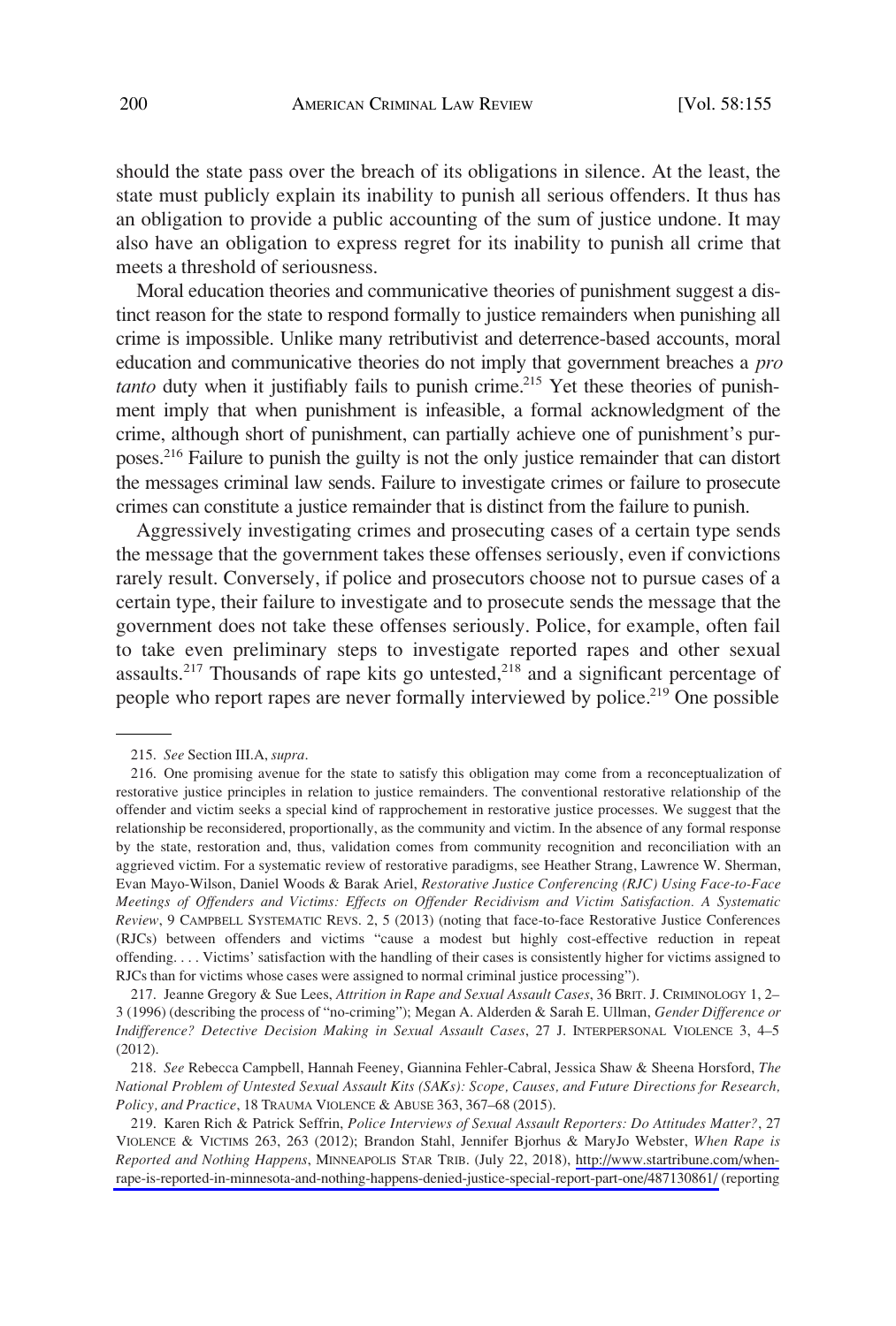should the state pass over the breach of its obligations in silence. At the least, the state must publicly explain its inability to punish all serious offenders. It thus has an obligation to provide a public accounting of the sum of justice undone. It may also have an obligation to express regret for its inability to punish all crime that meets a threshold of seriousness.

Moral education theories and communicative theories of punishment suggest a distinct reason for the state to respond formally to justice remainders when punishing all crime is impossible. Unlike many retributivist and deterrence-based accounts, moral education and communicative theories do not imply that government breaches a *pro tanto* duty when it justifiably fails to punish crime.[215] Yet these theories of punishment imply that when punishment is infeasible, a formal acknowledgment of the crime, although short of punishment, can partially achieve one of punishment's purposes.[216] Failure to punish the guilty is not the only justice remainder that can distort the messages criminal law sends. Failure to investigate crimes or failure to prosecute crimes can constitute a justice remainder that is distinct from the failure to punish.

Aggressively investigating crimes and prosecuting cases of a certain type sends the message that the government takes these offenses seriously, even if convictions rarely result. Conversely, if police and prosecutors choose not to pursue cases of a certain type, their failure to investigate and to prosecute sends the message that the government does not take these offenses seriously. Police, for example, often fail to take even preliminary steps to investigate reported rapes and other sexual assaults.[217] Thousands of rape kits go untested,[218] and a significant percentage of people who report rapes are never formally interviewed by police.[219] One possible

---

215. *See* Section III.A, *supra*.

216. One promising avenue for the state to satisfy this obligation may come from a reconceptualization of restorative justice principles in relation to justice remainders. The conventional restorative relationship of the offender and victim seeks a special kind of rapprochement in restorative justice processes. We suggest that the relationship be reconsidered, proportionally, as the community and victim. In the absence of any formal response by the state, restoration and, thus, validation comes from community recognition and reconciliation with an aggrieved victim. For a systematic review of restorative paradigms, see Heather Strang, Lawrence W. Sherman, Evan Mayo-Wilson, Daniel Woods & Barak Ariel, *Restorative Justice Conferencing (RJC) Using Face-to-Face Meetings of Offenders and Victims: Effects on Offender Recidivism and Victim Satisfaction. A Systematic Review*, 9 CAMPBELL SYSTEMATIC REVS. 2, 5 (2013) (noting that face-to-face Restorative Justice Conferences (RJCs) between offenders and victims "cause a modest but highly cost-effective reduction in repeat offending. . . . Victims' satisfaction with the handling of their cases is consistently higher for victims assigned to RJCs than for victims whose cases were assigned to normal criminal justice processing").

217. Jeanne Gregory & Sue Lees, *Attrition in Rape and Sexual Assault Cases*, 36 BRIT. J. CRIMINOLOGY 1, 2–3 (1996) (describing the process of "no-criming"); Megan A. Alderden & Sarah E. Ullman, *Gender Difference or Indifference? Detective Decision Making in Sexual Assault Cases*, 27 J. INTERPERSONAL VIOLENCE 3, 4–5 (2012).

218. *See* Rebecca Campbell, Hannah Feeney, Giannina Fehler-Cabral, Jessica Shaw & Sheena Horsford, *The National Problem of Untested Sexual Assault Kits (SAKs): Scope, Causes, and Future Directions for Research, Policy, and Practice*, 18 TRAUMA VIOLENCE & ABUSE 363, 367–68 (2015).

219. Karen Rich & Patrick Seffrin, *Police Interviews of Sexual Assault Reporters: Do Attitudes Matter?*, 27 VIOLENCE & VICTIMS 263, 263 (2012); Brandon Stahl, Jennifer Bjorhus & MaryJo Webster, *When Rape is Reported and Nothing Happens*, MINNEAPOLIS STAR TRIB. (July 22, 2018), http://www.startribune.com/when-rape-is-reported-in-minnesota-and-nothing-happens-denied-justice-special-report-part-one/487130861/ (reporting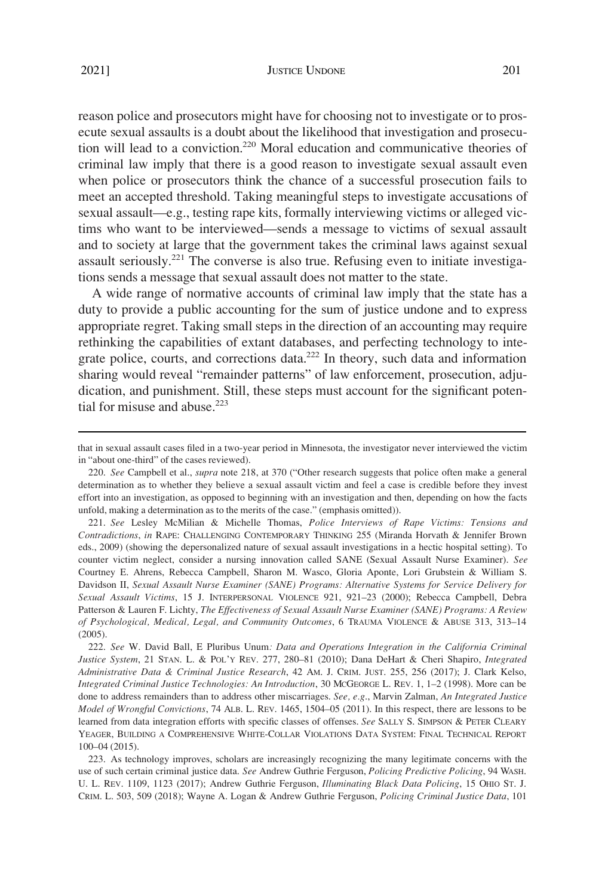reason police and prosecutors might have for choosing not to investigate or to prosecute sexual assaults is a doubt about the likelihood that investigation and prosecution will lead to a conviction.[220] Moral education and communicative theories of criminal law imply that there is a good reason to investigate sexual assault even when police or prosecutors think the chance of a successful prosecution fails to meet an accepted threshold. Taking meaningful steps to investigate accusations of sexual assault—e.g., testing rape kits, formally interviewing victims or alleged victims who want to be interviewed—sends a message to victims of sexual assault and to society at large that the government takes the criminal laws against sexual assault seriously.[221] The converse is also true. Refusing even to initiate investigations sends a message that sexual assault does not matter to the state.

A wide range of normative accounts of criminal law imply that the state has a duty to provide a public accounting for the sum of justice undone and to express appropriate regret. Taking small steps in the direction of an accounting may require rethinking the capabilities of extant databases, and perfecting technology to integrate police, courts, and corrections data.[222] In theory, such data and information sharing would reveal "remainder patterns" of law enforcement, prosecution, adjudication, and punishment. Still, these steps must account for the significant potential for misuse and abuse.[223]

---

that in sexual assault cases filed in a two-year period in Minnesota, the investigator never interviewed the victim in "about one-third" of the cases reviewed).

220. *See* Campbell et al., *supra* note 218, at 370 ("Other research suggests that police often make a general determination as to whether they believe a sexual assault victim and feel a case is credible before they invest effort into an investigation, as opposed to beginning with an investigation and then, depending on how the facts unfold, making a determination as to the merits of the case." (emphasis omitted)).

221. *See* Lesley McMilian & Michelle Thomas, *Police Interviews of Rape Victims: Tensions and Contradictions*, *in* RAPE: CHALLENGING CONTEMPORARY THINKING 255 (Miranda Horvath & Jennifer Brown eds., 2009) (showing the depersonalized nature of sexual assault investigations in a hectic hospital setting). To counter victim neglect, consider a nursing innovation called SANE (Sexual Assault Nurse Examiner). *See* Courtney E. Ahrens, Rebecca Campbell, Sharon M. Wasco, Gloria Aponte, Lori Grubstein & William S. Davidson II, *Sexual Assault Nurse Examiner (SANE) Programs: Alternative Systems for Service Delivery for Sexual Assault Victims*, 15 J. INTERPERSONAL VIOLENCE 921, 921–23 (2000); Rebecca Campbell, Debra Patterson & Lauren F. Lichty, *The Effectiveness of Sexual Assault Nurse Examiner (SANE) Programs: A Review of Psychological, Medical, Legal, and Community Outcomes*, 6 TRAUMA VIOLENCE & ABUSE 313, 313–14 (2005).

222. *See* W. David Ball, E Pluribus Unum*: Data and Operations Integration in the California Criminal Justice System*, 21 STAN. L. & POL'Y REV. 277, 280–81 (2010); Dana DeHart & Cheri Shapiro, *Integrated Administrative Data & Criminal Justice Research*, 42 AM. J. CRIM. JUST. 255, 256 (2017); J. Clark Kelso, *Integrated Criminal Justice Technologies: An Introduction*, 30 MCGEORGE L. REV. 1, 1–2 (1998). More can be done to address remainders than to address other miscarriages. *See, e.g.*, Marvin Zalman, *An Integrated Justice Model of Wrongful Convictions*, 74 ALB. L. REV. 1465, 1504–05 (2011). In this respect, there are lessons to be learned from data integration efforts with specific classes of offenses. *See* SALLY S. SIMPSON & PETER CLEARY YEAGER, BUILDING A COMPREHENSIVE WHITE-COLLAR VIOLATIONS DATA SYSTEM: FINAL TECHNICAL REPORT 100–04 (2015).

223. As technology improves, scholars are increasingly recognizing the many legitimate concerns with the use of such certain criminal justice data. *See* Andrew Guthrie Ferguson, *Policing Predictive Policing*, 94 WASH. U. L. REV. 1109, 1123 (2017); Andrew Guthrie Ferguson, *Illuminating Black Data Policing*, 15 OHIO ST. J. CRIM. L. 503, 509 (2018); Wayne A. Logan & Andrew Guthrie Ferguson, *Policing Criminal Justice Data*, 101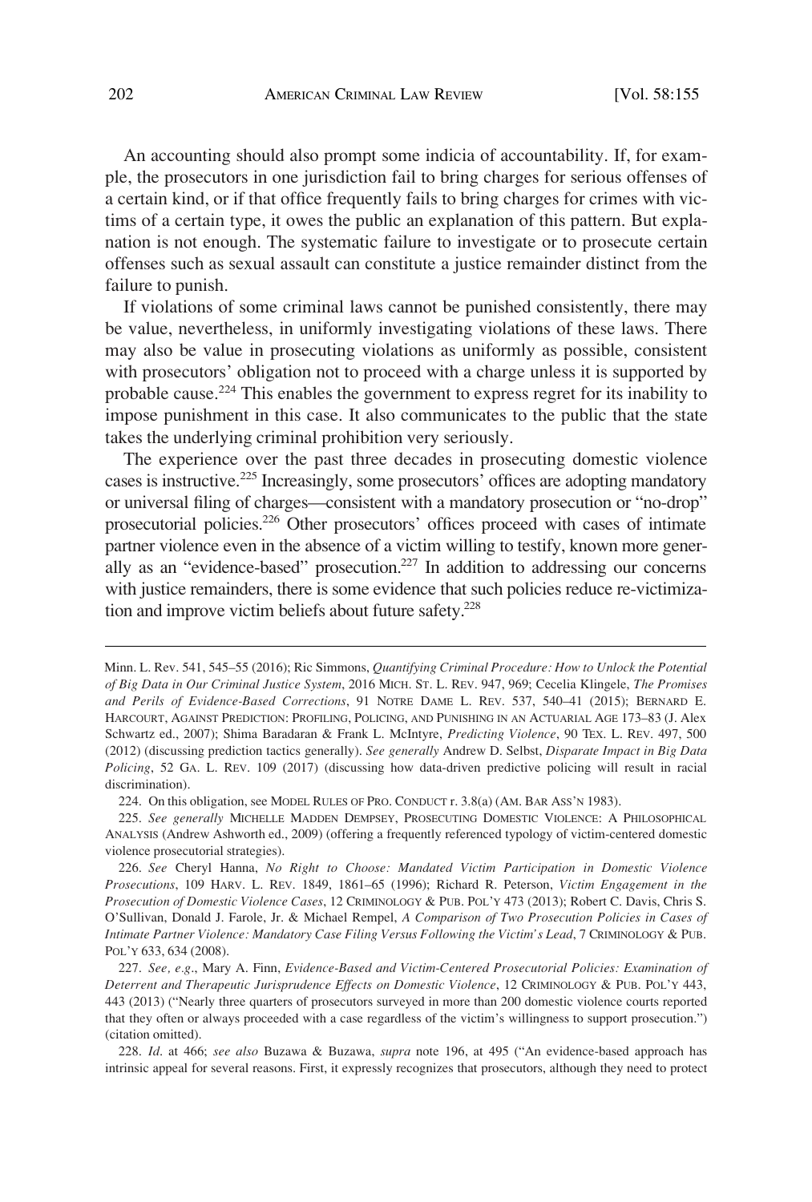An accounting should also prompt some indicia of accountability. If, for example, the prosecutors in one jurisdiction fail to bring charges for serious offenses of a certain kind, or if that office frequently fails to bring charges for crimes with victims of a certain type, it owes the public an explanation of this pattern. But explanation is not enough. The systematic failure to investigate or to prosecute certain offenses such as sexual assault can constitute a justice remainder distinct from the failure to punish.

If violations of some criminal laws cannot be punished consistently, there may be value, nevertheless, in uniformly investigating violations of these laws. There may also be value in prosecuting violations as uniformly as possible, consistent with prosecutors' obligation not to proceed with a charge unless it is supported by probable cause.[224] This enables the government to express regret for its inability to impose punishment in this case. It also communicates to the public that the state takes the underlying criminal prohibition very seriously.

The experience over the past three decades in prosecuting domestic violence cases is instructive.[225] Increasingly, some prosecutors' offices are adopting mandatory or universal filing of charges—consistent with a mandatory prosecution or "no-drop" prosecutorial policies.[226] Other prosecutors' offices proceed with cases of intimate partner violence even in the absence of a victim willing to testify, known more generally as an "evidence-based" prosecution.[227] In addition to addressing our concerns with justice remainders, there is some evidence that such policies reduce re-victimization and improve victim beliefs about future safety.[228]

---

Minn. L. Rev. 541, 545–55 (2016); Ric Simmons, *Quantifying Criminal Procedure: How to Unlock the Potential of Big Data in Our Criminal Justice System*, 2016 MICH. ST. L. REV. 947, 969; Cecelia Klingele, *The Promises and Perils of Evidence-Based Corrections*, 91 NOTRE DAME L. REV. 537, 540–41 (2015); BERNARD E. HARCOURT, AGAINST PREDICTION: PROFILING, POLICING, AND PUNISHING IN AN ACTUARIAL AGE 173–83 (J. Alex Schwartz ed., 2007); Shima Baradaran & Frank L. McIntyre, *Predicting Violence*, 90 TEX. L. REV. 497, 500 (2012) (discussing prediction tactics generally). *See generally* Andrew D. Selbst, *Disparate Impact in Big Data Policing*, 52 GA. L. REV. 109 (2017) (discussing how data-driven predictive policing will result in racial discrimination).

224. On this obligation, see MODEL RULES OF PRO. CONDUCT r. 3.8(a) (AM. BAR ASS'N 1983).

225. *See generally* MICHELLE MADDEN DEMPSEY, PROSECUTING DOMESTIC VIOLENCE: A PHILOSOPHICAL ANALYSIS (Andrew Ashworth ed., 2009) (offering a frequently referenced typology of victim-centered domestic violence prosecutorial strategies).

226. *See* Cheryl Hanna, *No Right to Choose: Mandated Victim Participation in Domestic Violence Prosecutions*, 109 HARV. L. REV. 1849, 1861–65 (1996); Richard R. Peterson, *Victim Engagement in the Prosecution of Domestic Violence Cases*, 12 CRIMINOLOGY & PUB. POL'Y 473 (2013); Robert C. Davis, Chris S. O'Sullivan, Donald J. Farole, Jr. & Michael Rempel, *A Comparison of Two Prosecution Policies in Cases of Intimate Partner Violence: Mandatory Case Filing Versus Following the Victim's Lead*, 7 CRIMINOLOGY & PUB. POL'Y 633, 634 (2008).

227. *See, e.g.*, Mary A. Finn, *Evidence-Based and Victim-Centered Prosecutorial Policies: Examination of Deterrent and Therapeutic Jurisprudence Effects on Domestic Violence*, 12 CRIMINOLOGY & PUB. POL'Y 443, 443 (2013) ("Nearly three quarters of prosecutors surveyed in more than 200 domestic violence courts reported that they often or always proceeded with a case regardless of the victim's willingness to support prosecution.") (citation omitted).

228. *Id.* at 466; *see also* Buzawa & Buzawa, *supra* note 196, at 495 ("An evidence-based approach has intrinsic appeal for several reasons. First, it expressly recognizes that prosecutors, although they need to protect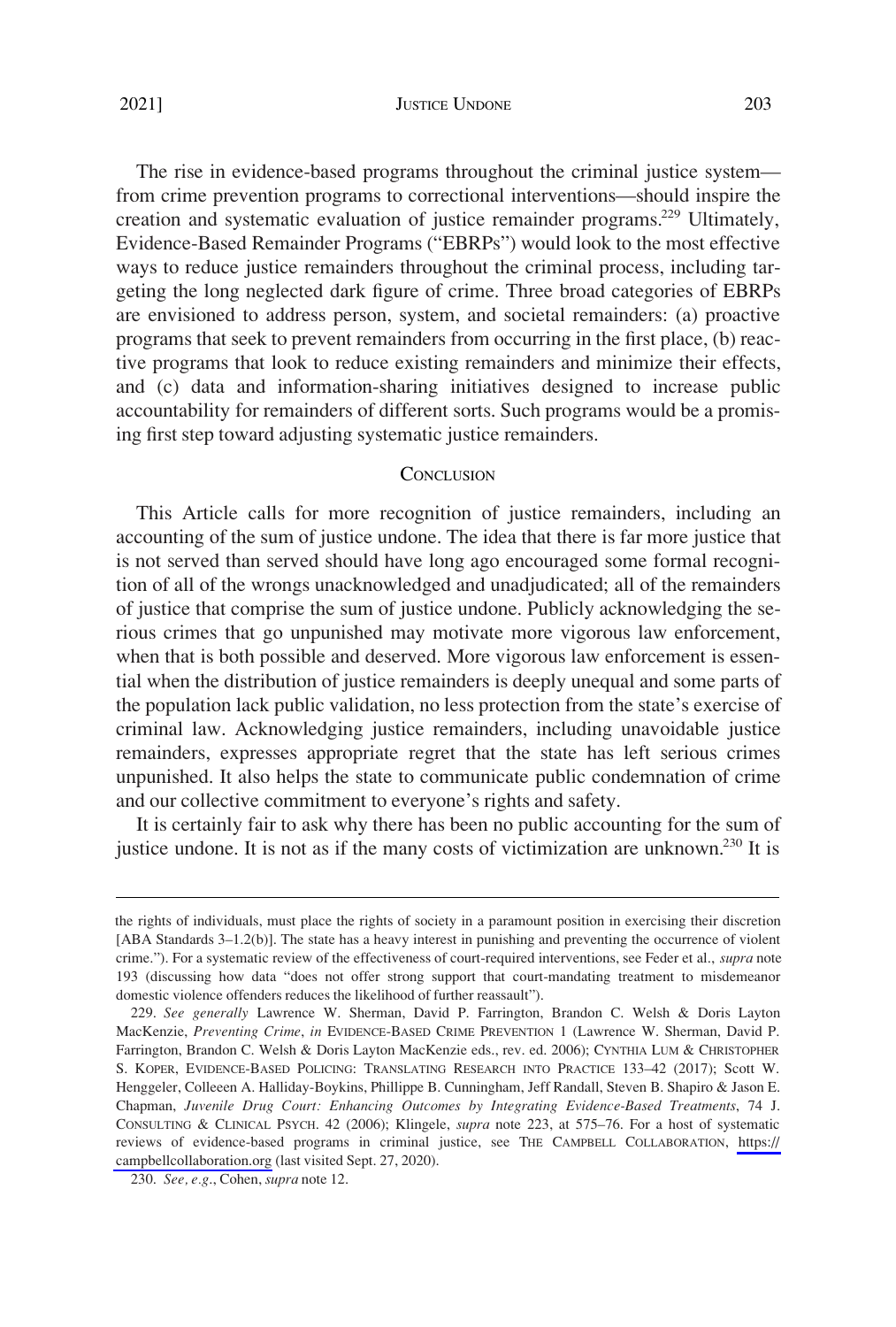The rise in evidence-based programs throughout the criminal justice system—from crime prevention programs to correctional interventions—should inspire the creation and systematic evaluation of justice remainder programs.[229] Ultimately, Evidence-Based Remainder Programs ("EBRPs") would look to the most effective ways to reduce justice remainders throughout the criminal process, including targeting the long neglected dark figure of crime. Three broad categories of EBRPs are envisioned to address person, system, and societal remainders: (a) proactive programs that seek to prevent remainders from occurring in the first place, (b) reactive programs that look to reduce existing remainders and minimize their effects, and (c) data and information-sharing initiatives designed to increase public accountability for remainders of different sorts. Such programs would be a promising first step toward adjusting systematic justice remainders.

## CONCLUSION

This Article calls for more recognition of justice remainders, including an accounting of the sum of justice undone. The idea that there is far more justice that is not served than served should have long ago encouraged some formal recognition of all of the wrongs unacknowledged and unadjudicated; all of the remainders of justice that comprise the sum of justice undone. Publicly acknowledging the serious crimes that go unpunished may motivate more vigorous law enforcement, when that is both possible and deserved. More vigorous law enforcement is essential when the distribution of justice remainders is deeply unequal and some parts of the population lack public validation, no less protection from the state's exercise of criminal law. Acknowledging justice remainders, including unavoidable justice remainders, expresses appropriate regret that the state has left serious crimes unpunished. It also helps the state to communicate public condemnation of crime and our collective commitment to everyone's rights and safety.

It is certainly fair to ask why there has been no public accounting for the sum of justice undone. It is not as if the many costs of victimization are unknown.[230] It is

---

the rights of individuals, must place the rights of society in a paramount position in exercising their discretion [ABA Standards 3–1.2(b)]. The state has a heavy interest in punishing and preventing the occurrence of violent crime."). For a systematic review of the effectiveness of court-required interventions, see Feder et al., *supra* note 193 (discussing how data "does not offer strong support that court-mandating treatment to misdemeanor domestic violence offenders reduces the likelihood of further reassault").

229. *See generally* Lawrence W. Sherman, David P. Farrington, Brandon C. Welsh & Doris Layton MacKenzie, *Preventing Crime*, *in* EVIDENCE-BASED CRIME PREVENTION 1 (Lawrence W. Sherman, David P. Farrington, Brandon C. Welsh & Doris Layton MacKenzie eds., rev. ed. 2006); CYNTHIA LUM & CHRISTOPHER S. KOPER, EVIDENCE-BASED POLICING: TRANSLATING RESEARCH INTO PRACTICE 133–42 (2017); Scott W. Henggeler, Colleeen A. Halliday-Boykins, Phillippe B. Cunningham, Jeff Randall, Steven B. Shapiro & Jason E. Chapman, *Juvenile Drug Court: Enhancing Outcomes by Integrating Evidence-Based Treatments*, 74 J. CONSULTING & CLINICAL PSYCH. 42 (2006); Klingele, *supra* note 223, at 575–76. For a host of systematic reviews of evidence-based programs in criminal justice, see THE CAMPBELL COLLABORATION, https://campbellcollaboration.org (last visited Sept. 27, 2020).

230. *See, e.g.*, Cohen, *supra* note 12.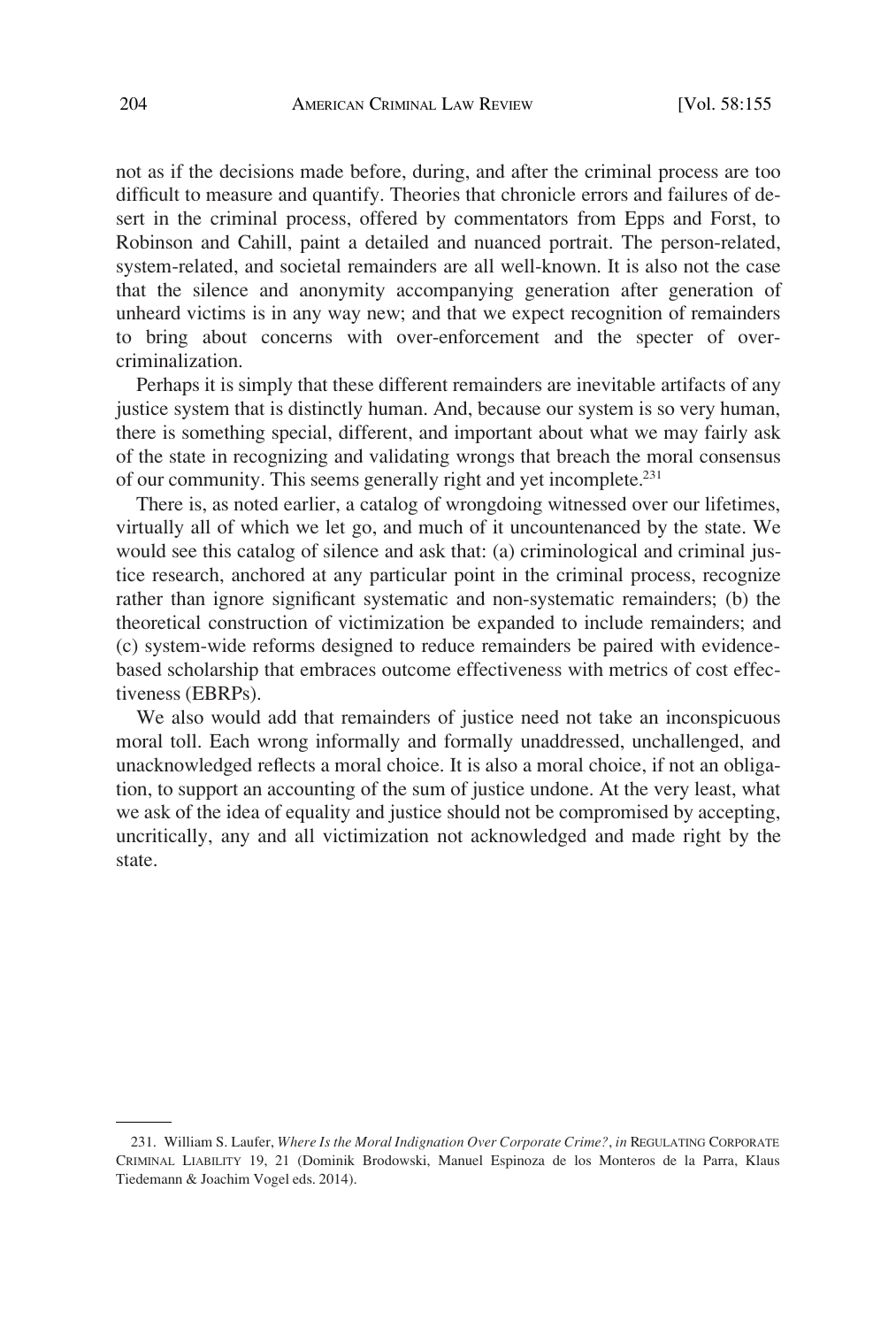not as if the decisions made before, during, and after the criminal process are too difficult to measure and quantify. Theories that chronicle errors and failures of desert in the criminal process, offered by commentators from Epps and Forst, to Robinson and Cahill, paint a detailed and nuanced portrait. The person-related, system-related, and societal remainders are all well-known. It is also not the case that the silence and anonymity accompanying generation after generation of unheard victims is in any way new; and that we expect recognition of remainders to bring about concerns with over-enforcement and the specter of over-criminalization.

Perhaps it is simply that these different remainders are inevitable artifacts of any justice system that is distinctly human. And, because our system is so very human, there is something special, different, and important about what we may fairly ask of the state in recognizing and validating wrongs that breach the moral consensus of our community. This seems generally right and yet incomplete.[231]

There is, as noted earlier, a catalog of wrongdoing witnessed over our lifetimes, virtually all of which we let go, and much of it uncountenanced by the state. We would see this catalog of silence and ask that: (a) criminological and criminal justice research, anchored at any particular point in the criminal process, recognize rather than ignore significant systematic and non-systematic remainders; (b) the theoretical construction of victimization be expanded to include remainders; and (c) system-wide reforms designed to reduce remainders be paired with evidence-based scholarship that embraces outcome effectiveness with metrics of cost effectiveness (EBRPs).

We also would add that remainders of justice need not take an inconspicuous moral toll. Each wrong informally and formally unaddressed, unchallenged, and unacknowledged reflects a moral choice. It is also a moral choice, if not an obligation, to support an accounting of the sum of justice undone. At the very least, what we ask of the idea of equality and justice should not be compromised by accepting, uncritically, any and all victimization not acknowledged and made right by the state.

231. William S. Laufer, *Where Is the Moral Indignation Over Corporate Crime?*, *in* REGULATING CORPORATE CRIMINAL LIABILITY 19, 21 (Dominik Brodowski, Manuel Espinoza de los Monteros de la Parra, Klaus Tiedemann & Joachim Vogel eds. 2014).